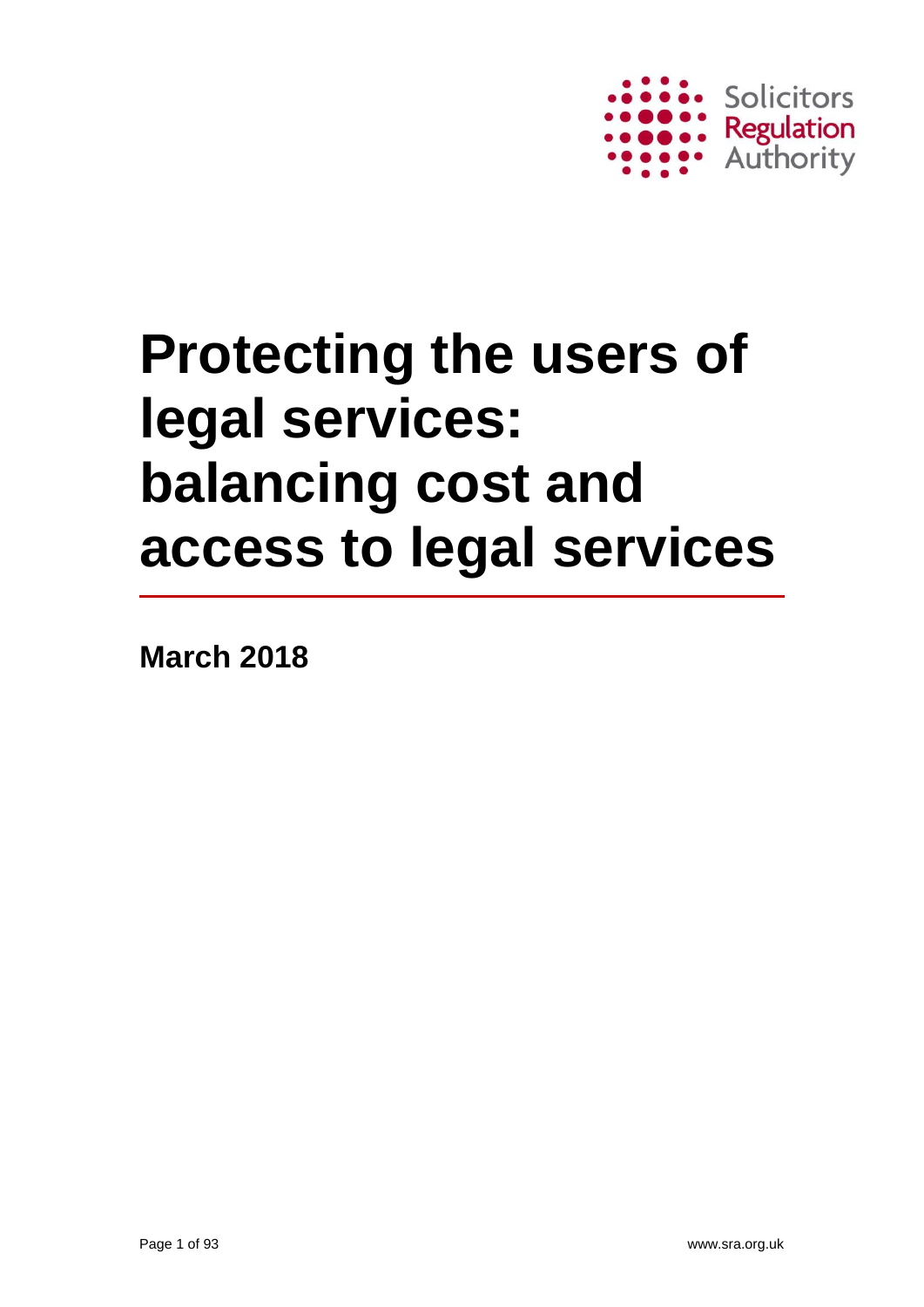Solicitors Regulation Authority

# Protecting the users of legal services: balancing cost and access to legal services

**March 2018**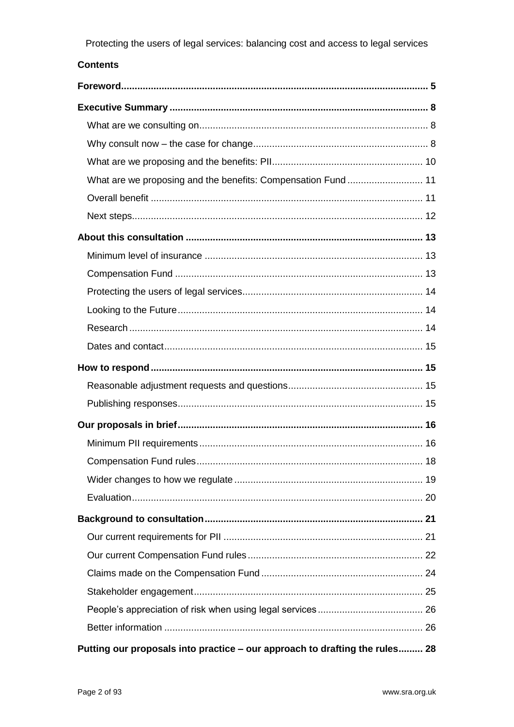## Contents

**Foreword** ........ 5

**Executive Summary** ........ 8

- What are we consulting on ........ 8
- Why consult now – the case for change ........ 8
- What are we proposing and the benefits: PII ........ 10
- What are we proposing and the benefits: Compensation Fund ........ 11
- Overall benefit ........ 11
- Next steps ........ 12

**About this consultation** ........ 13

- Minimum level of insurance ........ 13
- Compensation Fund ........ 13
- Protecting the users of legal services ........ 14
- Looking to the Future ........ 14
- Research ........ 14
- Dates and contact ........ 15

**How to respond** ........ 15

- Reasonable adjustment requests and questions ........ 15
- Publishing responses ........ 15

**Our proposals in brief** ........ 16

- Minimum PII requirements ........ 16
- Compensation Fund rules ........ 18
- Wider changes to how we regulate ........ 19
- Evaluation ........ 20

**Background to consultation** ........ 21

- Our current requirements for PII ........ 21
- Our current Compensation Fund rules ........ 22
- Claims made on the Compensation Fund ........ 24
- Stakeholder engagement ........ 25
- People's appreciation of risk when using legal services ........ 26
- Better information ........ 26

**Putting our proposals into practice – our approach to drafting the rules** ........ 28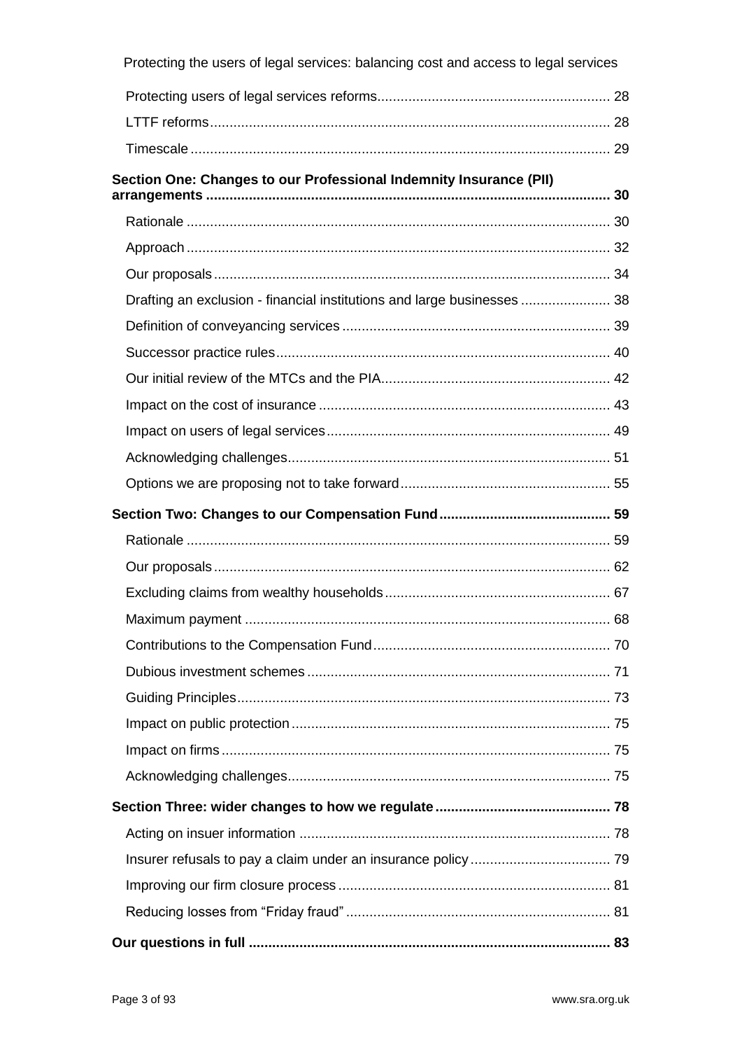Protecting the users of legal services: balancing cost and access to legal services

- Protecting users of legal services reforms ... 28
- LTTF reforms ... 28
- Timescale ... 29

**Section One: Changes to our Professional Indemnity Insurance (PII) arrangements ... 30**

- Rationale ... 30
- Approach ... 32
- Our proposals ... 34
- Drafting an exclusion - financial institutions and large businesses ... 38
- Definition of conveyancing services ... 39
- Successor practice rules ... 40
- Our initial review of the MTCs and the PIA ... 42
- Impact on the cost of insurance ... 43
- Impact on users of legal services ... 49
- Acknowledging challenges ... 51
- Options we are proposing not to take forward ... 55

**Section Two: Changes to our Compensation Fund ... 59**

- Rationale ... 59
- Our proposals ... 62
- Excluding claims from wealthy households ... 67
- Maximum payment ... 68
- Contributions to the Compensation Fund ... 70
- Dubious investment schemes ... 71
- Guiding Principles ... 73
- Impact on public protection ... 75
- Impact on firms ... 75
- Acknowledging challenges ... 75

**Section Three: wider changes to how we regulate ... 78**

- Acting on insuer information ... 78
- Insurer refusals to pay a claim under an insurance policy ... 79
- Improving our firm closure process ... 81
- Reducing losses from "Friday fraud" ... 81

**Our questions in full ... 83**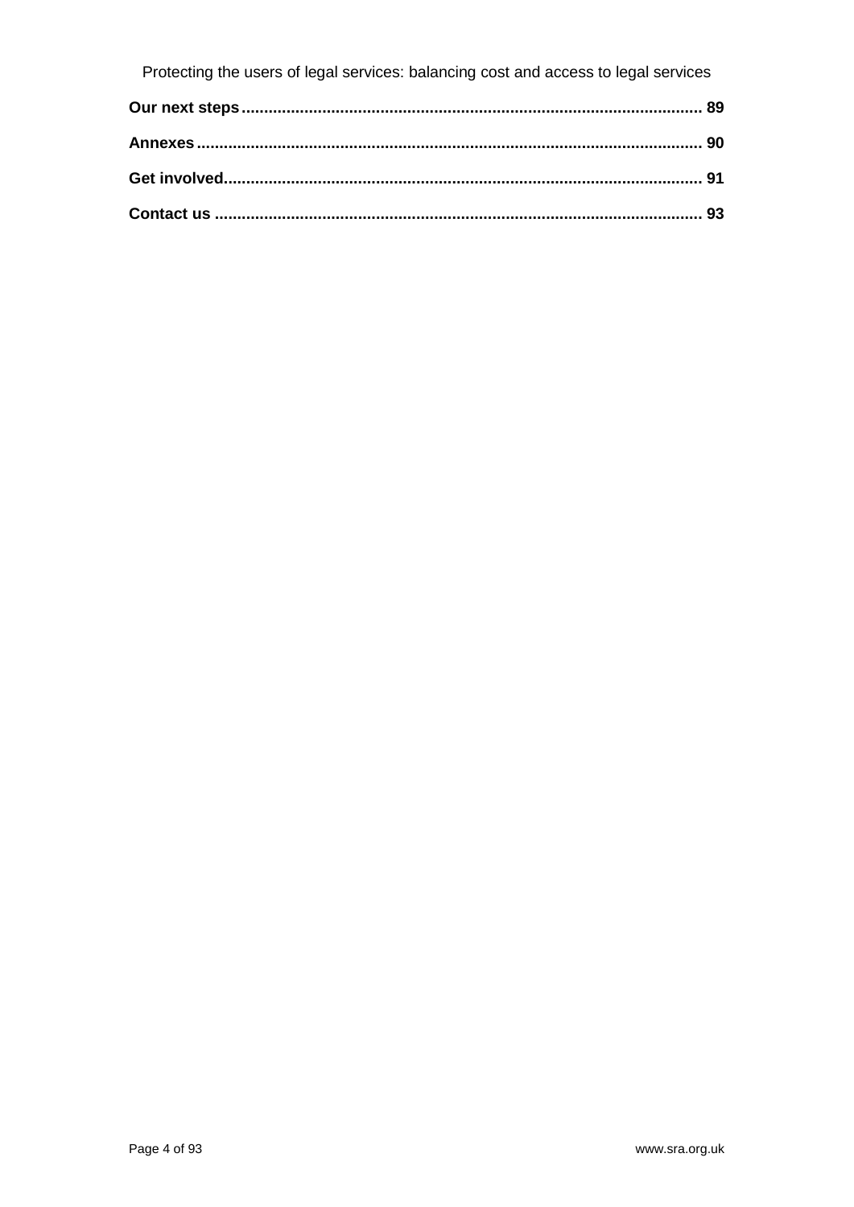**Our next steps** ...................................................................................................... 89

**Annexes** ............................................................................................................... 90

**Get involved** ......................................................................................................... 91

**Contact us** ........................................................................................................... 93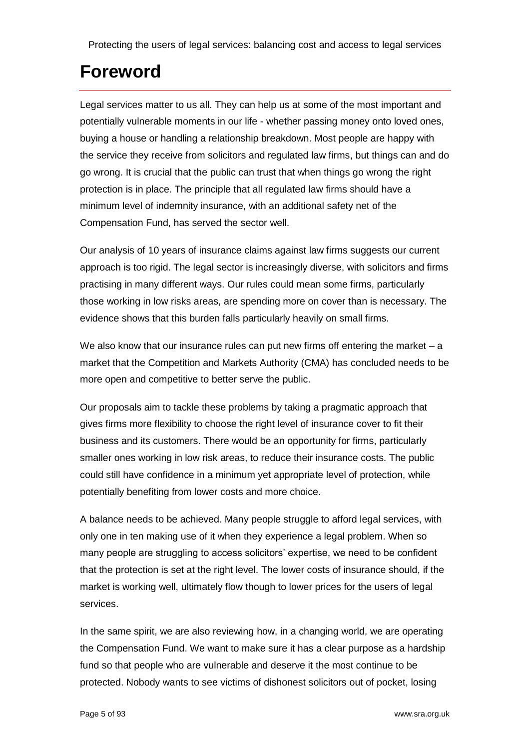# Foreword

Legal services matter to us all. They can help us at some of the most important and potentially vulnerable moments in our life - whether passing money onto loved ones, buying a house or handling a relationship breakdown. Most people are happy with the service they receive from solicitors and regulated law firms, but things can and do go wrong. It is crucial that the public can trust that when things go wrong the right protection is in place. The principle that all regulated law firms should have a minimum level of indemnity insurance, with an additional safety net of the Compensation Fund, has served the sector well.

Our analysis of 10 years of insurance claims against law firms suggests our current approach is too rigid. The legal sector is increasingly diverse, with solicitors and firms practising in many different ways. Our rules could mean some firms, particularly those working in low risks areas, are spending more on cover than is necessary. The evidence shows that this burden falls particularly heavily on small firms.

We also know that our insurance rules can put new firms off entering the market – a market that the Competition and Markets Authority (CMA) has concluded needs to be more open and competitive to better serve the public.

Our proposals aim to tackle these problems by taking a pragmatic approach that gives firms more flexibility to choose the right level of insurance cover to fit their business and its customers. There would be an opportunity for firms, particularly smaller ones working in low risk areas, to reduce their insurance costs. The public could still have confidence in a minimum yet appropriate level of protection, while potentially benefiting from lower costs and more choice.

A balance needs to be achieved. Many people struggle to afford legal services, with only one in ten making use of it when they experience a legal problem. When so many people are struggling to access solicitors' expertise, we need to be confident that the protection is set at the right level. The lower costs of insurance should, if the market is working well, ultimately flow though to lower prices for the users of legal services.

In the same spirit, we are also reviewing how, in a changing world, we are operating the Compensation Fund. We want to make sure it has a clear purpose as a hardship fund so that people who are vulnerable and deserve it the most continue to be protected. Nobody wants to see victims of dishonest solicitors out of pocket, losing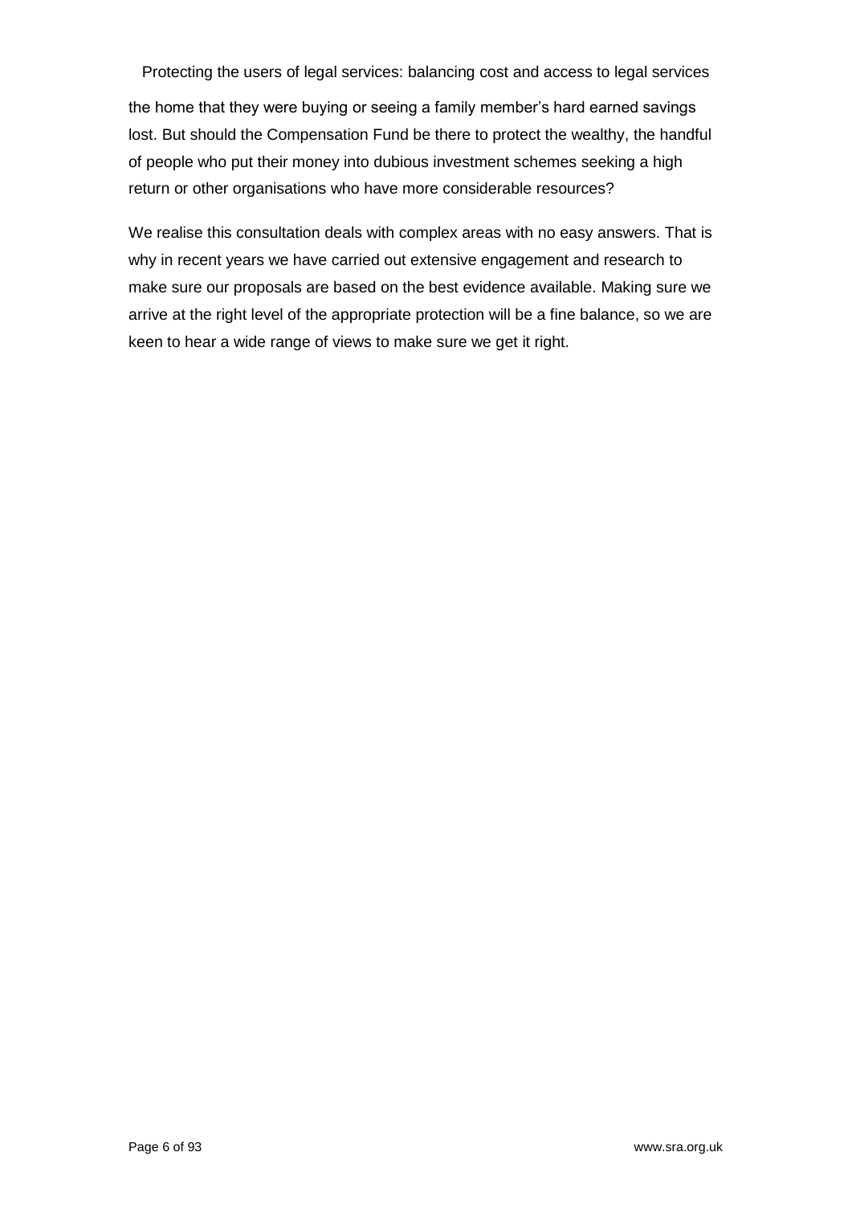the home that they were buying or seeing a family member's hard earned savings lost. But should the Compensation Fund be there to protect the wealthy, the handful of people who put their money into dubious investment schemes seeking a high return or other organisations who have more considerable resources?

We realise this consultation deals with complex areas with no easy answers. That is why in recent years we have carried out extensive engagement and research to make sure our proposals are based on the best evidence available. Making sure we arrive at the right level of the appropriate protection will be a fine balance, so we are keen to hear a wide range of views to make sure we get it right.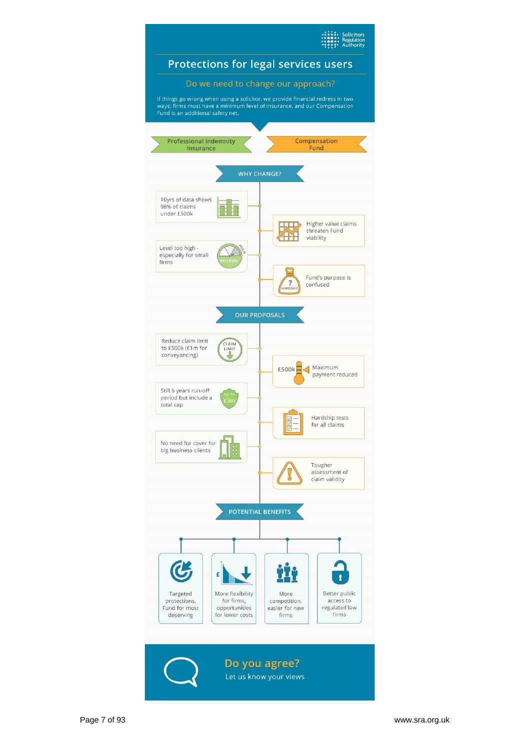Solicitors Regulation Authority

# Protections for legal services users

## Do we need to change our approach?

If things go wrong when using a solicitor, we provide financial redress in two ways: firms must have a minimum level of insurance, and our Compensation Fund is an additional safety net.

**Professional indemnity insurance** | **Compensation Fund**

### WHY CHANGE?

- 10yrs of data shows 98% of claims under £500k
- Higher value claims threaten Fund viability
- Level too high - especially for small firms
- Fund's purpose is confused

### OUR PROPOSALS

- Reduce claim limit to £500k (£1m for conveyancing)
- Maximum payment reduced
- Still 6 years run-off period but include a total cap
- Hardship tests for all claims
- No need for cover for big business clients
- Tougher assessment of claim validity

### POTENTIAL BENEFITS

- Targeted protections, Fund for most deserving
- More flexibility for firms, opportunities for lower costs
- More competition, easier for new firms
- Better public access to regulated law firms

## Do you agree?

Let us know your views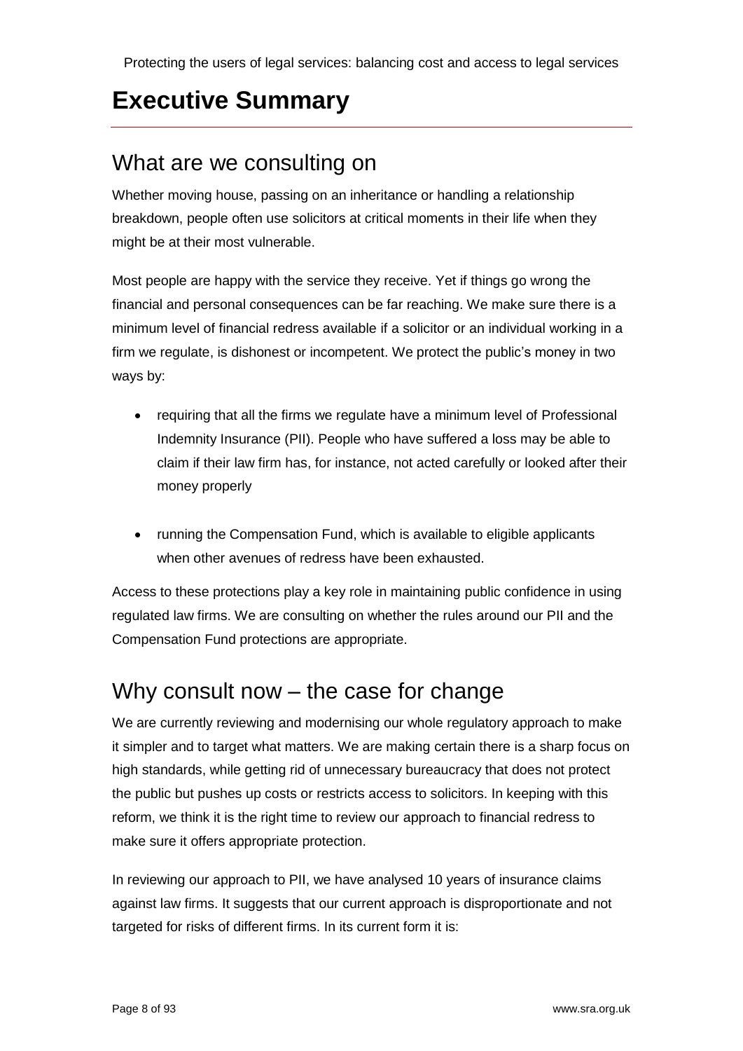# Executive Summary

## What are we consulting on

Whether moving house, passing on an inheritance or handling a relationship breakdown, people often use solicitors at critical moments in their life when they might be at their most vulnerable.

Most people are happy with the service they receive. Yet if things go wrong the financial and personal consequences can be far reaching. We make sure there is a minimum level of financial redress available if a solicitor or an individual working in a firm we regulate, is dishonest or incompetent. We protect the public's money in two ways by:

- requiring that all the firms we regulate have a minimum level of Professional Indemnity Insurance (PII). People who have suffered a loss may be able to claim if their law firm has, for instance, not acted carefully or looked after their money properly

- running the Compensation Fund, which is available to eligible applicants when other avenues of redress have been exhausted.

Access to these protections play a key role in maintaining public confidence in using regulated law firms. We are consulting on whether the rules around our PII and the Compensation Fund protections are appropriate.

## Why consult now – the case for change

We are currently reviewing and modernising our whole regulatory approach to make it simpler and to target what matters. We are making certain there is a sharp focus on high standards, while getting rid of unnecessary bureaucracy that does not protect the public but pushes up costs or restricts access to solicitors. In keeping with this reform, we think it is the right time to review our approach to financial redress to make sure it offers appropriate protection.

In reviewing our approach to PII, we have analysed 10 years of insurance claims against law firms. It suggests that our current approach is disproportionate and not targeted for risks of different firms. In its current form it is: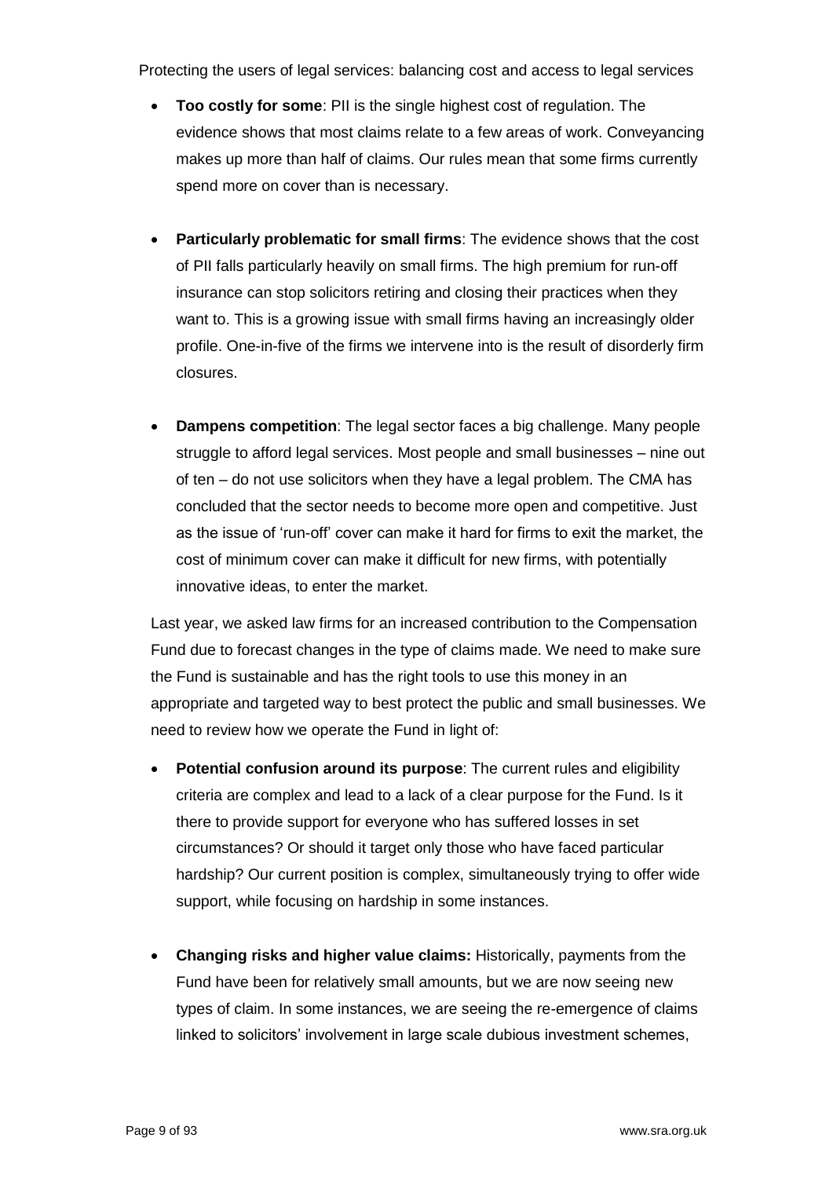Protecting the users of legal services: balancing cost and access to legal services

- **Too costly for some**: PII is the single highest cost of regulation. The evidence shows that most claims relate to a few areas of work. Conveyancing makes up more than half of claims. Our rules mean that some firms currently spend more on cover than is necessary.

- **Particularly problematic for small firms**: The evidence shows that the cost of PII falls particularly heavily on small firms. The high premium for run-off insurance can stop solicitors retiring and closing their practices when they want to. This is a growing issue with small firms having an increasingly older profile. One-in-five of the firms we intervene into is the result of disorderly firm closures.

- **Dampens competition**: The legal sector faces a big challenge. Many people struggle to afford legal services. Most people and small businesses – nine out of ten – do not use solicitors when they have a legal problem. The CMA has concluded that the sector needs to become more open and competitive. Just as the issue of 'run-off' cover can make it hard for firms to exit the market, the cost of minimum cover can make it difficult for new firms, with potentially innovative ideas, to enter the market.

Last year, we asked law firms for an increased contribution to the Compensation Fund due to forecast changes in the type of claims made. We need to make sure the Fund is sustainable and has the right tools to use this money in an appropriate and targeted way to best protect the public and small businesses. We need to review how we operate the Fund in light of:

- **Potential confusion around its purpose**: The current rules and eligibility criteria are complex and lead to a lack of a clear purpose for the Fund. Is it there to provide support for everyone who has suffered losses in set circumstances? Or should it target only those who have faced particular hardship? Our current position is complex, simultaneously trying to offer wide support, while focusing on hardship in some instances.

- **Changing risks and higher value claims:** Historically, payments from the Fund have been for relatively small amounts, but we are now seeing new types of claim. In some instances, we are seeing the re-emergence of claims linked to solicitors' involvement in large scale dubious investment schemes,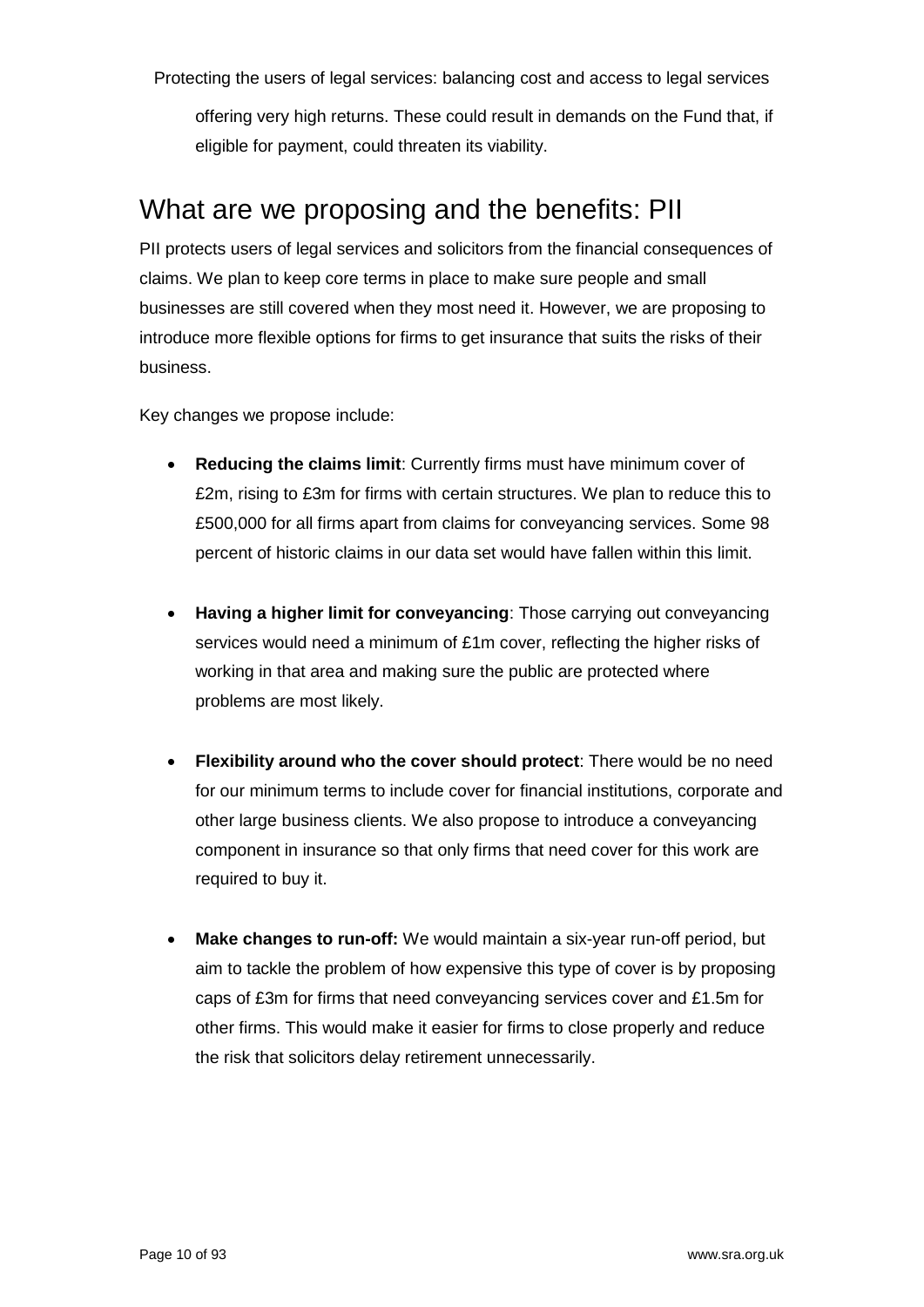offering very high returns. These could result in demands on the Fund that, if eligible for payment, could threaten its viability.

## What are we proposing and the benefits: PII

PII protects users of legal services and solicitors from the financial consequences of claims. We plan to keep core terms in place to make sure people and small businesses are still covered when they most need it. However, we are proposing to introduce more flexible options for firms to get insurance that suits the risks of their business.

Key changes we propose include:

- **Reducing the claims limit**: Currently firms must have minimum cover of £2m, rising to £3m for firms with certain structures. We plan to reduce this to £500,000 for all firms apart from claims for conveyancing services. Some 98 percent of historic claims in our data set would have fallen within this limit.

- **Having a higher limit for conveyancing**: Those carrying out conveyancing services would need a minimum of £1m cover, reflecting the higher risks of working in that area and making sure the public are protected where problems are most likely.

- **Flexibility around who the cover should protect**: There would be no need for our minimum terms to include cover for financial institutions, corporate and other large business clients. We also propose to introduce a conveyancing component in insurance so that only firms that need cover for this work are required to buy it.

- **Make changes to run-off:** We would maintain a six-year run-off period, but aim to tackle the problem of how expensive this type of cover is by proposing caps of £3m for firms that need conveyancing services cover and £1.5m for other firms. This would make it easier for firms to close properly and reduce the risk that solicitors delay retirement unnecessarily.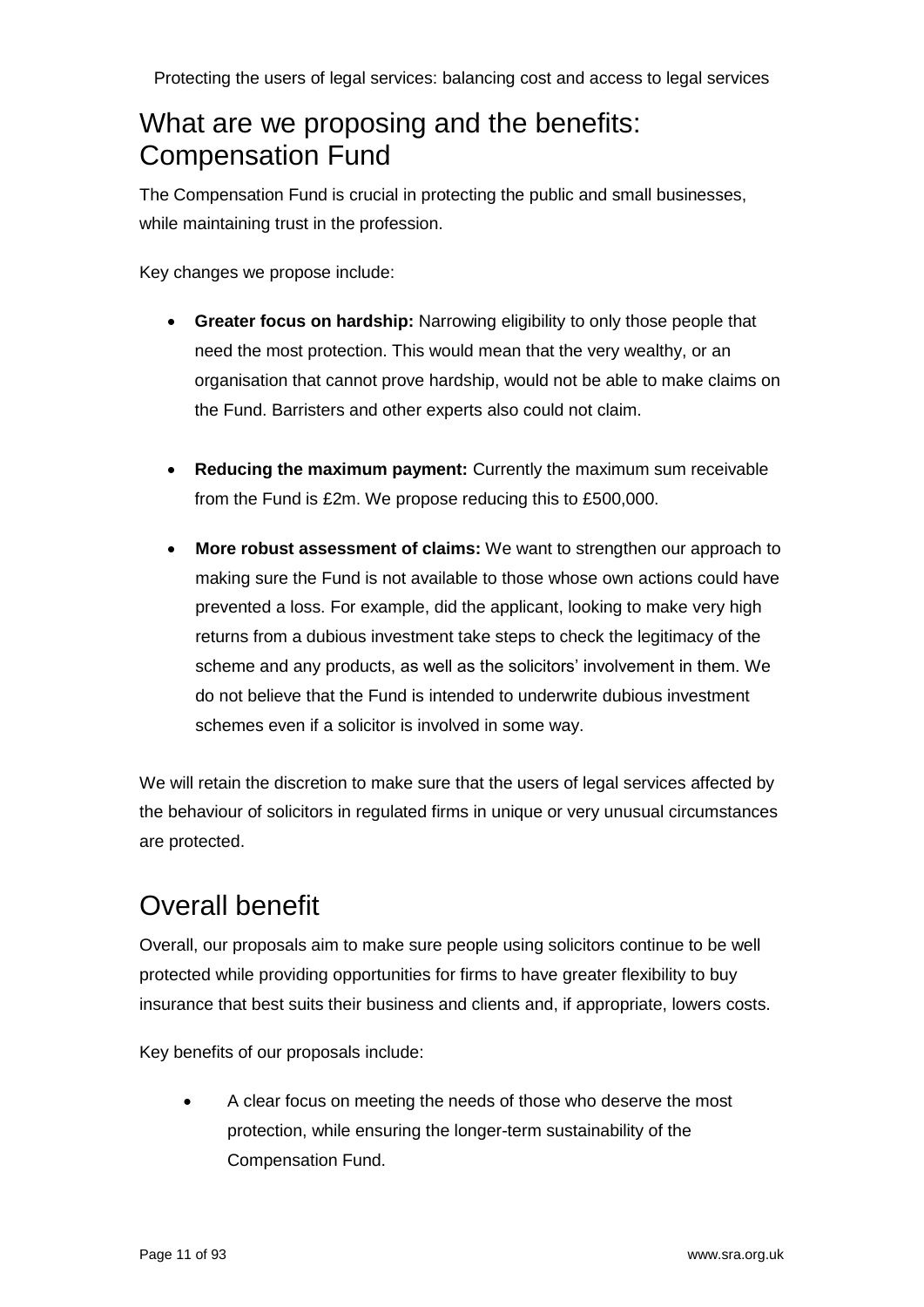## What are we proposing and the benefits: Compensation Fund

The Compensation Fund is crucial in protecting the public and small businesses, while maintaining trust in the profession.

Key changes we propose include:

- **Greater focus on hardship:** Narrowing eligibility to only those people that need the most protection. This would mean that the very wealthy, or an organisation that cannot prove hardship, would not be able to make claims on the Fund. Barristers and other experts also could not claim.
- **Reducing the maximum payment:** Currently the maximum sum receivable from the Fund is £2m. We propose reducing this to £500,000.
- **More robust assessment of claims:** We want to strengthen our approach to making sure the Fund is not available to those whose own actions could have prevented a loss. For example, did the applicant, looking to make very high returns from a dubious investment take steps to check the legitimacy of the scheme and any products, as well as the solicitors' involvement in them. We do not believe that the Fund is intended to underwrite dubious investment schemes even if a solicitor is involved in some way.

We will retain the discretion to make sure that the users of legal services affected by the behaviour of solicitors in regulated firms in unique or very unusual circumstances are protected.

## Overall benefit

Overall, our proposals aim to make sure people using solicitors continue to be well protected while providing opportunities for firms to have greater flexibility to buy insurance that best suits their business and clients and, if appropriate, lowers costs.

Key benefits of our proposals include:

- A clear focus on meeting the needs of those who deserve the most protection, while ensuring the longer-term sustainability of the Compensation Fund.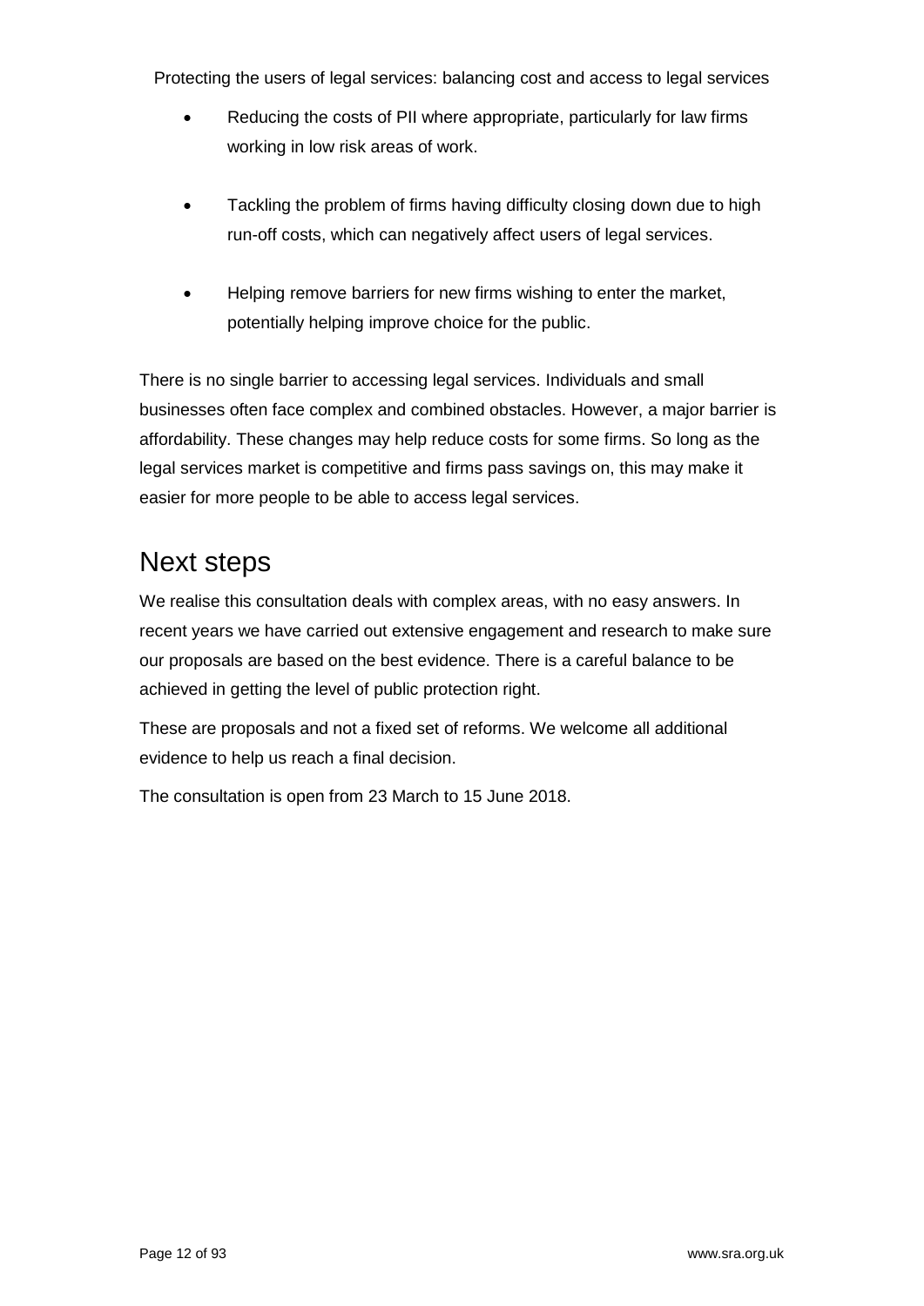Protecting the users of legal services: balancing cost and access to legal services

- Reducing the costs of PII where appropriate, particularly for law firms working in low risk areas of work.
- Tackling the problem of firms having difficulty closing down due to high run-off costs, which can negatively affect users of legal services.
- Helping remove barriers for new firms wishing to enter the market, potentially helping improve choice for the public.

There is no single barrier to accessing legal services. Individuals and small businesses often face complex and combined obstacles. However, a major barrier is affordability. These changes may help reduce costs for some firms. So long as the legal services market is competitive and firms pass savings on, this may make it easier for more people to be able to access legal services.

## Next steps

We realise this consultation deals with complex areas, with no easy answers. In recent years we have carried out extensive engagement and research to make sure our proposals are based on the best evidence. There is a careful balance to be achieved in getting the level of public protection right.

These are proposals and not a fixed set of reforms. We welcome all additional evidence to help us reach a final decision.

The consultation is open from 23 March to 15 June 2018.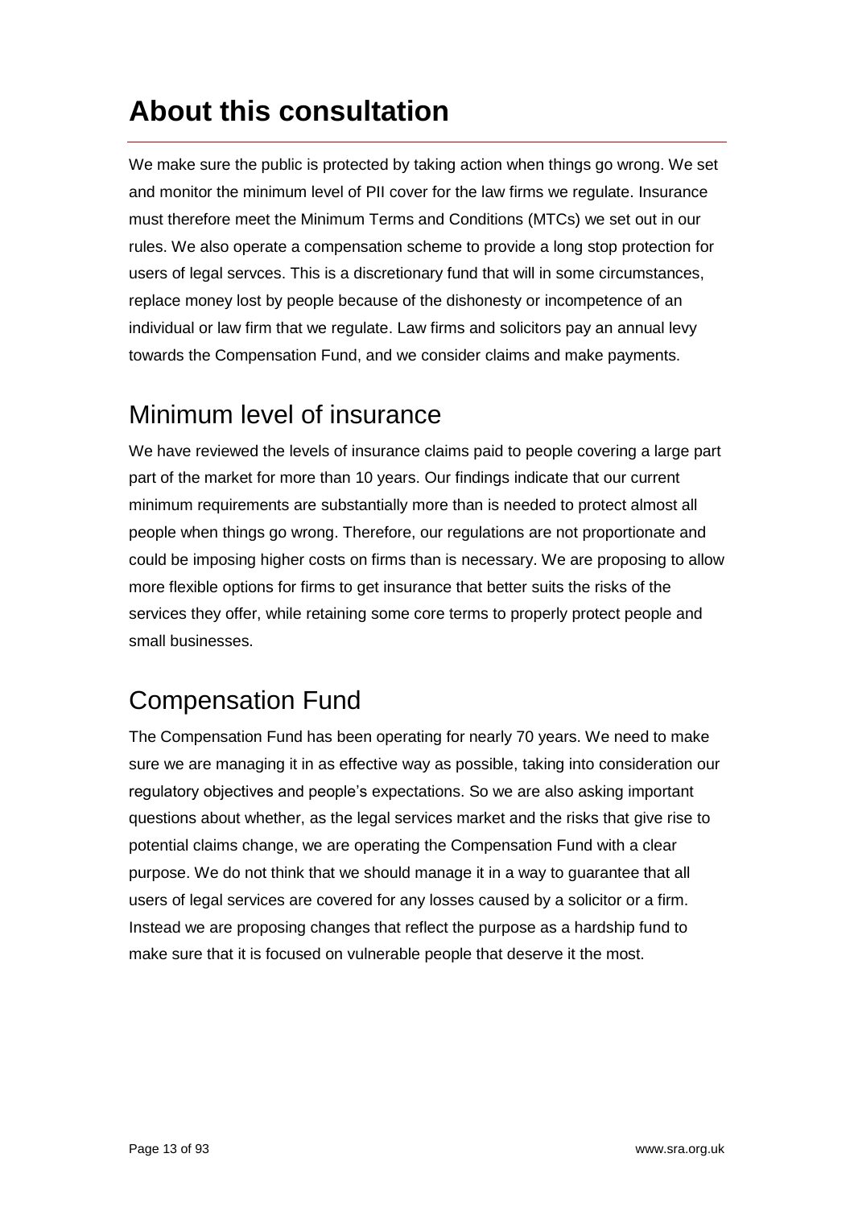# About this consultation

We make sure the public is protected by taking action when things go wrong. We set and monitor the minimum level of PII cover for the law firms we regulate. Insurance must therefore meet the Minimum Terms and Conditions (MTCs) we set out in our rules. We also operate a compensation scheme to provide a long stop protection for users of legal servces. This is a discretionary fund that will in some circumstances, replace money lost by people because of the dishonesty or incompetence of an individual or law firm that we regulate. Law firms and solicitors pay an annual levy towards the Compensation Fund, and we consider claims and make payments.

## Minimum level of insurance

We have reviewed the levels of insurance claims paid to people covering a large part part of the market for more than 10 years. Our findings indicate that our current minimum requirements are substantially more than is needed to protect almost all people when things go wrong. Therefore, our regulations are not proportionate and could be imposing higher costs on firms than is necessary. We are proposing to allow more flexible options for firms to get insurance that better suits the risks of the services they offer, while retaining some core terms to properly protect people and small businesses.

## Compensation Fund

The Compensation Fund has been operating for nearly 70 years. We need to make sure we are managing it in as effective way as possible, taking into consideration our regulatory objectives and people's expectations. So we are also asking important questions about whether, as the legal services market and the risks that give rise to potential claims change, we are operating the Compensation Fund with a clear purpose. We do not think that we should manage it in a way to guarantee that all users of legal services are covered for any losses caused by a solicitor or a firm. Instead we are proposing changes that reflect the purpose as a hardship fund to make sure that it is focused on vulnerable people that deserve it the most.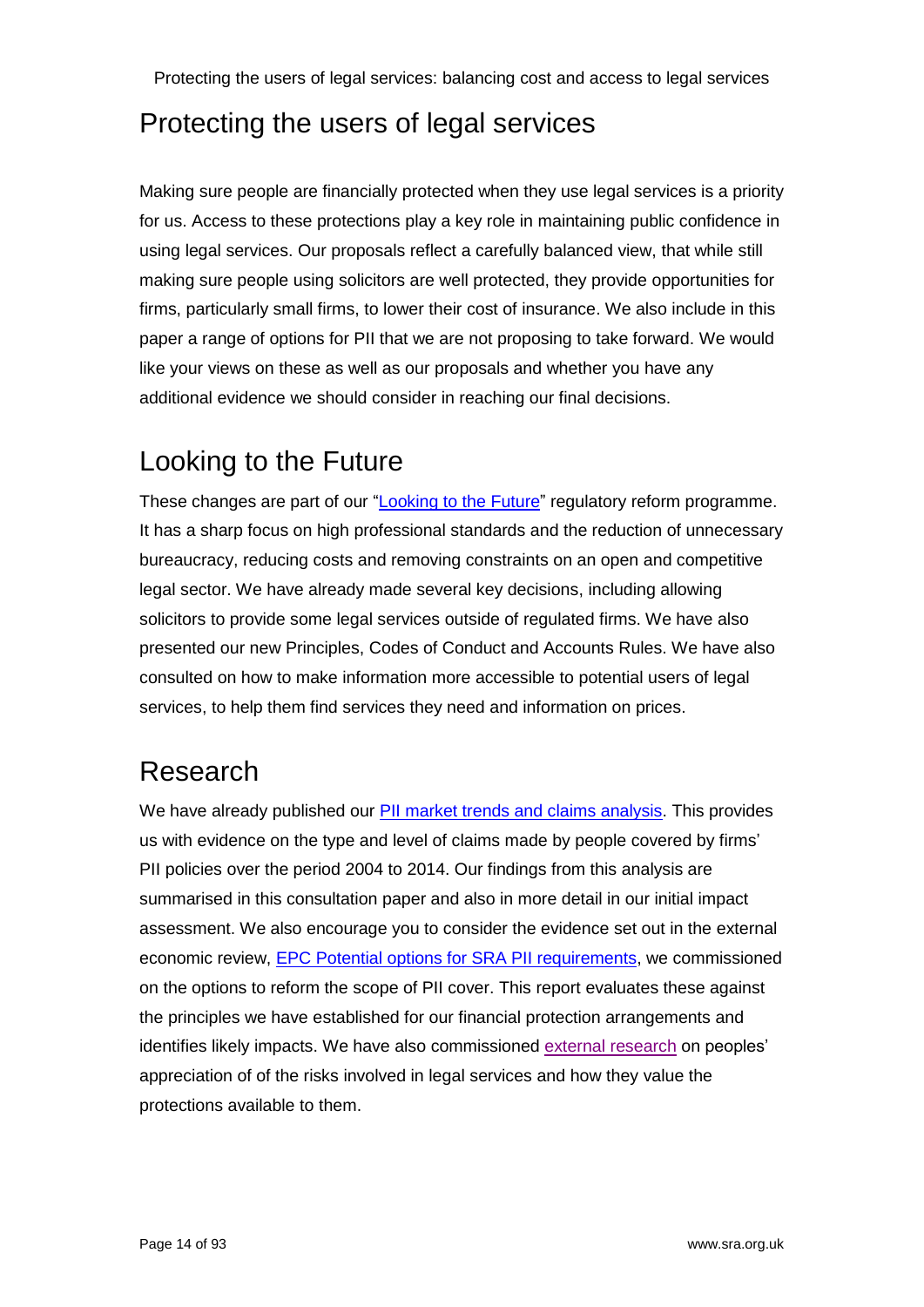## Protecting the users of legal services

Making sure people are financially protected when they use legal services is a priority for us. Access to these protections play a key role in maintaining public confidence in using legal services. Our proposals reflect a carefully balanced view, that while still making sure people using solicitors are well protected, they provide opportunities for firms, particularly small firms, to lower their cost of insurance. We also include in this paper a range of options for PII that we are not proposing to take forward. We would like your views on these as well as our proposals and whether you have any additional evidence we should consider in reaching our final decisions.

## Looking to the Future

These changes are part of our "Looking to the Future" regulatory reform programme. It has a sharp focus on high professional standards and the reduction of unnecessary bureaucracy, reducing costs and removing constraints on an open and competitive legal sector. We have already made several key decisions, including allowing solicitors to provide some legal services outside of regulated firms. We have also presented our new Principles, Codes of Conduct and Accounts Rules. We have also consulted on how to make information more accessible to potential users of legal services, to help them find services they need and information on prices.

## Research

We have already published our PII market trends and claims analysis. This provides us with evidence on the type and level of claims made by people covered by firms' PII policies over the period 2004 to 2014. Our findings from this analysis are summarised in this consultation paper and also in more detail in our initial impact assessment. We also encourage you to consider the evidence set out in the external economic review, EPC Potential options for SRA PII requirements, we commissioned on the options to reform the scope of PII cover. This report evaluates these against the principles we have established for our financial protection arrangements and identifies likely impacts. We have also commissioned external research on peoples' appreciation of of the risks involved in legal services and how they value the protections available to them.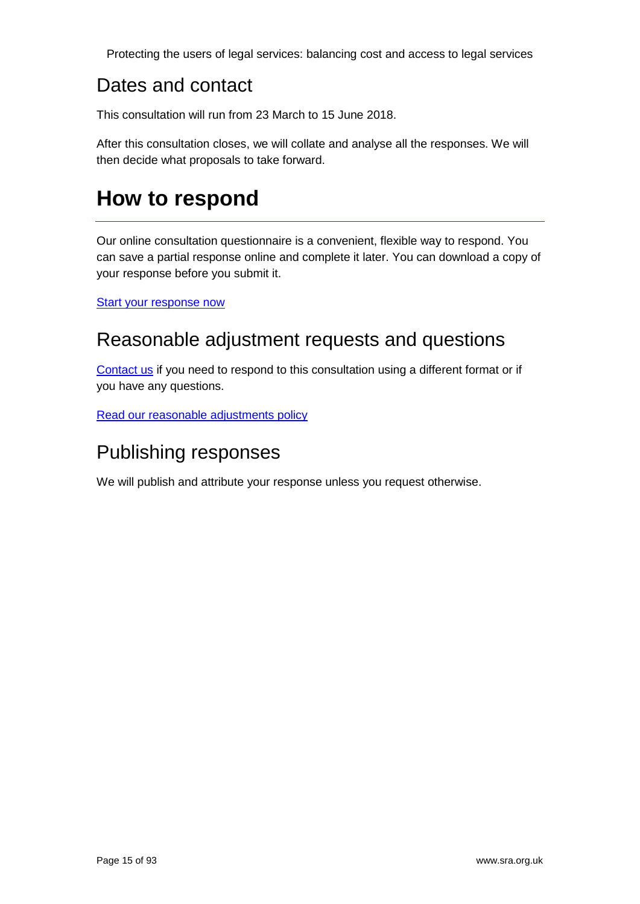## Dates and contact

This consultation will run from 23 March to 15 June 2018.

After this consultation closes, we will collate and analyse all the responses. We will then decide what proposals to take forward.

# How to respond

Our online consultation questionnaire is a convenient, flexible way to respond. You can save a partial response online and complete it later. You can download a copy of your response before you submit it.

Start your response now

## Reasonable adjustment requests and questions

Contact us if you need to respond to this consultation using a different format or if you have any questions.

Read our reasonable adjustments policy

## Publishing responses

We will publish and attribute your response unless you request otherwise.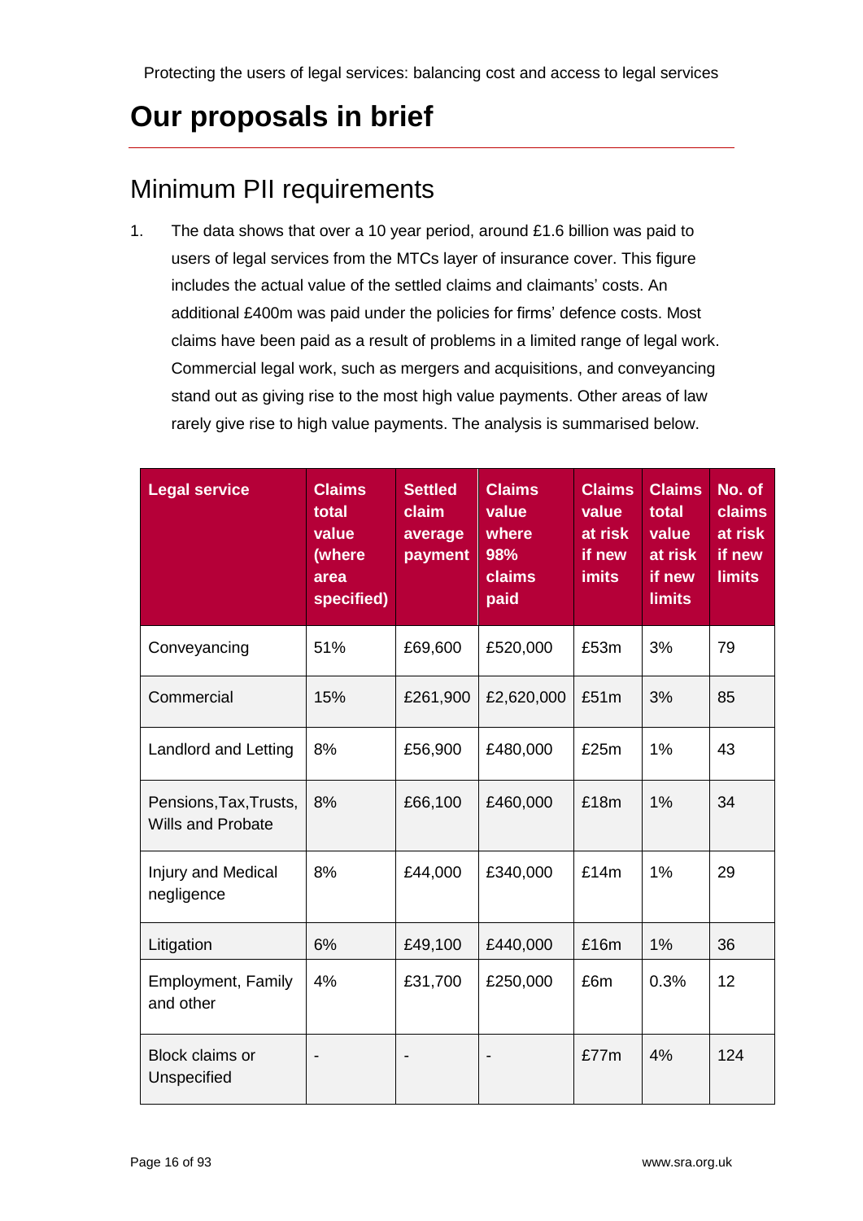# Our proposals in brief

## Minimum PII requirements

1. The data shows that over a 10 year period, around £1.6 billion was paid to users of legal services from the MTCs layer of insurance cover. This figure includes the actual value of the settled claims and claimants' costs. An additional £400m was paid under the policies for firms' defence costs. Most claims have been paid as a result of problems in a limited range of legal work. Commercial legal work, such as mergers and acquisitions, and conveyancing stand out as giving rise to the most high value payments. Other areas of law rarely give rise to high value payments. The analysis is summarised below.

| Legal service | Claims total value (where area specified) | Settled claim average payment | Claims value where 98% claims paid | Claims value at risk if new imits | Claims total value at risk if new limits | No. of claims at risk if new limits |
|---|---|---|---|---|---|---|
| Conveyancing | 51% | £69,600 | £520,000 | £53m | 3% | 79 |
| Commercial | 15% | £261,900 | £2,620,000 | £51m | 3% | 85 |
| Landlord and Letting | 8% | £56,900 | £480,000 | £25m | 1% | 43 |
| Pensions,Tax,Trusts, Wills and Probate | 8% | £66,100 | £460,000 | £18m | 1% | 34 |
| Injury and Medical negligence | 8% | £44,000 | £340,000 | £14m | 1% | 29 |
| Litigation | 6% | £49,100 | £440,000 | £16m | 1% | 36 |
| Employment, Family and other | 4% | £31,700 | £250,000 | £6m | 0.3% | 12 |
| Block claims or Unspecified | - | - | - | £77m | 4% | 124 |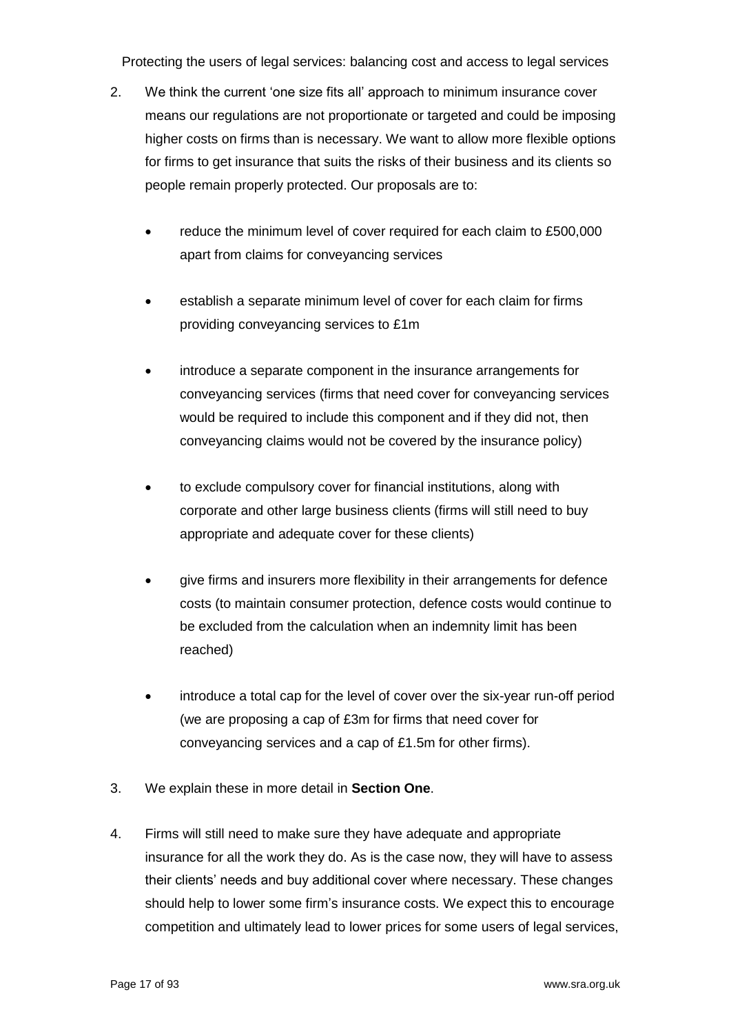Protecting the users of legal services: balancing cost and access to legal services

2. We think the current 'one size fits all' approach to minimum insurance cover means our regulations are not proportionate or targeted and could be imposing higher costs on firms than is necessary. We want to allow more flexible options for firms to get insurance that suits the risks of their business and its clients so people remain properly protected. Our proposals are to:

   - reduce the minimum level of cover required for each claim to £500,000 apart from claims for conveyancing services
   - establish a separate minimum level of cover for each claim for firms providing conveyancing services to £1m
   - introduce a separate component in the insurance arrangements for conveyancing services (firms that need cover for conveyancing services would be required to include this component and if they did not, then conveyancing claims would not be covered by the insurance policy)
   - to exclude compulsory cover for financial institutions, along with corporate and other large business clients (firms will still need to buy appropriate and adequate cover for these clients)
   - give firms and insurers more flexibility in their arrangements for defence costs (to maintain consumer protection, defence costs would continue to be excluded from the calculation when an indemnity limit has been reached)
   - introduce a total cap for the level of cover over the six-year run-off period (we are proposing a cap of £3m for firms that need cover for conveyancing services and a cap of £1.5m for other firms).

3. We explain these in more detail in **Section One**.

4. Firms will still need to make sure they have adequate and appropriate insurance for all the work they do. As is the case now, they will have to assess their clients' needs and buy additional cover where necessary. These changes should help to lower some firm's insurance costs. We expect this to encourage competition and ultimately lead to lower prices for some users of legal services,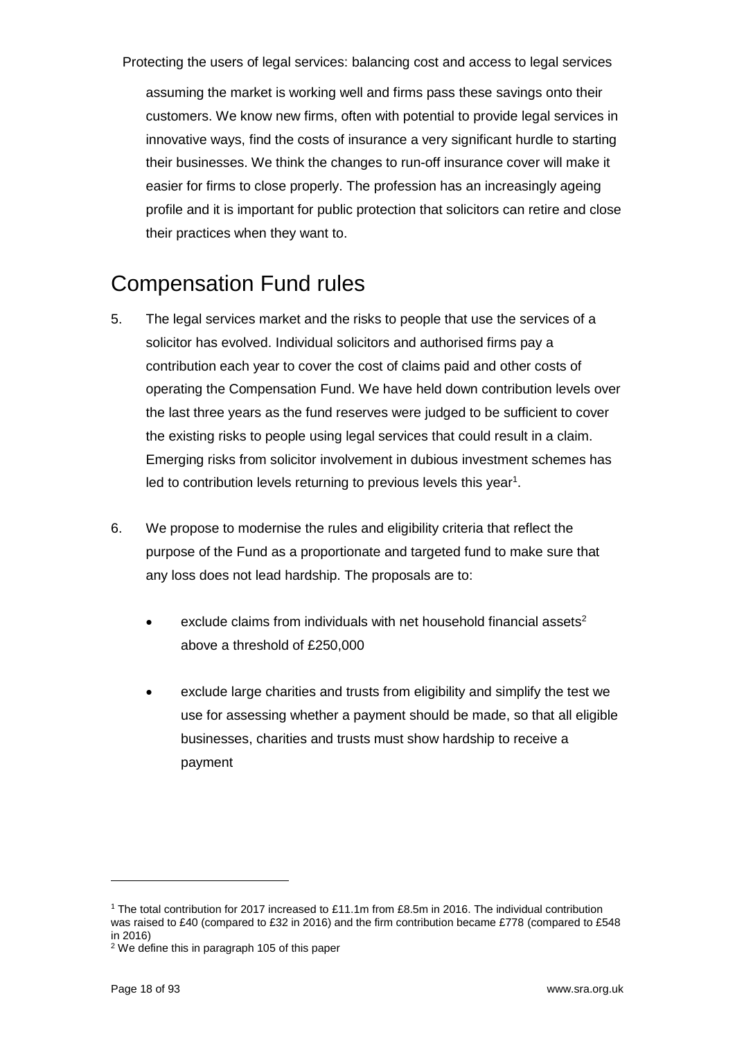assuming the market is working well and firms pass these savings onto their customers. We know new firms, often with potential to provide legal services in innovative ways, find the costs of insurance a very significant hurdle to starting their businesses. We think the changes to run-off insurance cover will make it easier for firms to close properly. The profession has an increasingly ageing profile and it is important for public protection that solicitors can retire and close their practices when they want to.

## Compensation Fund rules

5. The legal services market and the risks to people that use the services of a solicitor has evolved. Individual solicitors and authorised firms pay a contribution each year to cover the cost of claims paid and other costs of operating the Compensation Fund. We have held down contribution levels over the last three years as the fund reserves were judged to be sufficient to cover the existing risks to people using legal services that could result in a claim. Emerging risks from solicitor involvement in dubious investment schemes has led to contribution levels returning to previous levels this year[1].

6. We propose to modernise the rules and eligibility criteria that reflect the purpose of the Fund as a proportionate and targeted fund to make sure that any loss does not lead hardship. The proposals are to:

   - exclude claims from individuals with net household financial assets[2] above a threshold of £250,000

   - exclude large charities and trusts from eligibility and simplify the test we use for assessing whether a payment should be made, so that all eligible businesses, charities and trusts must show hardship to receive a payment

---

[1] The total contribution for 2017 increased to £11.1m from £8.5m in 2016. The individual contribution was raised to £40 (compared to £32 in 2016) and the firm contribution became £778 (compared to £548 in 2016)

[2] We define this in paragraph 105 of this paper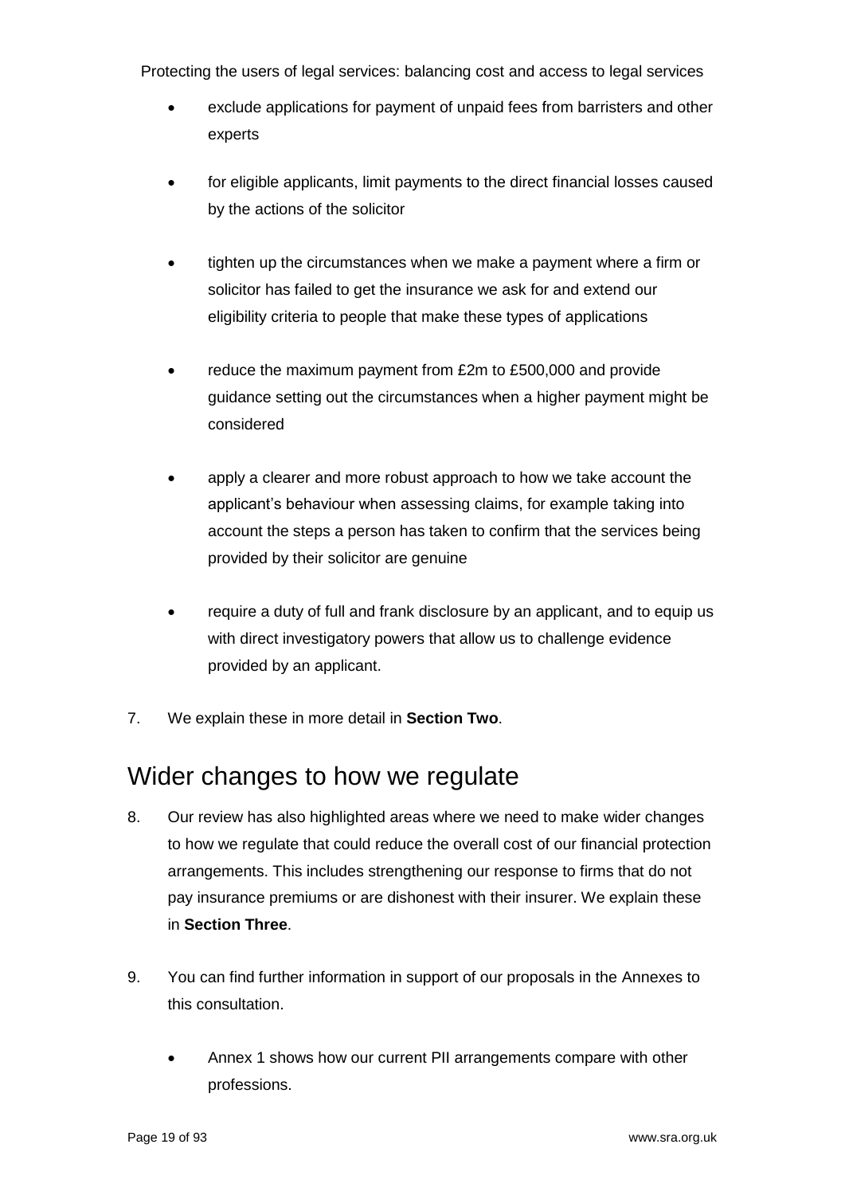- exclude applications for payment of unpaid fees from barristers and other experts
- for eligible applicants, limit payments to the direct financial losses caused by the actions of the solicitor
- tighten up the circumstances when we make a payment where a firm or solicitor has failed to get the insurance we ask for and extend our eligibility criteria to people that make these types of applications
- reduce the maximum payment from £2m to £500,000 and provide guidance setting out the circumstances when a higher payment might be considered
- apply a clearer and more robust approach to how we take account the applicant's behaviour when assessing claims, for example taking into account the steps a person has taken to confirm that the services being provided by their solicitor are genuine
- require a duty of full and frank disclosure by an applicant, and to equip us with direct investigatory powers that allow us to challenge evidence provided by an applicant.

7. We explain these in more detail in **Section Two**.

## Wider changes to how we regulate

8. Our review has also highlighted areas where we need to make wider changes to how we regulate that could reduce the overall cost of our financial protection arrangements. This includes strengthening our response to firms that do not pay insurance premiums or are dishonest with their insurer. We explain these in **Section Three**.

9. You can find further information in support of our proposals in the Annexes to this consultation.

    - Annex 1 shows how our current PII arrangements compare with other professions.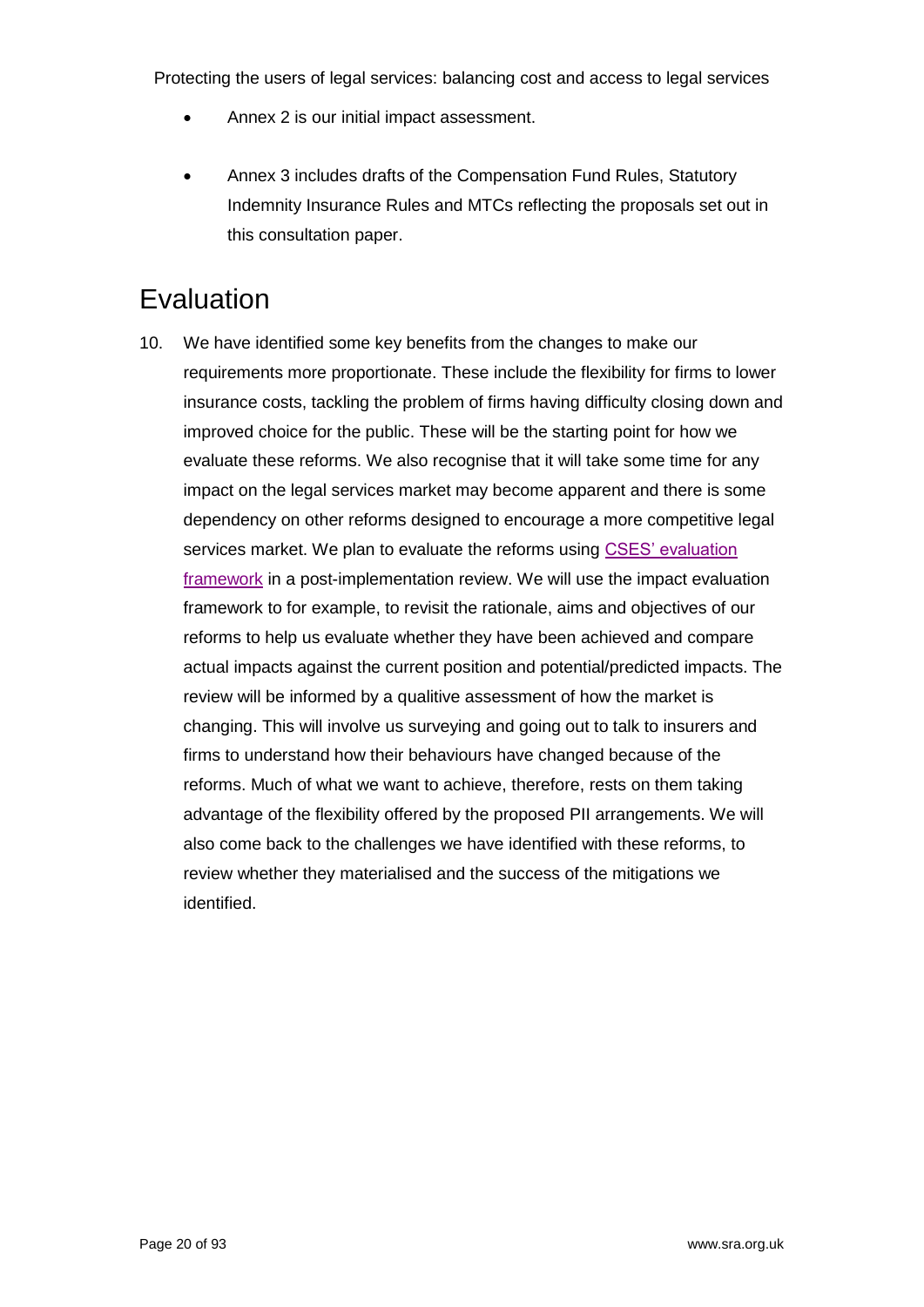- Annex 2 is our initial impact assessment.
- Annex 3 includes drafts of the Compensation Fund Rules, Statutory Indemnity Insurance Rules and MTCs reflecting the proposals set out in this consultation paper.

## Evaluation

10. We have identified some key benefits from the changes to make our requirements more proportionate. These include the flexibility for firms to lower insurance costs, tackling the problem of firms having difficulty closing down and improved choice for the public. These will be the starting point for how we evaluate these reforms. We also recognise that it will take some time for any impact on the legal services market may become apparent and there is some dependency on other reforms designed to encourage a more competitive legal services market. We plan to evaluate the reforms using CSES' evaluation framework in a post-implementation review. We will use the impact evaluation framework to for example, to revisit the rationale, aims and objectives of our reforms to help us evaluate whether they have been achieved and compare actual impacts against the current position and potential/predicted impacts. The review will be informed by a qualitive assessment of how the market is changing. This will involve us surveying and going out to talk to insurers and firms to understand how their behaviours have changed because of the reforms. Much of what we want to achieve, therefore, rests on them taking advantage of the flexibility offered by the proposed PII arrangements. We will also come back to the challenges we have identified with these reforms, to review whether they materialised and the success of the mitigations we identified.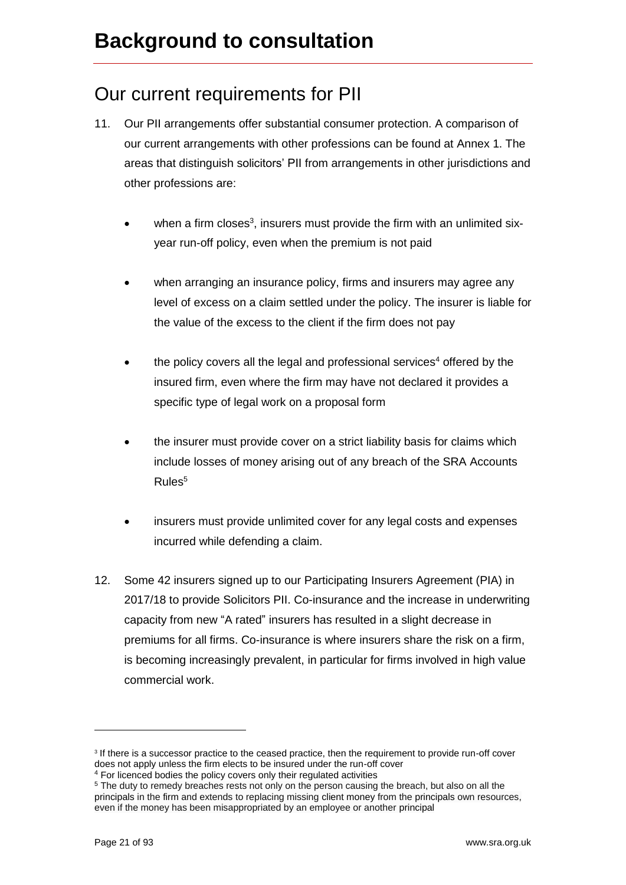# Background to consultation

## Our current requirements for PII

11. Our PII arrangements offer substantial consumer protection. A comparison of our current arrangements with other professions can be found at Annex 1. The areas that distinguish solicitors' PII from arrangements in other jurisdictions and other professions are:

    - when a firm closes[3], insurers must provide the firm with an unlimited six-year run-off policy, even when the premium is not paid
    - when arranging an insurance policy, firms and insurers may agree any level of excess on a claim settled under the policy. The insurer is liable for the value of the excess to the client if the firm does not pay
    - the policy covers all the legal and professional services[4] offered by the insured firm, even where the firm may have not declared it provides a specific type of legal work on a proposal form
    - the insurer must provide cover on a strict liability basis for claims which include losses of money arising out of any breach of the SRA Accounts Rules[5]
    - insurers must provide unlimited cover for any legal costs and expenses incurred while defending a claim.

12. Some 42 insurers signed up to our Participating Insurers Agreement (PIA) in 2017/18 to provide Solicitors PII. Co-insurance and the increase in underwriting capacity from new "A rated" insurers has resulted in a slight decrease in premiums for all firms. Co-insurance is where insurers share the risk on a firm, is becoming increasingly prevalent, in particular for firms involved in high value commercial work.

---

[3] If there is a successor practice to the ceased practice, then the requirement to provide run-off cover does not apply unless the firm elects to be insured under the run-off cover

[4] For licenced bodies the policy covers only their regulated activities

[5] The duty to remedy breaches rests not only on the person causing the breach, but also on all the principals in the firm and extends to replacing missing client money from the principals own resources, even if the money has been misappropriated by an employee or another principal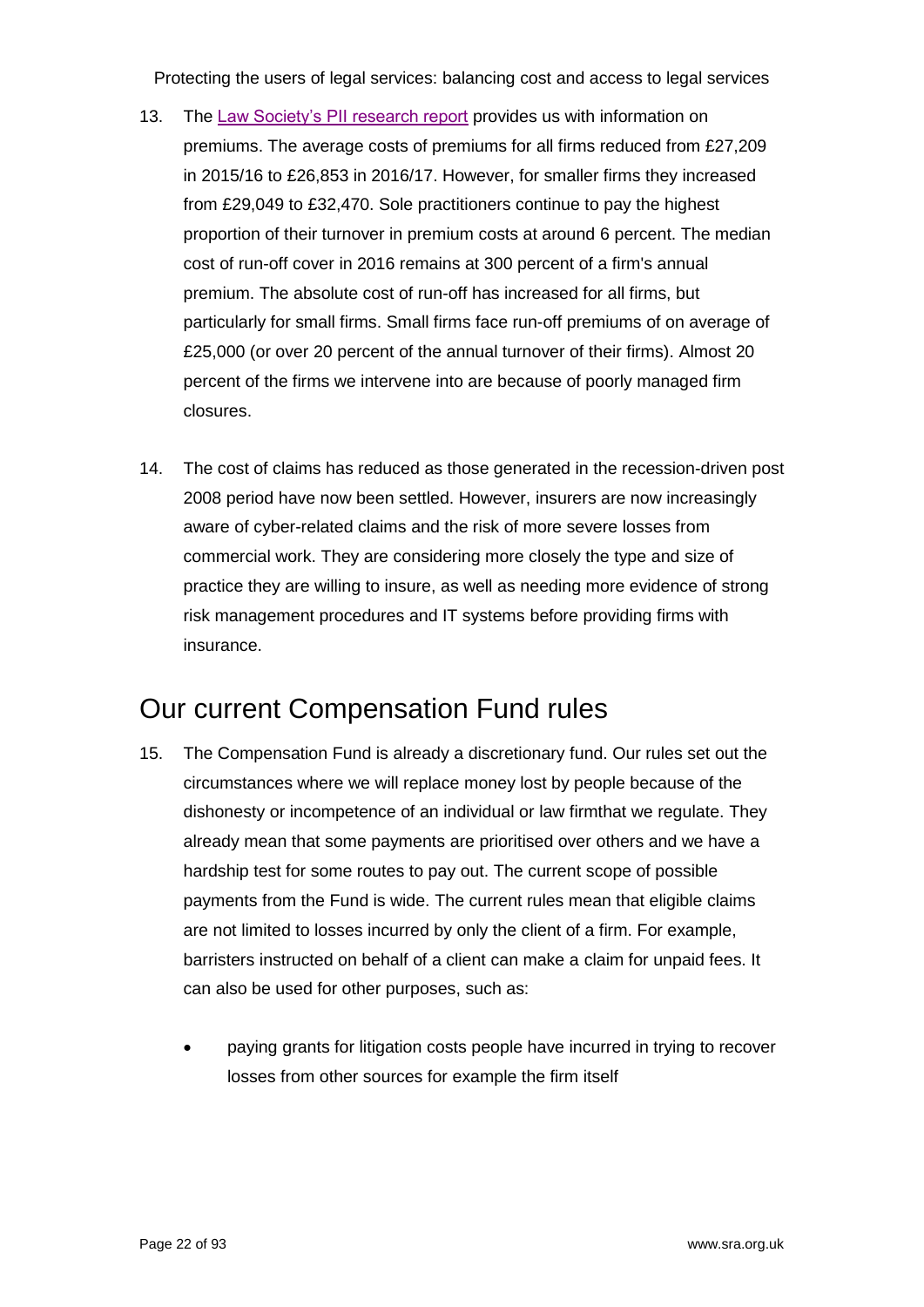13. The [Law Society's PII research report](#) provides us with information on premiums. The average costs of premiums for all firms reduced from £27,209 in 2015/16 to £26,853 in 2016/17. However, for smaller firms they increased from £29,049 to £32,470. Sole practitioners continue to pay the highest proportion of their turnover in premium costs at around 6 percent. The median cost of run-off cover in 2016 remains at 300 percent of a firm's annual premium. The absolute cost of run-off has increased for all firms, but particularly for small firms. Small firms face run-off premiums of on average of £25,000 (or over 20 percent of the annual turnover of their firms). Almost 20 percent of the firms we intervene into are because of poorly managed firm closures.

14. The cost of claims has reduced as those generated in the recession-driven post 2008 period have now been settled. However, insurers are now increasingly aware of cyber-related claims and the risk of more severe losses from commercial work. They are considering more closely the type and size of practice they are willing to insure, as well as needing more evidence of strong risk management procedures and IT systems before providing firms with insurance.

## Our current Compensation Fund rules

15. The Compensation Fund is already a discretionary fund. Our rules set out the circumstances where we will replace money lost by people because of the dishonesty or incompetence of an individual or law firmthat we regulate. They already mean that some payments are prioritised over others and we have a hardship test for some routes to pay out. The current scope of possible payments from the Fund is wide. The current rules mean that eligible claims are not limited to losses incurred by only the client of a firm. For example, barristers instructed on behalf of a client can make a claim for unpaid fees. It can also be used for other purposes, such as:

    - paying grants for litigation costs people have incurred in trying to recover losses from other sources for example the firm itself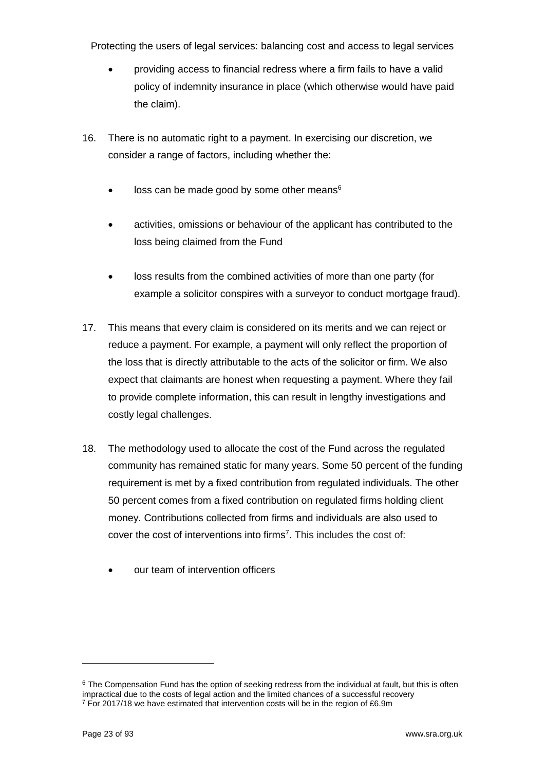- providing access to financial redress where a firm fails to have a valid policy of indemnity insurance in place (which otherwise would have paid the claim).

16. There is no automatic right to a payment. In exercising our discretion, we consider a range of factors, including whether the:

    - loss can be made good by some other means[6]
    - activities, omissions or behaviour of the applicant has contributed to the loss being claimed from the Fund
    - loss results from the combined activities of more than one party (for example a solicitor conspires with a surveyor to conduct mortgage fraud).

17. This means that every claim is considered on its merits and we can reject or reduce a payment. For example, a payment will only reflect the proportion of the loss that is directly attributable to the acts of the solicitor or firm. We also expect that claimants are honest when requesting a payment. Where they fail to provide complete information, this can result in lengthy investigations and costly legal challenges.

18. The methodology used to allocate the cost of the Fund across the regulated community has remained static for many years. Some 50 percent of the funding requirement is met by a fixed contribution from regulated individuals. The other 50 percent comes from a fixed contribution on regulated firms holding client money. Contributions collected from firms and individuals are also used to cover the cost of interventions into firms[7]. This includes the cost of:

    - our team of intervention officers

---

[6] The Compensation Fund has the option of seeking redress from the individual at fault, but this is often impractical due to the costs of legal action and the limited chances of a successful recovery

[7] For 2017/18 we have estimated that intervention costs will be in the region of £6.9m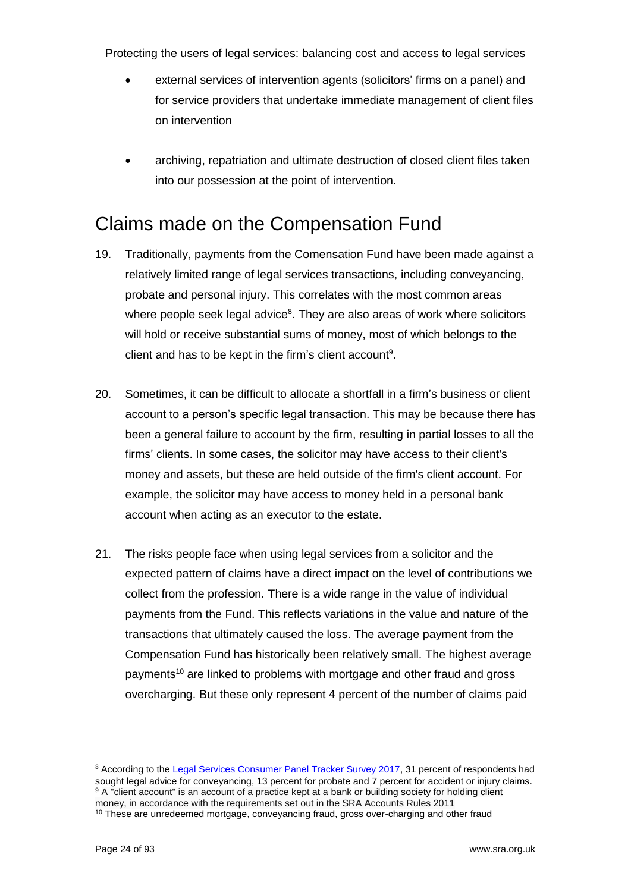- external services of intervention agents (solicitors' firms on a panel) and for service providers that undertake immediate management of client files on intervention
- archiving, repatriation and ultimate destruction of closed client files taken into our possession at the point of intervention.

## Claims made on the Compensation Fund

19. Traditionally, payments from the Comensation Fund have been made against a relatively limited range of legal services transactions, including conveyancing, probate and personal injury. This correlates with the most common areas where people seek legal advice[8]. They are also areas of work where solicitors will hold or receive substantial sums of money, most of which belongs to the client and has to be kept in the firm's client account[9].

20. Sometimes, it can be difficult to allocate a shortfall in a firm's business or client account to a person's specific legal transaction. This may be because there has been a general failure to account by the firm, resulting in partial losses to all the firms' clients. In some cases, the solicitor may have access to their client's money and assets, but these are held outside of the firm's client account. For example, the solicitor may have access to money held in a personal bank account when acting as an executor to the estate.

21. The risks people face when using legal services from a solicitor and the expected pattern of claims have a direct impact on the level of contributions we collect from the profession. There is a wide range in the value of individual payments from the Fund. This reflects variations in the value and nature of the transactions that ultimately caused the loss. The average payment from the Compensation Fund has historically been relatively small. The highest average payments[10] are linked to problems with mortgage and other fraud and gross overcharging. But these only represent 4 percent of the number of claims paid

---

[8] According to the Legal Services Consumer Panel Tracker Survey 2017, 31 percent of respondents had sought legal advice for conveyancing, 13 percent for probate and 7 percent for accident or injury claims.

[9] A "client account" is an account of a practice kept at a bank or building society for holding client money, in accordance with the requirements set out in the SRA Accounts Rules 2011

[10] These are unredeemed mortgage, conveyancing fraud, gross over-charging and other fraud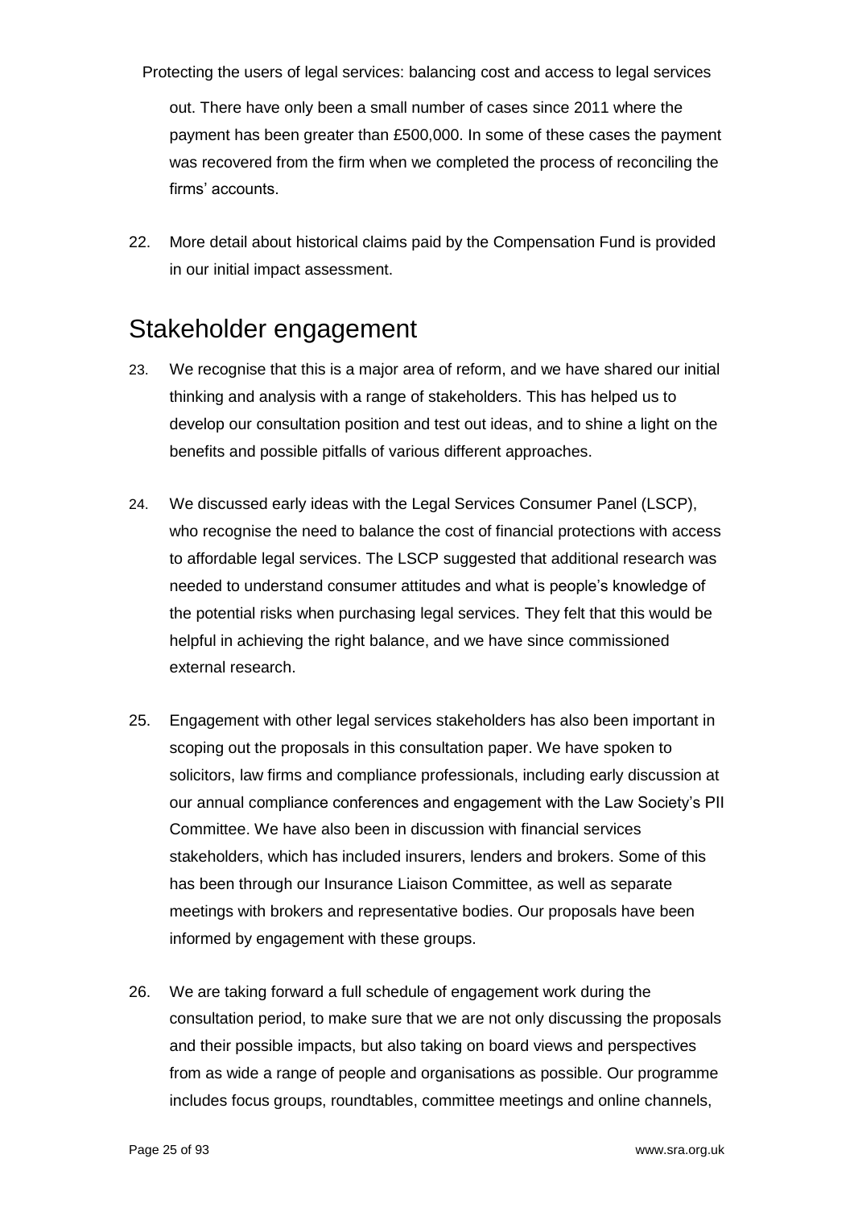out. There have only been a small number of cases since 2011 where the payment has been greater than £500,000. In some of these cases the payment was recovered from the firm when we completed the process of reconciling the firms' accounts.

22. More detail about historical claims paid by the Compensation Fund is provided in our initial impact assessment.

## Stakeholder engagement

23. We recognise that this is a major area of reform, and we have shared our initial thinking and analysis with a range of stakeholders. This has helped us to develop our consultation position and test out ideas, and to shine a light on the benefits and possible pitfalls of various different approaches.

24. We discussed early ideas with the Legal Services Consumer Panel (LSCP), who recognise the need to balance the cost of financial protections with access to affordable legal services. The LSCP suggested that additional research was needed to understand consumer attitudes and what is people's knowledge of the potential risks when purchasing legal services. They felt that this would be helpful in achieving the right balance, and we have since commissioned external research.

25. Engagement with other legal services stakeholders has also been important in scoping out the proposals in this consultation paper. We have spoken to solicitors, law firms and compliance professionals, including early discussion at our annual compliance conferences and engagement with the Law Society's PII Committee. We have also been in discussion with financial services stakeholders, which has included insurers, lenders and brokers. Some of this has been through our Insurance Liaison Committee, as well as separate meetings with brokers and representative bodies. Our proposals have been informed by engagement with these groups.

26. We are taking forward a full schedule of engagement work during the consultation period, to make sure that we are not only discussing the proposals and their possible impacts, but also taking on board views and perspectives from as wide a range of people and organisations as possible. Our programme includes focus groups, roundtables, committee meetings and online channels,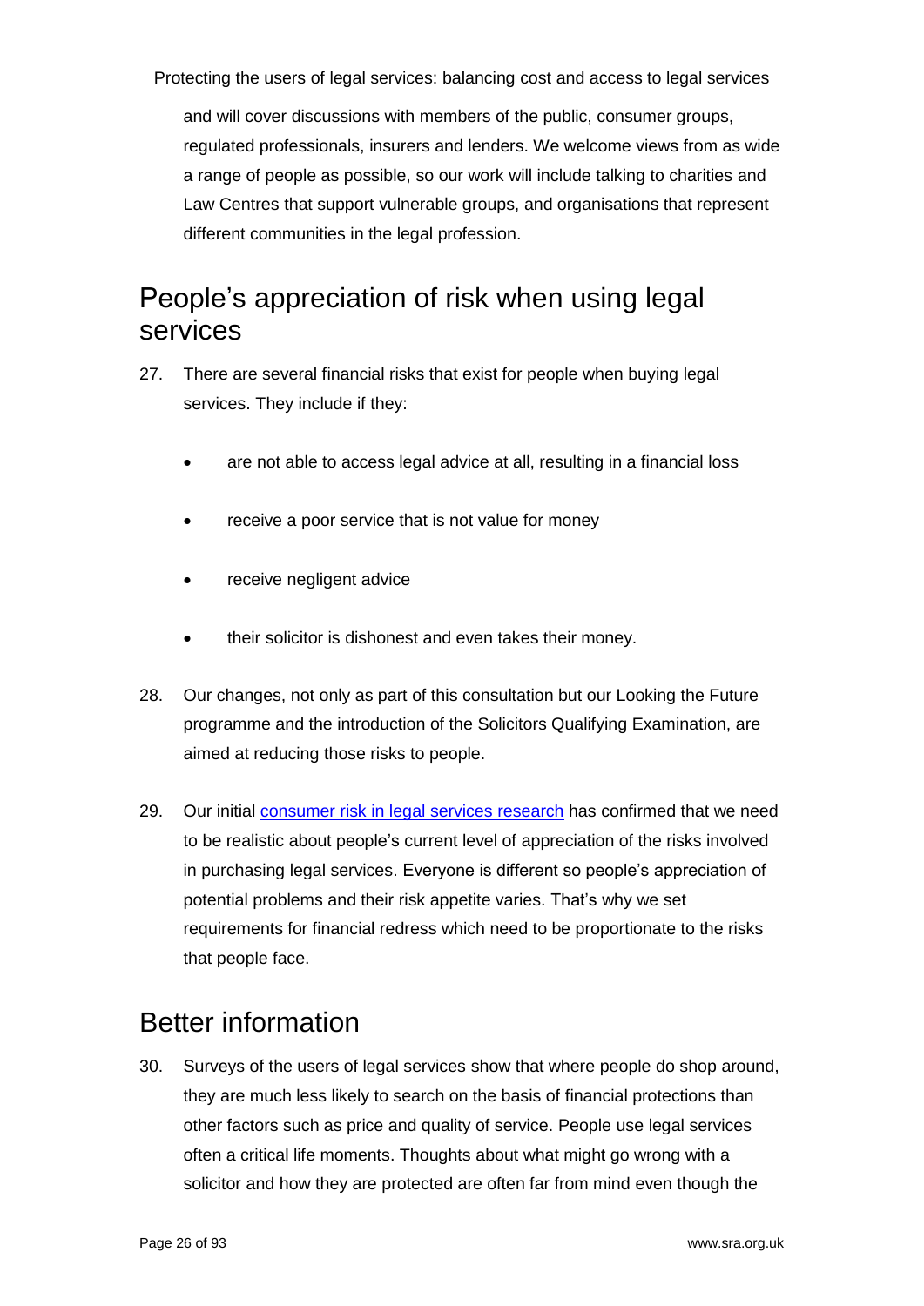and will cover discussions with members of the public, consumer groups, regulated professionals, insurers and lenders. We welcome views from as wide a range of people as possible, so our work will include talking to charities and Law Centres that support vulnerable groups, and organisations that represent different communities in the legal profession.

## People's appreciation of risk when using legal services

27. There are several financial risks that exist for people when buying legal services. They include if they:

    - are not able to access legal advice at all, resulting in a financial loss
    - receive a poor service that is not value for money
    - receive negligent advice
    - their solicitor is dishonest and even takes their money.

28. Our changes, not only as part of this consultation but our Looking the Future programme and the introduction of the Solicitors Qualifying Examination, are aimed at reducing those risks to people.

29. Our initial consumer risk in legal services research has confirmed that we need to be realistic about people's current level of appreciation of the risks involved in purchasing legal services. Everyone is different so people's appreciation of potential problems and their risk appetite varies. That's why we set requirements for financial redress which need to be proportionate to the risks that people face.

## Better information

30. Surveys of the users of legal services show that where people do shop around, they are much less likely to search on the basis of financial protections than other factors such as price and quality of service. People use legal services often a critical life moments. Thoughts about what might go wrong with a solicitor and how they are protected are often far from mind even though the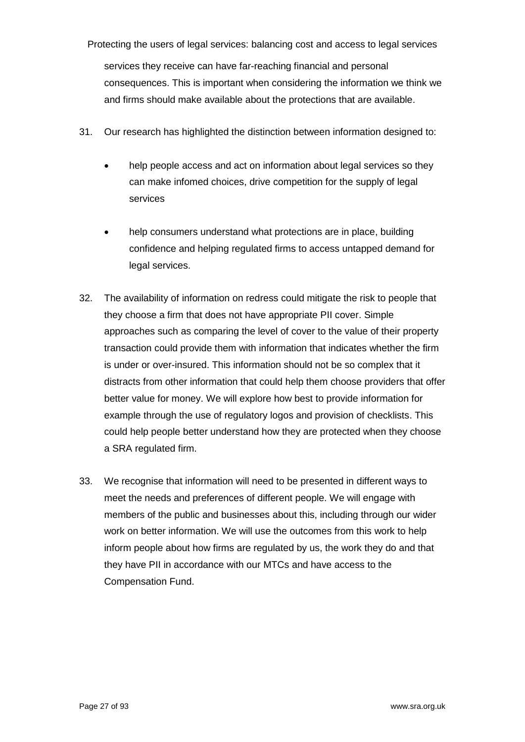services they receive can have far-reaching financial and personal consequences. This is important when considering the information we think we and firms should make available about the protections that are available.

31. Our research has highlighted the distinction between information designed to:

    - help people access and act on information about legal services so they can make infomed choices, drive competition for the supply of legal services
    - help consumers understand what protections are in place, building confidence and helping regulated firms to access untapped demand for legal services.

32. The availability of information on redress could mitigate the risk to people that they choose a firm that does not have appropriate PII cover. Simple approaches such as comparing the level of cover to the value of their property transaction could provide them with information that indicates whether the firm is under or over-insured. This information should not be so complex that it distracts from other information that could help them choose providers that offer better value for money. We will explore how best to provide information for example through the use of regulatory logos and provision of checklists. This could help people better understand how they are protected when they choose a SRA regulated firm.

33. We recognise that information will need to be presented in different ways to meet the needs and preferences of different people. We will engage with members of the public and businesses about this, including through our wider work on better information. We will use the outcomes from this work to help inform people about how firms are regulated by us, the work they do and that they have PII in accordance with our MTCs and have access to the Compensation Fund.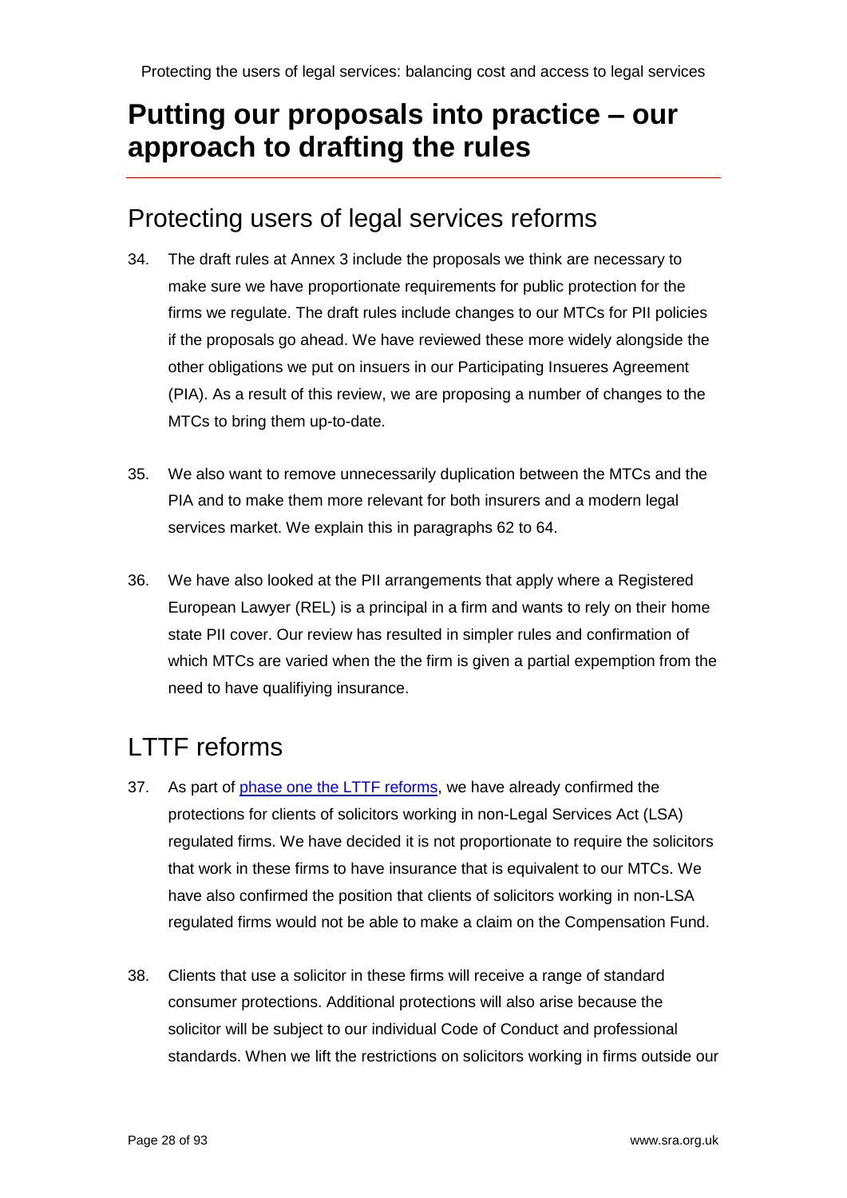# Putting our proposals into practice – our approach to drafting the rules

## Protecting users of legal services reforms

34. The draft rules at Annex 3 include the proposals we think are necessary to make sure we have proportionate requirements for public protection for the firms we regulate. The draft rules include changes to our MTCs for PII policies if the proposals go ahead. We have reviewed these more widely alongside the other obligations we put on insuers in our Participating Insueres Agreement (PIA). As a result of this review, we are proposing a number of changes to the MTCs to bring them up-to-date.

35. We also want to remove unnecessarily duplication between the MTCs and the PIA and to make them more relevant for both insurers and a modern legal services market. We explain this in paragraphs 62 to 64.

36. We have also looked at the PII arrangements that apply where a Registered European Lawyer (REL) is a principal in a firm and wants to rely on their home state PII cover. Our review has resulted in simpler rules and confirmation of which MTCs are varied when the the firm is given a partial expemption from the need to have qualifiying insurance.

## LTTF reforms

37. As part of [phase one the LTTF reforms](), we have already confirmed the protections for clients of solicitors working in non-Legal Services Act (LSA) regulated firms. We have decided it is not proportionate to require the solicitors that work in these firms to have insurance that is equivalent to our MTCs. We have also confirmed the position that clients of solicitors working in non-LSA regulated firms would not be able to make a claim on the Compensation Fund.

38. Clients that use a solicitor in these firms will receive a range of standard consumer protections. Additional protections will also arise because the solicitor will be subject to our individual Code of Conduct and professional standards. When we lift the restrictions on solicitors working in firms outside our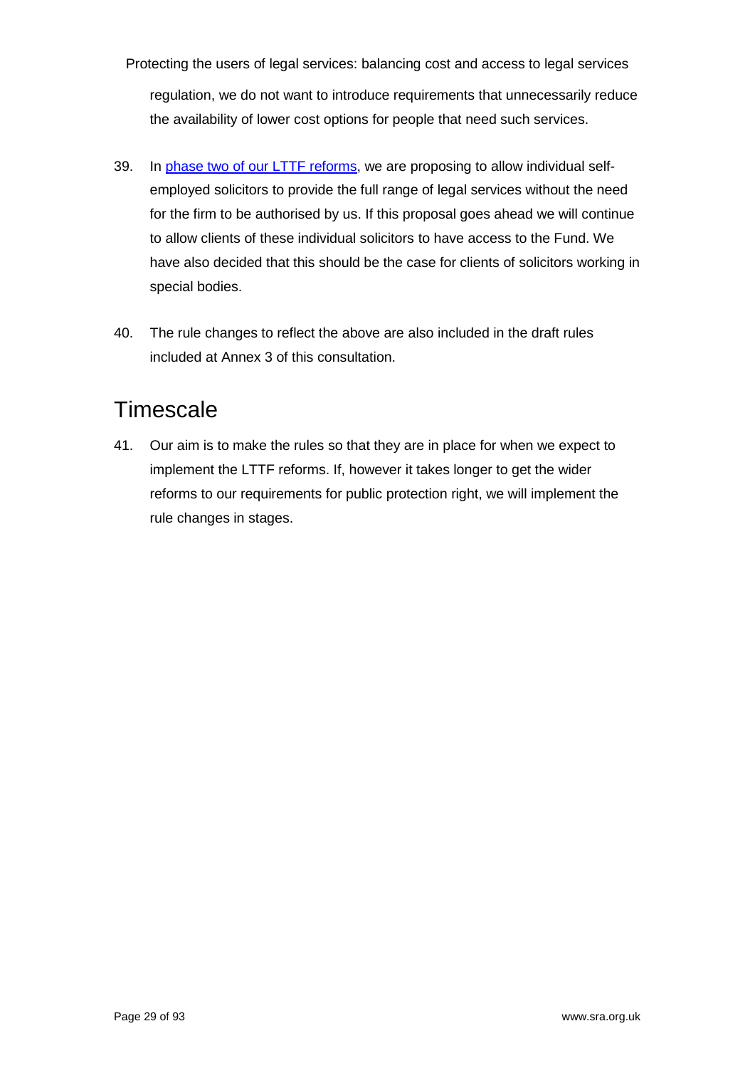regulation, we do not want to introduce requirements that unnecessarily reduce the availability of lower cost options for people that need such services.

39. In [phase two of our LTTF reforms](), we are proposing to allow individual self-employed solicitors to provide the full range of legal services without the need for the firm to be authorised by us. If this proposal goes ahead we will continue to allow clients of these individual solicitors to have access to the Fund. We have also decided that this should be the case for clients of solicitors working in special bodies.

40. The rule changes to reflect the above are also included in the draft rules included at Annex 3 of this consultation.

## Timescale

41. Our aim is to make the rules so that they are in place for when we expect to implement the LTTF reforms. If, however it takes longer to get the wider reforms to our requirements for public protection right, we will implement the rule changes in stages.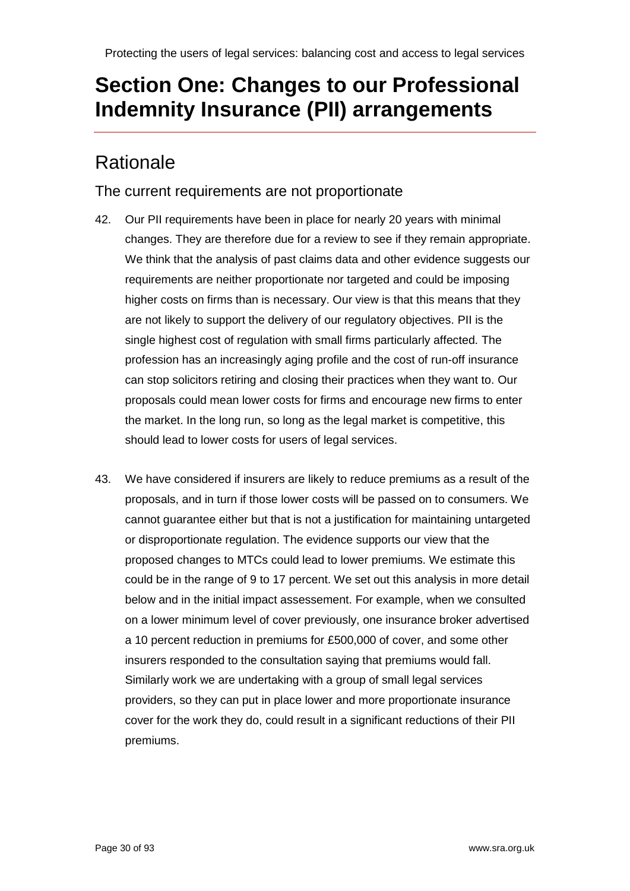# Section One: Changes to our Professional Indemnity Insurance (PII) arrangements

## Rationale

### The current requirements are not proportionate

42. Our PII requirements have been in place for nearly 20 years with minimal changes. They are therefore due for a review to see if they remain appropriate. We think that the analysis of past claims data and other evidence suggests our requirements are neither proportionate nor targeted and could be imposing higher costs on firms than is necessary. Our view is that this means that they are not likely to support the delivery of our regulatory objectives. PII is the single highest cost of regulation with small firms particularly affected. The profession has an increasingly aging profile and the cost of run-off insurance can stop solicitors retiring and closing their practices when they want to. Our proposals could mean lower costs for firms and encourage new firms to enter the market. In the long run, so long as the legal market is competitive, this should lead to lower costs for users of legal services.

43. We have considered if insurers are likely to reduce premiums as a result of the proposals, and in turn if those lower costs will be passed on to consumers. We cannot guarantee either but that is not a justification for maintaining untargeted or disproportionate regulation. The evidence supports our view that the proposed changes to MTCs could lead to lower premiums. We estimate this could be in the range of 9 to 17 percent. We set out this analysis in more detail below and in the initial impact assessement. For example, when we consulted on a lower minimum level of cover previously, one insurance broker advertised a 10 percent reduction in premiums for £500,000 of cover, and some other insurers responded to the consultation saying that premiums would fall. Similarly work we are undertaking with a group of small legal services providers, so they can put in place lower and more proportionate insurance cover for the work they do, could result in a significant reductions of their PII premiums.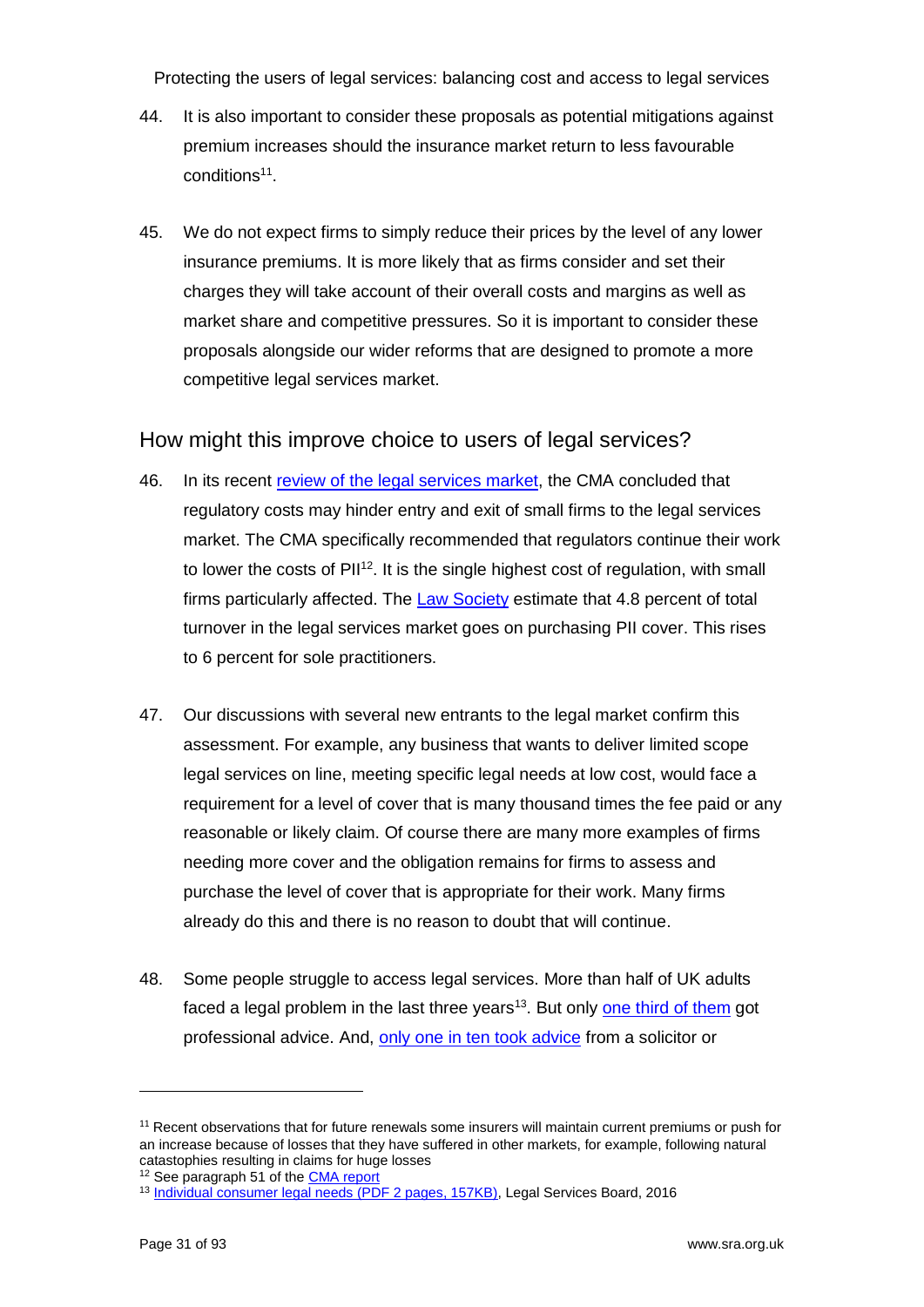44. It is also important to consider these proposals as potential mitigations against premium increases should the insurance market return to less favourable conditions[11].

45. We do not expect firms to simply reduce their prices by the level of any lower insurance premiums. It is more likely that as firms consider and set their charges they will take account of their overall costs and margins as well as market share and competitive pressures. So it is important to consider these proposals alongside our wider reforms that are designed to promote a more competitive legal services market.

## How might this improve choice to users of legal services?

46. In its recent review of the legal services market, the CMA concluded that regulatory costs may hinder entry and exit of small firms to the legal services market. The CMA specifically recommended that regulators continue their work to lower the costs of PII[12]. It is the single highest cost of regulation, with small firms particularly affected. The Law Society estimate that 4.8 percent of total turnover in the legal services market goes on purchasing PII cover. This rises to 6 percent for sole practitioners.

47. Our discussions with several new entrants to the legal market confirm this assessment. For example, any business that wants to deliver limited scope legal services on line, meeting specific legal needs at low cost, would face a requirement for a level of cover that is many thousand times the fee paid or any reasonable or likely claim. Of course there are many more examples of firms needing more cover and the obligation remains for firms to assess and purchase the level of cover that is appropriate for their work. Many firms already do this and there is no reason to doubt that will continue.

48. Some people struggle to access legal services. More than half of UK adults faced a legal problem in the last three years[13]. But only one third of them got professional advice. And, only one in ten took advice from a solicitor or

---

[11] Recent observations that for future renewals some insurers will maintain current premiums or push for an increase because of losses that they have suffered in other markets, for example, following natural catastophies resulting in claims for huge losses

[12] See paragraph 51 of the CMA report

[13] Individual consumer legal needs (PDF 2 pages, 157KB), Legal Services Board, 2016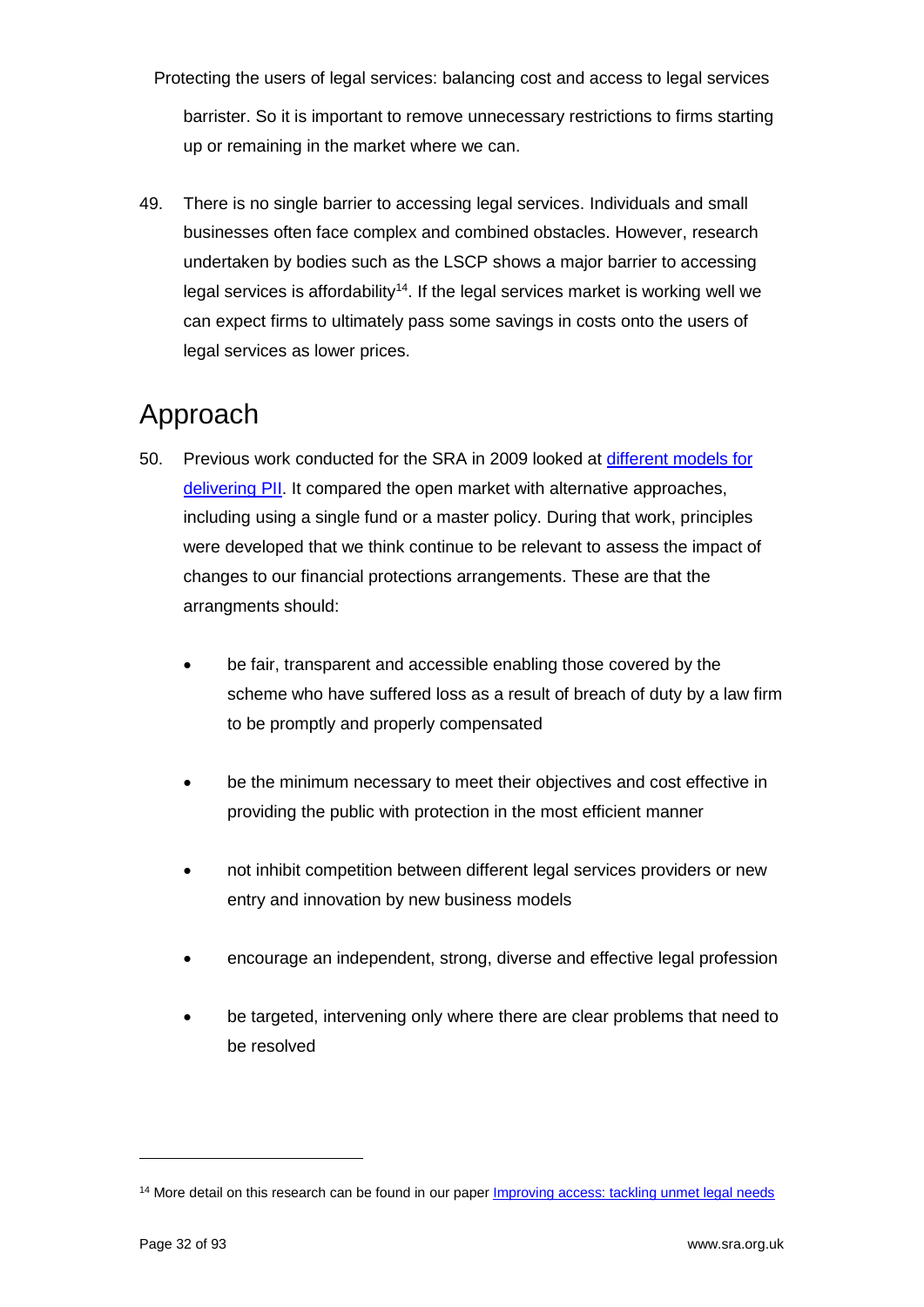barrister. So it is important to remove unnecessary restrictions to firms starting up or remaining in the market where we can.

49. There is no single barrier to accessing legal services. Individuals and small businesses often face complex and combined obstacles. However, research undertaken by bodies such as the LSCP shows a major barrier to accessing legal services is affordability[14]. If the legal services market is working well we can expect firms to ultimately pass some savings in costs onto the users of legal services as lower prices.

## Approach

50. Previous work conducted for the SRA in 2009 looked at [different models for delivering PII](). It compared the open market with alternative approaches, including using a single fund or a master policy. During that work, principles were developed that we think continue to be relevant to assess the impact of changes to our financial protections arrangements. These are that the arrangments should:

    - be fair, transparent and accessible enabling those covered by the scheme who have suffered loss as a result of breach of duty by a law firm to be promptly and properly compensated
    - be the minimum necessary to meet their objectives and cost effective in providing the public with protection in the most efficient manner
    - not inhibit competition between different legal services providers or new entry and innovation by new business models
    - encourage an independent, strong, diverse and effective legal profession
    - be targeted, intervening only where there are clear problems that need to be resolved

---

[14] More detail on this research can be found in our paper [Improving access: tackling unmet legal needs]()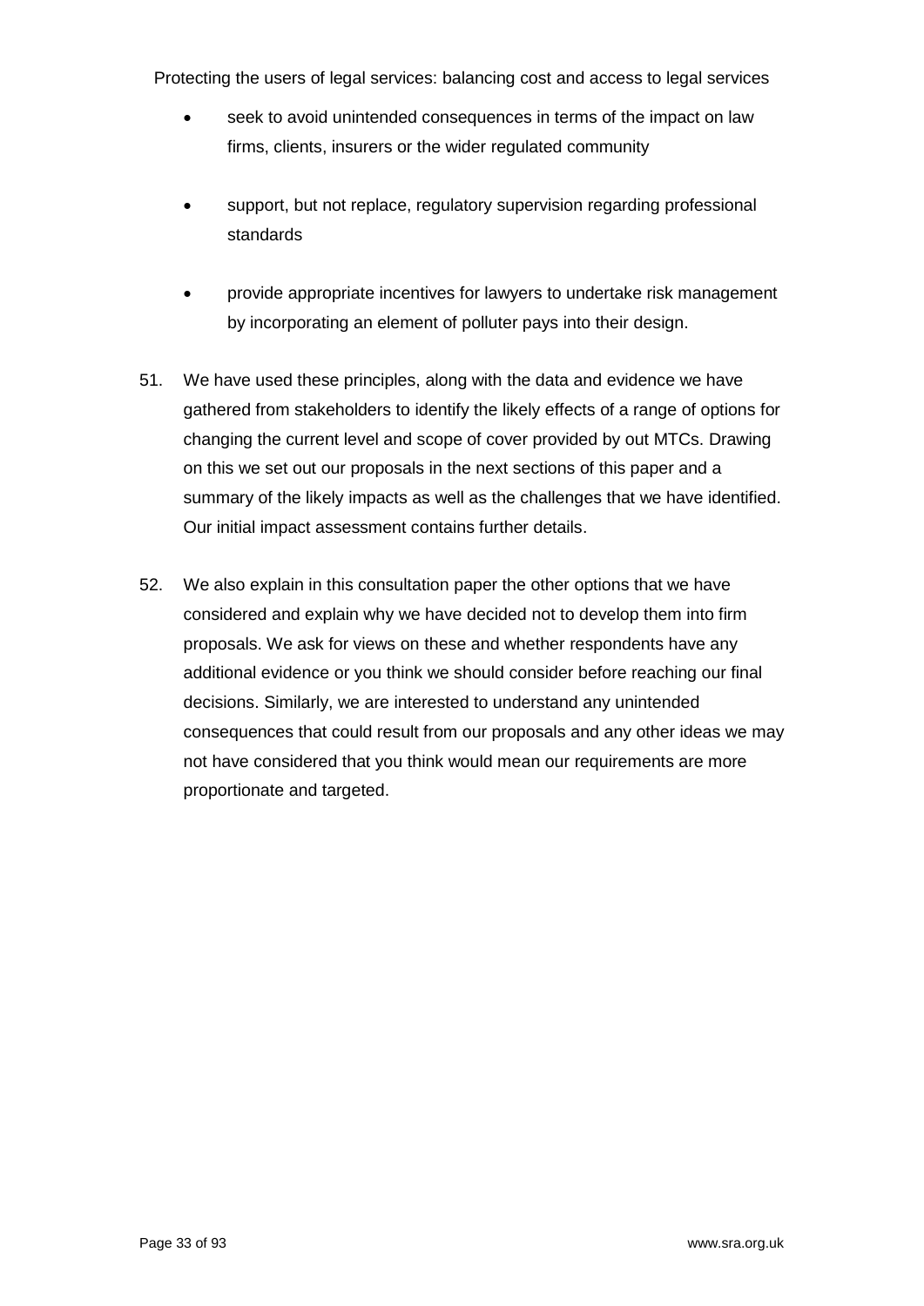- seek to avoid unintended consequences in terms of the impact on law firms, clients, insurers or the wider regulated community

- support, but not replace, regulatory supervision regarding professional standards

- provide appropriate incentives for lawyers to undertake risk management by incorporating an element of polluter pays into their design.

51. We have used these principles, along with the data and evidence we have gathered from stakeholders to identify the likely effects of a range of options for changing the current level and scope of cover provided by out MTCs. Drawing on this we set out our proposals in the next sections of this paper and a summary of the likely impacts as well as the challenges that we have identified. Our initial impact assessment contains further details.

52. We also explain in this consultation paper the other options that we have considered and explain why we have decided not to develop them into firm proposals. We ask for views on these and whether respondents have any additional evidence or you think we should consider before reaching our final decisions. Similarly, we are interested to understand any unintended consequences that could result from our proposals and any other ideas we may not have considered that you think would mean our requirements are more proportionate and targeted.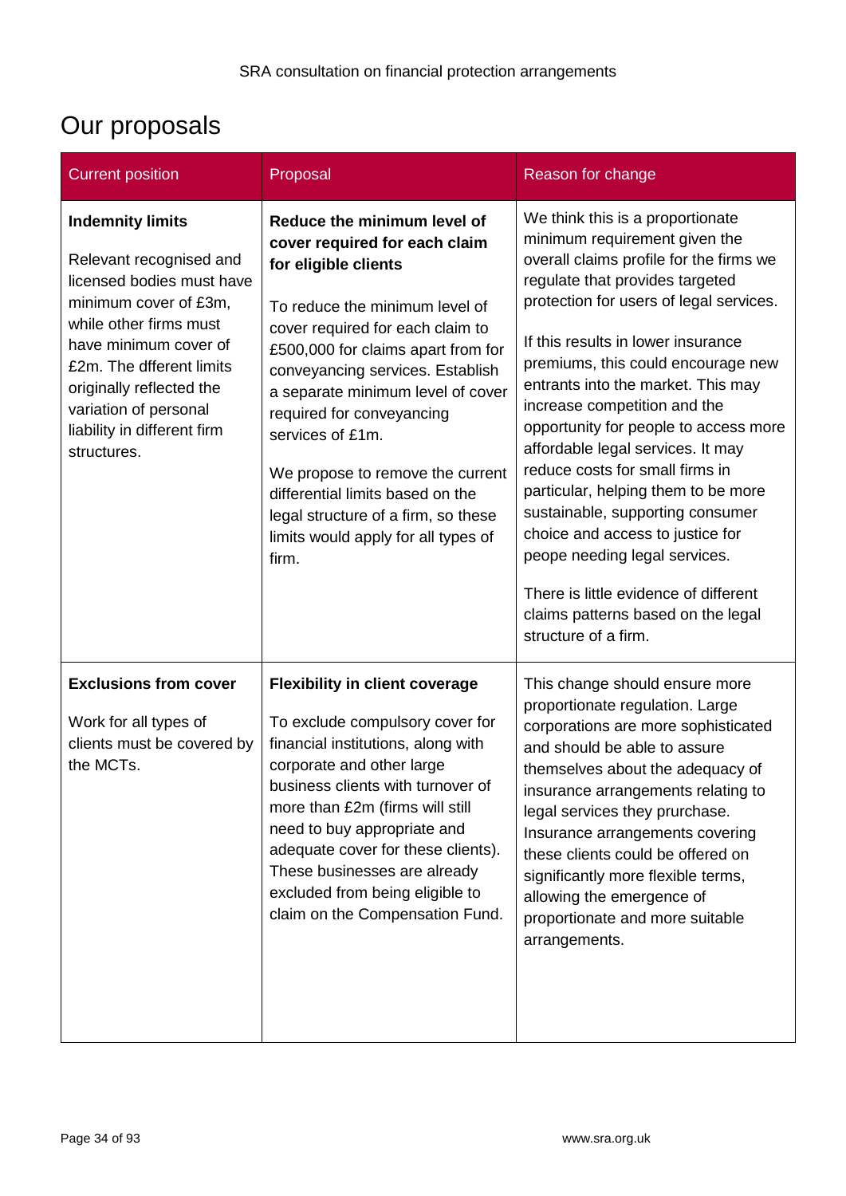## Our proposals

| Current position | Proposal | Reason for change |
| --- | --- | --- |
| **Indemnity limits**<br><br>Relevant recognised and licensed bodies must have minimum cover of £3m, while other firms must have minimum cover of £2m. The dfferent limits originally reflected the variation of personal liability in different firm structures. | **Reduce the minimum level of cover required for each claim for eligible clients**<br><br>To reduce the minimum level of cover required for each claim to £500,000 for claims apart from for conveyancing services. Establish a separate minimum level of cover required for conveyancing services of £1m.<br><br>We propose to remove the current differential limits based on the legal structure of a firm, so these limits would apply for all types of firm. | We think this is a proportionate minimum requirement given the overall claims profile for the firms we regulate that provides targeted protection for users of legal services.<br><br>If this results in lower insurance premiums, this could encourage new entrants into the market. This may increase competition and the opportunity for people to access more affordable legal services. It may reduce costs for small firms in particular, helping them to be more sustainable, supporting consumer choice and access to justice for peope needing legal services.<br><br>There is little evidence of different claims patterns based on the legal structure of a firm. |
| **Exclusions from cover**<br><br>Work for all types of clients must be covered by the MCTs. | **Flexibility in client coverage**<br><br>To exclude compulsory cover for financial institutions, along with corporate and other large business clients with turnover of more than £2m (firms will still need to buy appropriate and adequate cover for these clients). These businesses are already excluded from being eligible to claim on the Compensation Fund. | This change should ensure more proportionate regulation. Large corporations are more sophisticated and should be able to assure themselves about the adequacy of insurance arrangements relating to legal services they purchase. Insurance arrangements covering these clients could be offered on significantly more flexible terms, allowing the emergence of proportionate and more suitable arrangements. |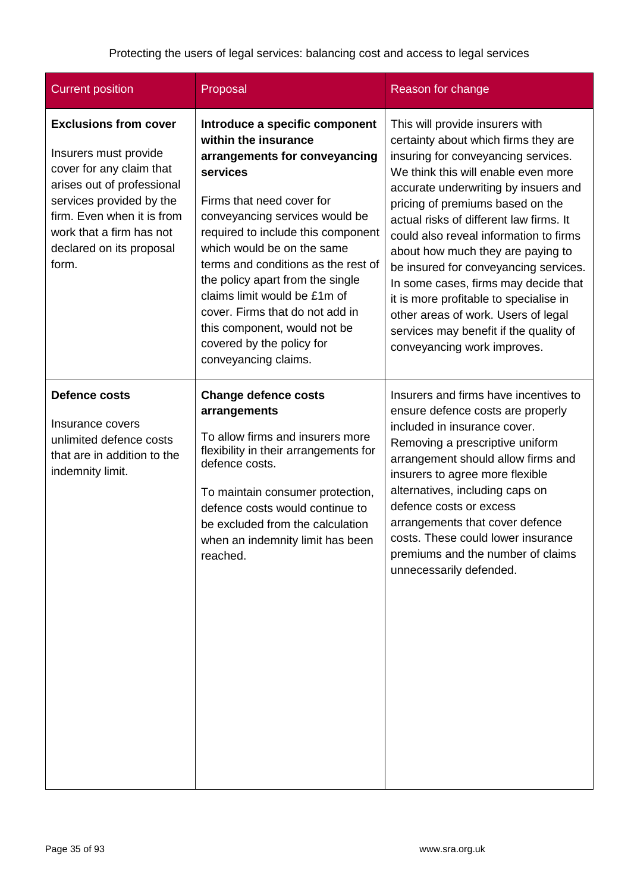| Current position | Proposal | Reason for change |
| --- | --- | --- |
| **Exclusions from cover**<br><br>Insurers must provide cover for any claim that arises out of professional services provided by the firm. Even when it is from work that a firm has not declared on its proposal form. | **Introduce a specific component within the insurance arrangements for conveyancing services**<br><br>Firms that need cover for conveyancing services would be required to include this component which would be on the same terms and conditions as the rest of the policy apart from the single claims limit would be £1m of cover. Firms that do not add in this component, would not be covered by the policy for conveyancing claims. | This will provide insurers with certainty about which firms they are insuring for conveyancing services. We think this will enable even more accurate underwriting by insuers and pricing of premiums based on the actual risks of different law firms. It could also reveal information to firms about how much they are paying to be insured for conveyancing services. In some cases, firms may decide that it is more profitable to specialise in other areas of work. Users of legal services may benefit if the quality of conveyancing work improves. |
| **Defence costs**<br><br>Insurance covers unlimited defence costs that are in addition to the indemnity limit. | **Change defence costs arrangements**<br><br>To allow firms and insurers more flexibility in their arrangements for defence costs.<br><br>To maintain consumer protection, defence costs would continue to be excluded from the calculation when an indemnity limit has been reached. | Insurers and firms have incentives to ensure defence costs are properly included in insurance cover. Removing a prescriptive uniform arrangement should allow firms and insurers to agree more flexible alternatives, including caps on defence costs or excess arrangements that cover defence costs. These could lower insurance premiums and the number of claims unnecessarily defended. |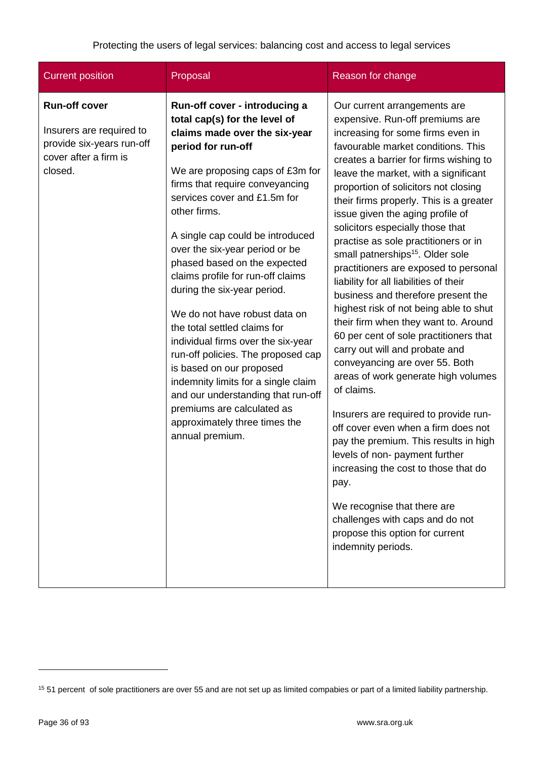| Current position | Proposal | Reason for change |
|---|---|---|
| **Run-off cover**<br><br>Insurers are required to provide six-years run-off cover after a firm is closed. | **Run-off cover - introducing a total cap(s) for the level of claims made over the six-year period for run-off**<br><br>We are proposing caps of £3m for firms that require conveyancing services cover and £1.5m for other firms.<br><br>A single cap could be introduced over the six-year period or be phased based on the expected claims profile for run-off claims during the six-year period.<br><br>We do not have robust data on the total settled claims for individual firms over the six-year run-off policies. The proposed cap is based on our proposed indemnity limits for a single claim and our understanding that run-off premiums are calculated as approximately three times the annual premium. | Our current arrangements are expensive. Run-off premiums are increasing for some firms even in favourable market conditions. This creates a barrier for firms wishing to leave the market, with a significant proportion of solicitors not closing their firms properly. This is a greater issue given the aging profile of solicitors especially those that practise as sole practitioners or in small patnerships[15]. Older sole practitioners are exposed to personal liability for all liabilities of their business and therefore present the highest risk of not being able to shut their firm when they want to. Around 60 per cent of sole practitioners that carry out will and probate and conveyancing are over 55. Both areas of work generate high volumes of claims.<br><br>Insurers are required to provide run-off cover even when a firm does not pay the premium. This results in high levels of non- payment further increasing the cost to those that do pay.<br><br>We recognise that there are challenges with caps and do not propose this option for current indemnity periods. |

[15] 51 percent of sole practitioners are over 55 and are not set up as limited compabies or part of a limited liability partnership.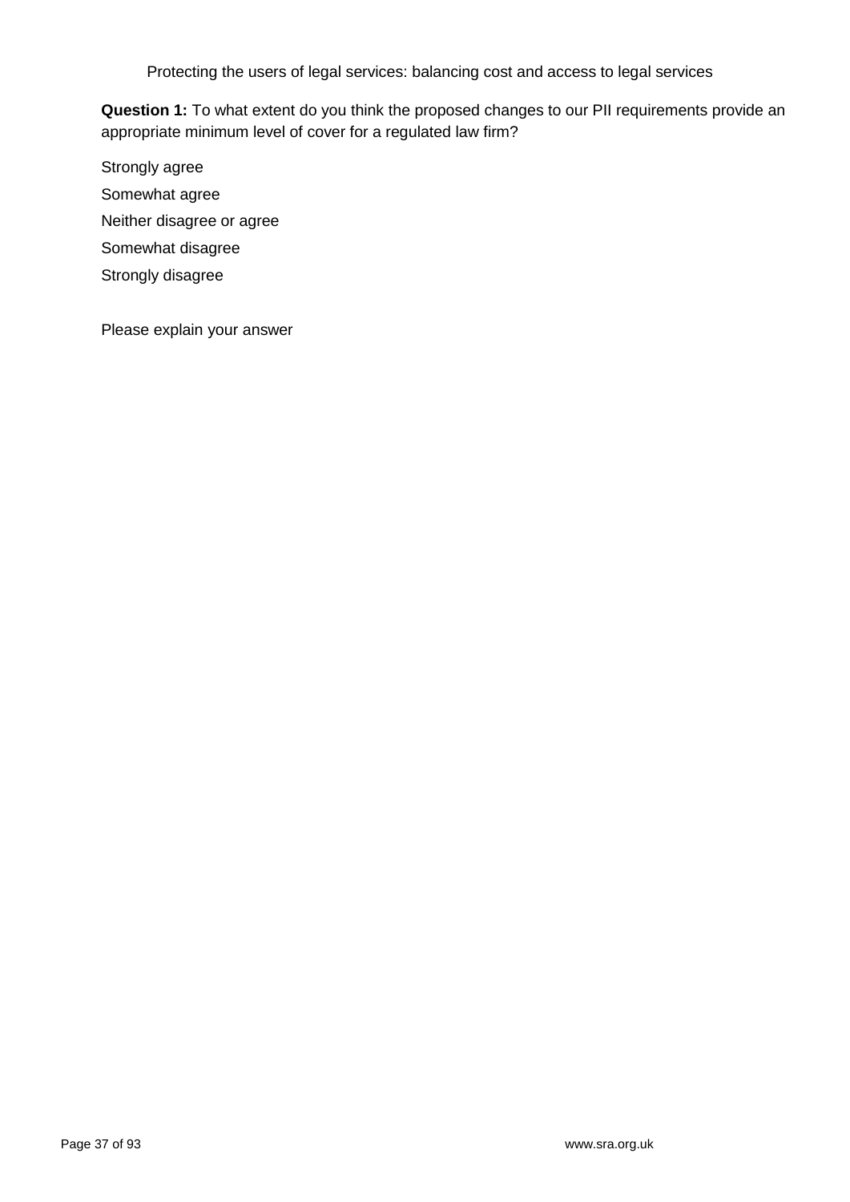Protecting the users of legal services: balancing cost and access to legal services

**Question 1:** To what extent do you think the proposed changes to our PII requirements provide an appropriate minimum level of cover for a regulated law firm?

Strongly agree

Somewhat agree

Neither disagree or agree

Somewhat disagree

Strongly disagree

Please explain your answer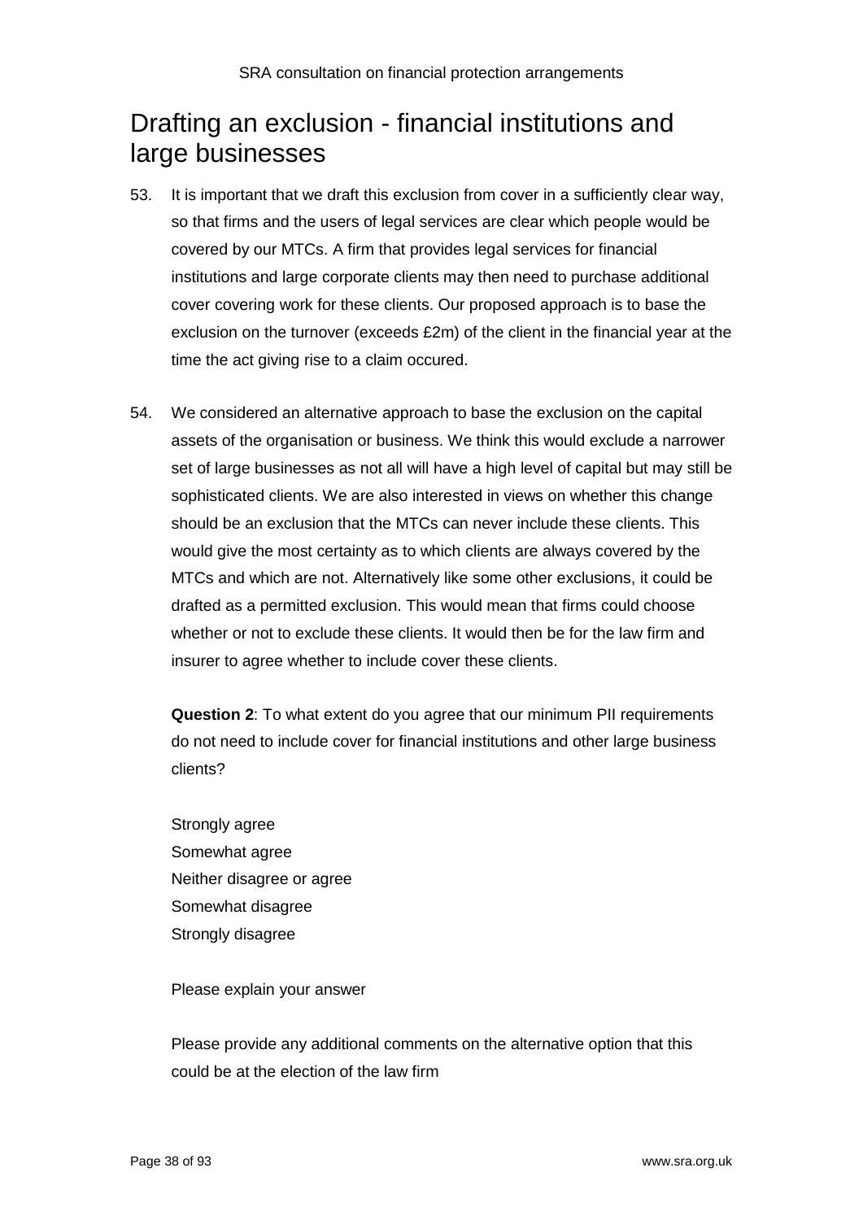# Drafting an exclusion - financial institutions and large businesses

53. It is important that we draft this exclusion from cover in a sufficiently clear way, so that firms and the users of legal services are clear which people would be covered by our MTCs. A firm that provides legal services for financial institutions and large corporate clients may then need to purchase additional cover covering work for these clients. Our proposed approach is to base the exclusion on the turnover (exceeds £2m) of the client in the financial year at the time the act giving rise to a claim occured.

54. We considered an alternative approach to base the exclusion on the capital assets of the organisation or business. We think this would exclude a narrower set of large businesses as not all will have a high level of capital but may still be sophisticated clients. We are also interested in views on whether this change should be an exclusion that the MTCs can never include these clients. This would give the most certainty as to which clients are always covered by the MTCs and which are not. Alternatively like some other exclusions, it could be drafted as a permitted exclusion. This would mean that firms could choose whether or not to exclude these clients. It would then be for the law firm and insurer to agree whether to include cover these clients.

**Question 2**: To what extent do you agree that our minimum PII requirements do not need to include cover for financial institutions and other large business clients?

Strongly agree
Somewhat agree
Neither disagree or agree
Somewhat disagree
Strongly disagree

Please explain your answer

Please provide any additional comments on the alternative option that this could be at the election of the law firm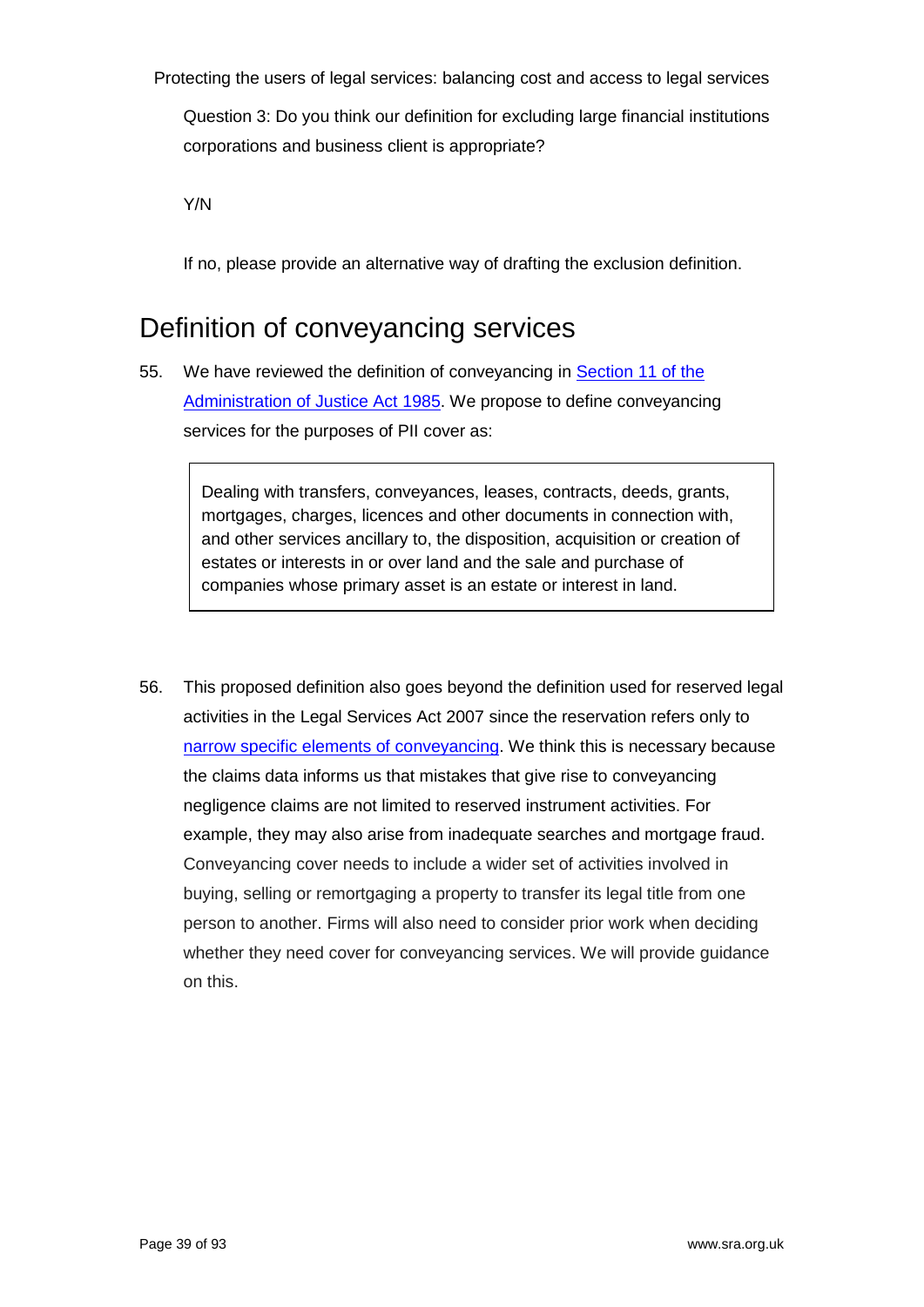Protecting the users of legal services: balancing cost and access to legal services

Question 3: Do you think our definition for excluding large financial institutions corporations and business client is appropriate?

Y/N

If no, please provide an alternative way of drafting the exclusion definition.

## Definition of conveyancing services

55. We have reviewed the definition of conveyancing in [Section 11 of the Administration of Justice Act 1985](). We propose to define conveyancing services for the purposes of PII cover as:

> Dealing with transfers, conveyances, leases, contracts, deeds, grants, mortgages, charges, licences and other documents in connection with, and other services ancillary to, the disposition, acquisition or creation of estates or interests in or over land and the sale and purchase of companies whose primary asset is an estate or interest in land.

56. This proposed definition also goes beyond the definition used for reserved legal activities in the Legal Services Act 2007 since the reservation refers only to [narrow specific elements of conveyancing](). We think this is necessary because the claims data informs us that mistakes that give rise to conveyancing negligence claims are not limited to reserved instrument activities. For example, they may also arise from inadequate searches and mortgage fraud. Conveyancing cover needs to include a wider set of activities involved in buying, selling or remortgaging a property to transfer its legal title from one person to another. Firms will also need to consider prior work when deciding whether they need cover for conveyancing services. We will provide guidance on this.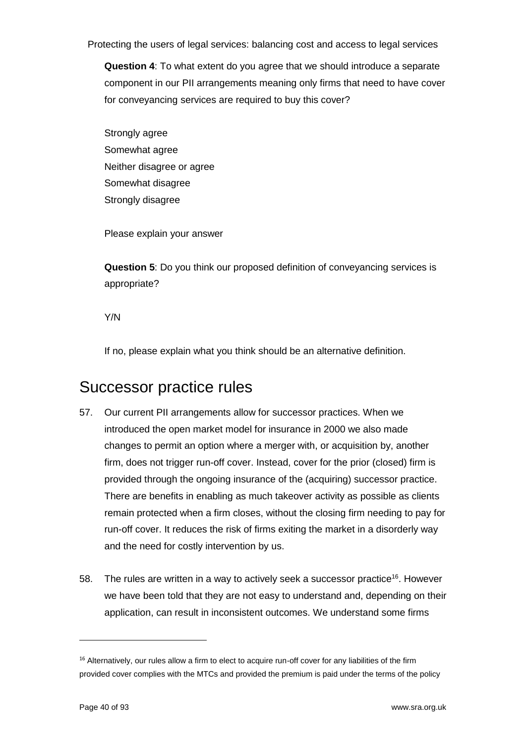**Question 4**: To what extent do you agree that we should introduce a separate component in our PII arrangements meaning only firms that need to have cover for conveyancing services are required to buy this cover?

Strongly agree
Somewhat agree
Neither disagree or agree
Somewhat disagree
Strongly disagree

Please explain your answer

**Question 5**: Do you think our proposed definition of conveyancing services is appropriate?

Y/N

If no, please explain what you think should be an alternative definition.

## Successor practice rules

57. Our current PII arrangements allow for successor practices. When we introduced the open market model for insurance in 2000 we also made changes to permit an option where a merger with, or acquisition by, another firm, does not trigger run-off cover. Instead, cover for the prior (closed) firm is provided through the ongoing insurance of the (acquiring) successor practice. There are benefits in enabling as much takeover activity as possible as clients remain protected when a firm closes, without the closing firm needing to pay for run-off cover. It reduces the risk of firms exiting the market in a disorderly way and the need for costly intervention by us.

58. The rules are written in a way to actively seek a successor practice[16]. However we have been told that they are not easy to understand and, depending on their application, can result in inconsistent outcomes. We understand some firms

[16] Alternatively, our rules allow a firm to elect to acquire run-off cover for any liabilities of the firm provided cover complies with the MTCs and provided the premium is paid under the terms of the policy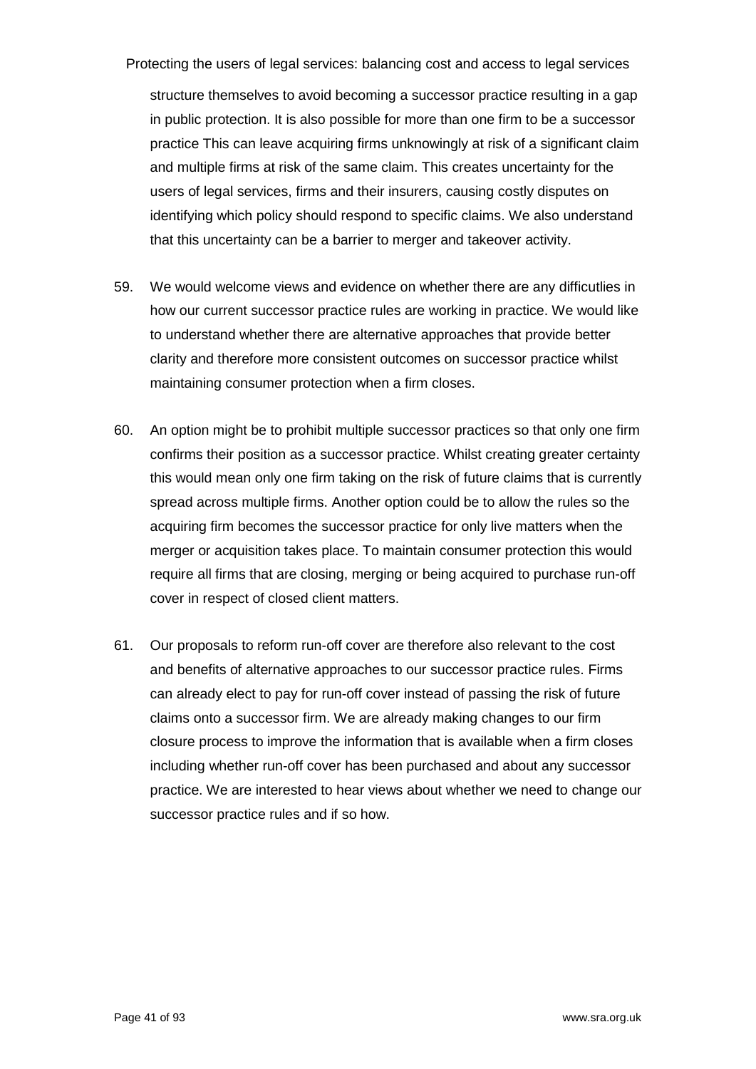structure themselves to avoid becoming a successor practice resulting in a gap in public protection. It is also possible for more than one firm to be a successor practice This can leave acquiring firms unknowingly at risk of a significant claim and multiple firms at risk of the same claim. This creates uncertainty for the users of legal services, firms and their insurers, causing costly disputes on identifying which policy should respond to specific claims. We also understand that this uncertainty can be a barrier to merger and takeover activity.

59. We would welcome views and evidence on whether there are any difficutlies in how our current successor practice rules are working in practice. We would like to understand whether there are alternative approaches that provide better clarity and therefore more consistent outcomes on successor practice whilst maintaining consumer protection when a firm closes.

60. An option might be to prohibit multiple successor practices so that only one firm confirms their position as a successor practice. Whilst creating greater certainty this would mean only one firm taking on the risk of future claims that is currently spread across multiple firms. Another option could be to allow the rules so the acquiring firm becomes the successor practice for only live matters when the merger or acquisition takes place. To maintain consumer protection this would require all firms that are closing, merging or being acquired to purchase run-off cover in respect of closed client matters.

61. Our proposals to reform run-off cover are therefore also relevant to the cost and benefits of alternative approaches to our successor practice rules. Firms can already elect to pay for run-off cover instead of passing the risk of future claims onto a successor firm. We are already making changes to our firm closure process to improve the information that is available when a firm closes including whether run-off cover has been purchased and about any successor practice. We are interested to hear views about whether we need to change our successor practice rules and if so how.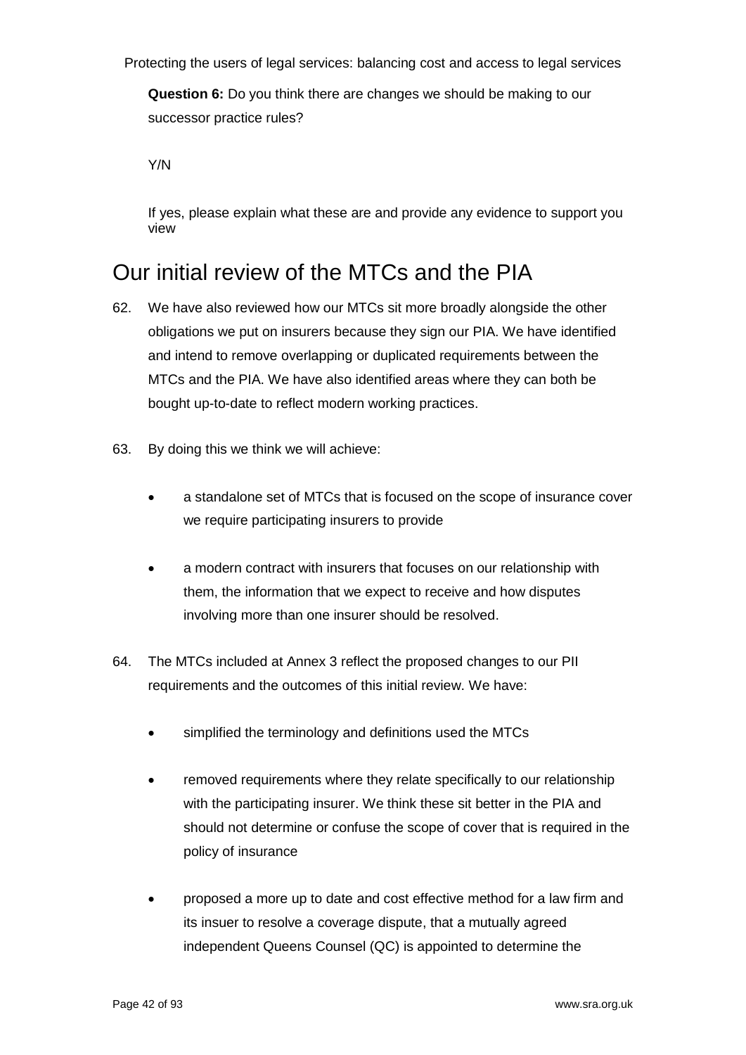**Question 6:** Do you think there are changes we should be making to our successor practice rules?

Y/N

If yes, please explain what these are and provide any evidence to support you view

## Our initial review of the MTCs and the PIA

62. We have also reviewed how our MTCs sit more broadly alongside the other obligations we put on insurers because they sign our PIA. We have identified and intend to remove overlapping or duplicated requirements between the MTCs and the PIA. We have also identified areas where they can both be bought up-to-date to reflect modern working practices.

63. By doing this we think we will achieve:

    - a standalone set of MTCs that is focused on the scope of insurance cover we require participating insurers to provide
    - a modern contract with insurers that focuses on our relationship with them, the information that we expect to receive and how disputes involving more than one insurer should be resolved.

64. The MTCs included at Annex 3 reflect the proposed changes to our PII requirements and the outcomes of this initial review. We have:

    - simplified the terminology and definitions used the MTCs
    - removed requirements where they relate specifically to our relationship with the participating insurer. We think these sit better in the PIA and should not determine or confuse the scope of cover that is required in the policy of insurance
    - proposed a more up to date and cost effective method for a law firm and its insuer to resolve a coverage dispute, that a mutually agreed independent Queens Counsel (QC) is appointed to determine the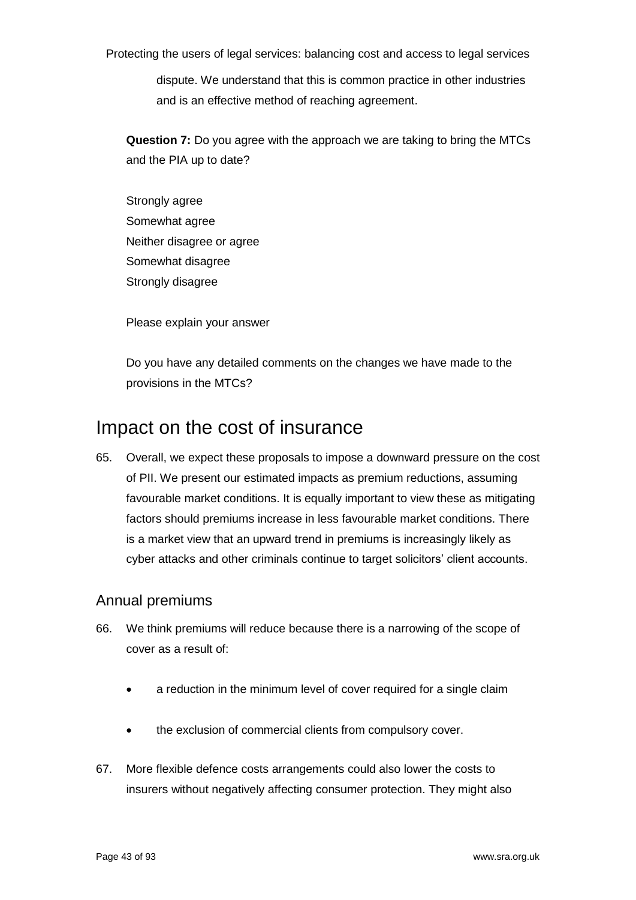dispute. We understand that this is common practice in other industries and is an effective method of reaching agreement.

**Question 7:** Do you agree with the approach we are taking to bring the MTCs and the PIA up to date?

Strongly agree
Somewhat agree
Neither disagree or agree
Somewhat disagree
Strongly disagree

Please explain your answer

Do you have any detailed comments on the changes we have made to the provisions in the MTCs?

# Impact on the cost of insurance

65. Overall, we expect these proposals to impose a downward pressure on the cost of PII. We present our estimated impacts as premium reductions, assuming favourable market conditions. It is equally important to view these as mitigating factors should premiums increase in less favourable market conditions. There is a market view that an upward trend in premiums is increasingly likely as cyber attacks and other criminals continue to target solicitors' client accounts.

## Annual premiums

66. We think premiums will reduce because there is a narrowing of the scope of cover as a result of:

    - a reduction in the minimum level of cover required for a single claim
    - the exclusion of commercial clients from compulsory cover.

67. More flexible defence costs arrangements could also lower the costs to insurers without negatively affecting consumer protection. They might also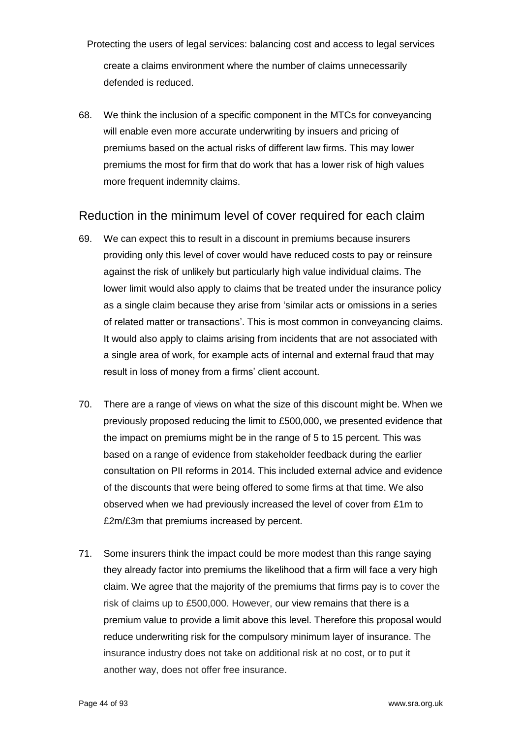create a claims environment where the number of claims unnecessarily defended is reduced.

68. We think the inclusion of a specific component in the MTCs for conveyancing will enable even more accurate underwriting by insuers and pricing of premiums based on the actual risks of different law firms. This may lower premiums the most for firm that do work that has a lower risk of high values more frequent indemnity claims.

## Reduction in the minimum level of cover required for each claim

69. We can expect this to result in a discount in premiums because insurers providing only this level of cover would have reduced costs to pay or reinsure against the risk of unlikely but particularly high value individual claims. The lower limit would also apply to claims that be treated under the insurance policy as a single claim because they arise from 'similar acts or omissions in a series of related matter or transactions'. This is most common in conveyancing claims. It would also apply to claims arising from incidents that are not associated with a single area of work, for example acts of internal and external fraud that may result in loss of money from a firms' client account.

70. There are a range of views on what the size of this discount might be. When we previously proposed reducing the limit to £500,000, we presented evidence that the impact on premiums might be in the range of 5 to 15 percent. This was based on a range of evidence from stakeholder feedback during the earlier consultation on PII reforms in 2014. This included external advice and evidence of the discounts that were being offered to some firms at that time. We also observed when we had previously increased the level of cover from £1m to £2m/£3m that premiums increased by percent.

71. Some insurers think the impact could be more modest than this range saying they already factor into premiums the likelihood that a firm will face a very high claim. We agree that the majority of the premiums that firms pay is to cover the risk of claims up to £500,000. However, our view remains that there is a premium value to provide a limit above this level. Therefore this proposal would reduce underwriting risk for the compulsory minimum layer of insurance. The insurance industry does not take on additional risk at no cost, or to put it another way, does not offer free insurance.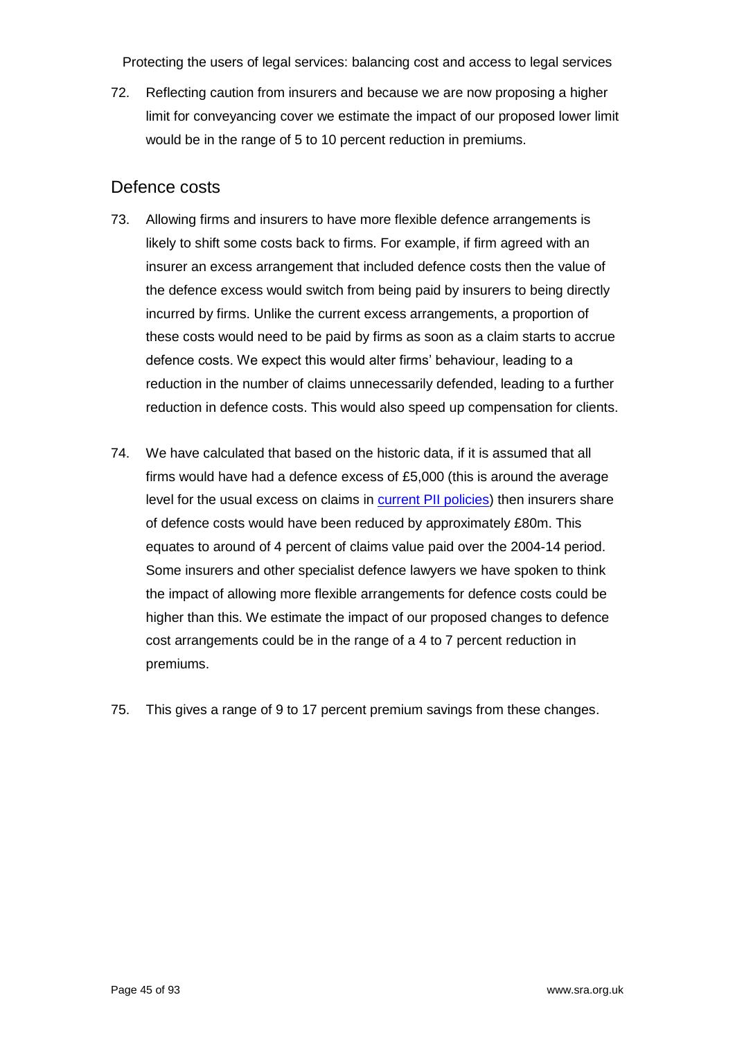72. Reflecting caution from insurers and because we are now proposing a higher limit for conveyancing cover we estimate the impact of our proposed lower limit would be in the range of 5 to 10 percent reduction in premiums.

## Defence costs

73. Allowing firms and insurers to have more flexible defence arrangements is likely to shift some costs back to firms. For example, if firm agreed with an insurer an excess arrangement that included defence costs then the value of the defence excess would switch from being paid by insurers to being directly incurred by firms. Unlike the current excess arrangements, a proportion of these costs would need to be paid by firms as soon as a claim starts to accrue defence costs. We expect this would alter firms' behaviour, leading to a reduction in the number of claims unnecessarily defended, leading to a further reduction in defence costs. This would also speed up compensation for clients.

74. We have calculated that based on the historic data, if it is assumed that all firms would have had a defence excess of £5,000 (this is around the average level for the usual excess on claims in [current PII policies](current PII policies)) then insurers share of defence costs would have been reduced by approximately £80m. This equates to around of 4 percent of claims value paid over the 2004-14 period. Some insurers and other specialist defence lawyers we have spoken to think the impact of allowing more flexible arrangements for defence costs could be higher than this. We estimate the impact of our proposed changes to defence cost arrangements could be in the range of a 4 to 7 percent reduction in premiums.

75. This gives a range of 9 to 17 percent premium savings from these changes.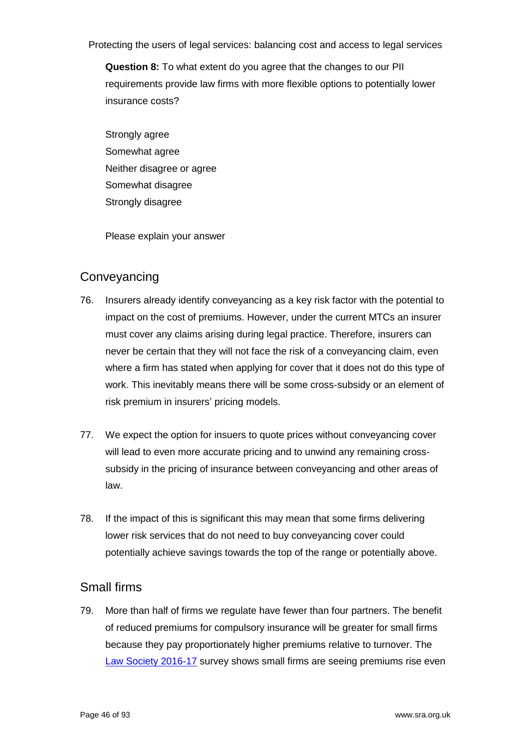**Question 8:** To what extent do you agree that the changes to our PII requirements provide law firms with more flexible options to potentially lower insurance costs?

Strongly agree
Somewhat agree
Neither disagree or agree
Somewhat disagree
Strongly disagree

Please explain your answer

## Conveyancing

76. Insurers already identify conveyancing as a key risk factor with the potential to impact on the cost of premiums. However, under the current MTCs an insurer must cover any claims arising during legal practice. Therefore, insurers can never be certain that they will not face the risk of a conveyancing claim, even where a firm has stated when applying for cover that it does not do this type of work. This inevitably means there will be some cross-subsidy or an element of risk premium in insurers' pricing models.

77. We expect the option for insuers to quote prices without conveyancing cover will lead to even more accurate pricing and to unwind any remaining cross-subsidy in the pricing of insurance between conveyancing and other areas of law.

78. If the impact of this is significant this may mean that some firms delivering lower risk services that do not need to buy conveyancing cover could potentially achieve savings towards the top of the range or potentially above.

## Small firms

79. More than half of firms we regulate have fewer than four partners. The benefit of reduced premiums for compulsory insurance will be greater for small firms because they pay proportionately higher premiums relative to turnover. The Law Society 2016-17 survey shows small firms are seeing premiums rise even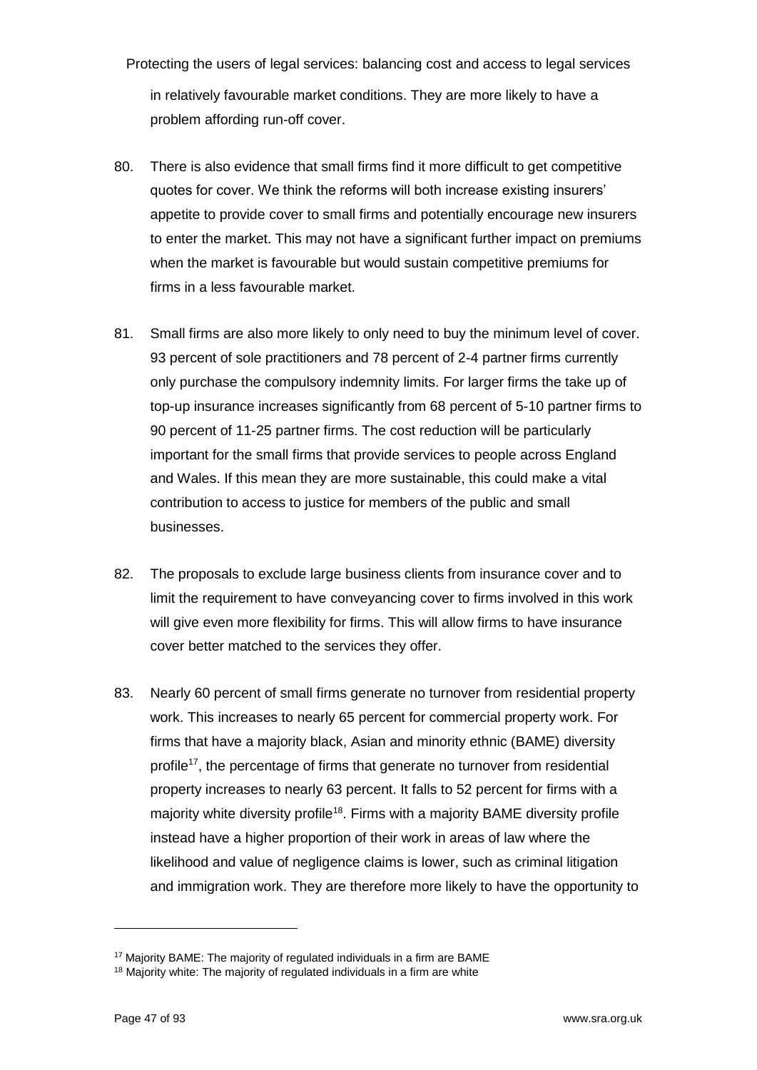in relatively favourable market conditions. They are more likely to have a problem affording run-off cover.

80. There is also evidence that small firms find it more difficult to get competitive quotes for cover. We think the reforms will both increase existing insurers' appetite to provide cover to small firms and potentially encourage new insurers to enter the market. This may not have a significant further impact on premiums when the market is favourable but would sustain competitive premiums for firms in a less favourable market.

81. Small firms are also more likely to only need to buy the minimum level of cover. 93 percent of sole practitioners and 78 percent of 2-4 partner firms currently only purchase the compulsory indemnity limits. For larger firms the take up of top-up insurance increases significantly from 68 percent of 5-10 partner firms to 90 percent of 11-25 partner firms. The cost reduction will be particularly important for the small firms that provide services to people across England and Wales. If this mean they are more sustainable, this could make a vital contribution to access to justice for members of the public and small businesses.

82. The proposals to exclude large business clients from insurance cover and to limit the requirement to have conveyancing cover to firms involved in this work will give even more flexibility for firms. This will allow firms to have insurance cover better matched to the services they offer.

83. Nearly 60 percent of small firms generate no turnover from residential property work. This increases to nearly 65 percent for commercial property work. For firms that have a majority black, Asian and minority ethnic (BAME) diversity profile[17], the percentage of firms that generate no turnover from residential property increases to nearly 63 percent. It falls to 52 percent for firms with a majority white diversity profile[18]. Firms with a majority BAME diversity profile instead have a higher proportion of their work in areas of law where the likelihood and value of negligence claims is lower, such as criminal litigation and immigration work. They are therefore more likely to have the opportunity to

---

[17] Majority BAME: The majority of regulated individuals in a firm are BAME

[18] Majority white: The majority of regulated individuals in a firm are white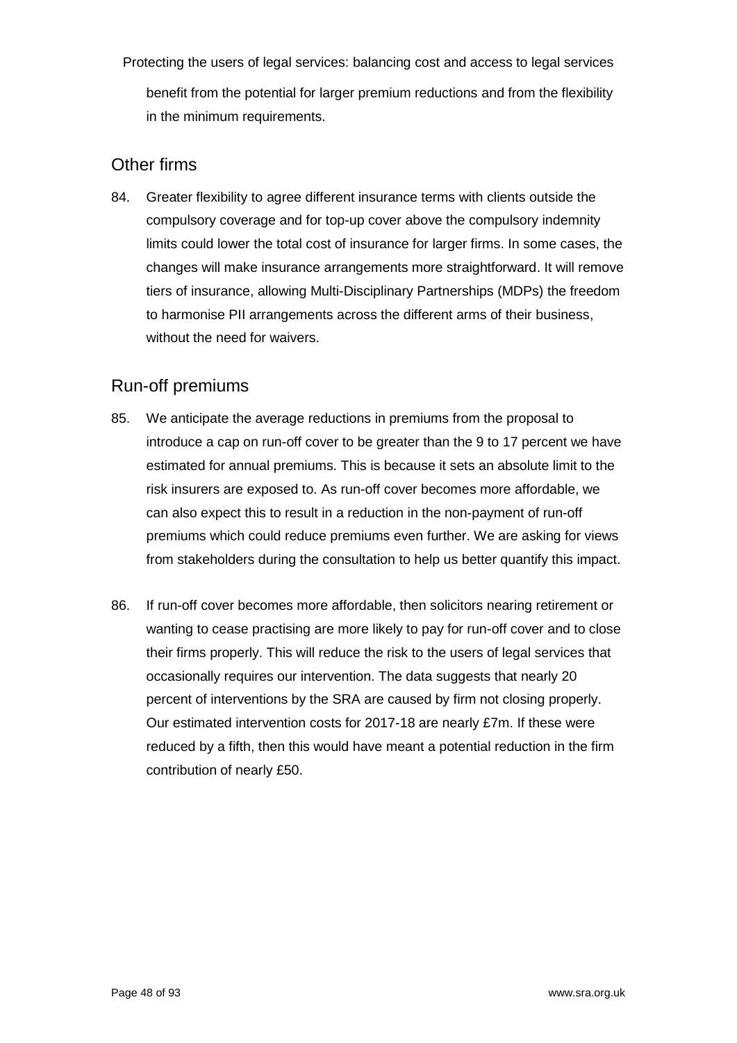benefit from the potential for larger premium reductions and from the flexibility in the minimum requirements.

## Other firms

84. Greater flexibility to agree different insurance terms with clients outside the compulsory coverage and for top-up cover above the compulsory indemnity limits could lower the total cost of insurance for larger firms. In some cases, the changes will make insurance arrangements more straightforward. It will remove tiers of insurance, allowing Multi-Disciplinary Partnerships (MDPs) the freedom to harmonise PII arrangements across the different arms of their business, without the need for waivers.

## Run-off premiums

85. We anticipate the average reductions in premiums from the proposal to introduce a cap on run-off cover to be greater than the 9 to 17 percent we have estimated for annual premiums. This is because it sets an absolute limit to the risk insurers are exposed to. As run-off cover becomes more affordable, we can also expect this to result in a reduction in the non-payment of run-off premiums which could reduce premiums even further. We are asking for views from stakeholders during the consultation to help us better quantify this impact.

86. If run-off cover becomes more affordable, then solicitors nearing retirement or wanting to cease practising are more likely to pay for run-off cover and to close their firms properly. This will reduce the risk to the users of legal services that occasionally requires our intervention. The data suggests that nearly 20 percent of interventions by the SRA are caused by firm not closing properly. Our estimated intervention costs for 2017-18 are nearly £7m. If these were reduced by a fifth, then this would have meant a potential reduction in the firm contribution of nearly £50.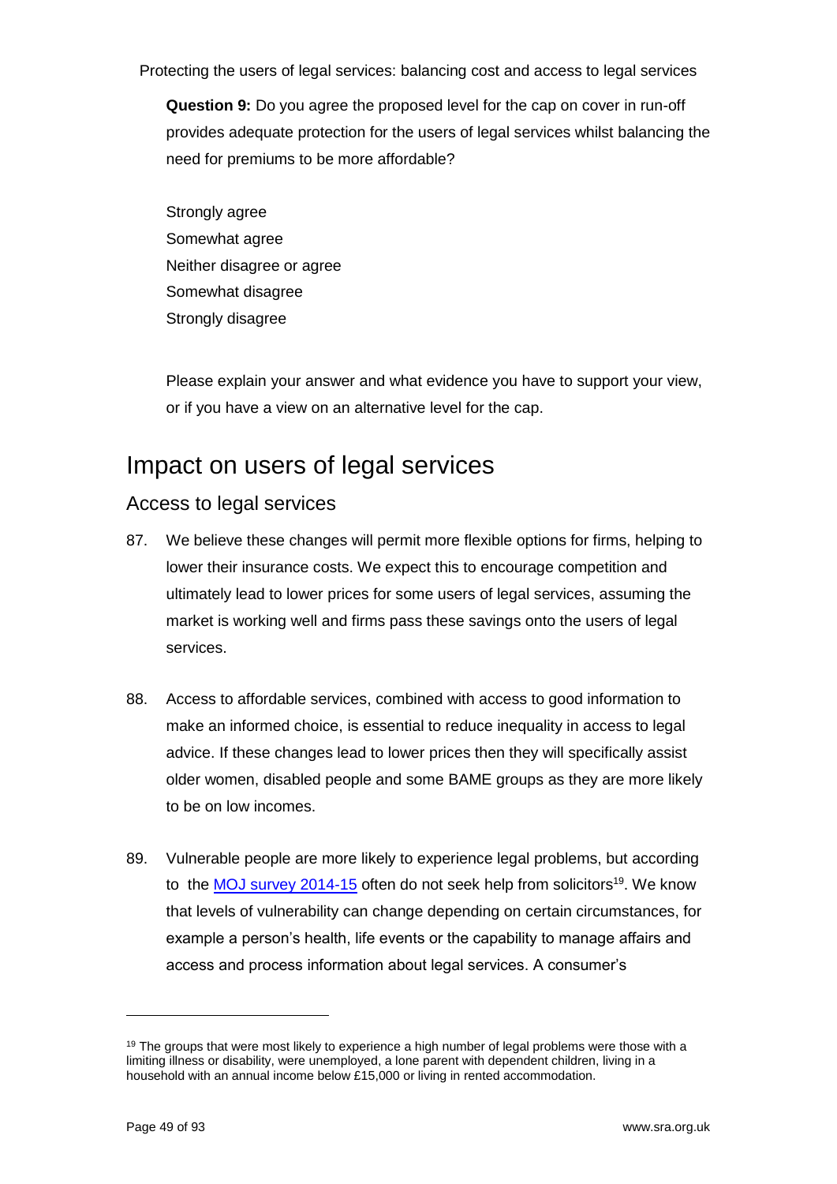Protecting the users of legal services: balancing cost and access to legal services

**Question 9:** Do you agree the proposed level for the cap on cover in run-off provides adequate protection for the users of legal services whilst balancing the need for premiums to be more affordable?

Strongly agree
Somewhat agree
Neither disagree or agree
Somewhat disagree
Strongly disagree

Please explain your answer and what evidence you have to support your view, or if you have a view on an alternative level for the cap.

# Impact on users of legal services

## Access to legal services

87. We believe these changes will permit more flexible options for firms, helping to lower their insurance costs. We expect this to encourage competition and ultimately lead to lower prices for some users of legal services, assuming the market is working well and firms pass these savings onto the users of legal services.

88. Access to affordable services, combined with access to good information to make an informed choice, is essential to reduce inequality in access to legal advice. If these changes lead to lower prices then they will specifically assist older women, disabled people and some BAME groups as they are more likely to be on low incomes.

89. Vulnerable people are more likely to experience legal problems, but according to the MOJ survey 2014-15 often do not seek help from solicitors[19]. We know that levels of vulnerability can change depending on certain circumstances, for example a person's health, life events or the capability to manage affairs and access and process information about legal services. A consumer's

[19] The groups that were most likely to experience a high number of legal problems were those with a limiting illness or disability, were unemployed, a lone parent with dependent children, living in a household with an annual income below £15,000 or living in rented accommodation.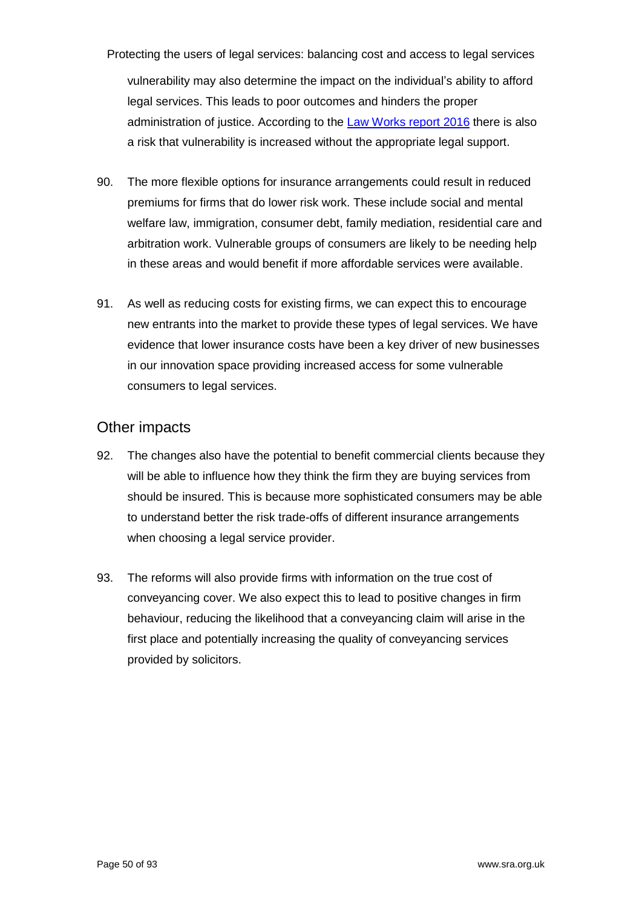vulnerability may also determine the impact on the individual's ability to afford legal services. This leads to poor outcomes and hinders the proper administration of justice. According to the [Law Works report 2016] there is also a risk that vulnerability is increased without the appropriate legal support.

90. The more flexible options for insurance arrangements could result in reduced premiums for firms that do lower risk work. These include social and mental welfare law, immigration, consumer debt, family mediation, residential care and arbitration work. Vulnerable groups of consumers are likely to be needing help in these areas and would benefit if more affordable services were available.

91. As well as reducing costs for existing firms, we can expect this to encourage new entrants into the market to provide these types of legal services. We have evidence that lower insurance costs have been a key driver of new businesses in our innovation space providing increased access for some vulnerable consumers to legal services.

## Other impacts

92. The changes also have the potential to benefit commercial clients because they will be able to influence how they think the firm they are buying services from should be insured. This is because more sophisticated consumers may be able to understand better the risk trade-offs of different insurance arrangements when choosing a legal service provider.

93. The reforms will also provide firms with information on the true cost of conveyancing cover. We also expect this to lead to positive changes in firm behaviour, reducing the likelihood that a conveyancing claim will arise in the first place and potentially increasing the quality of conveyancing services provided by solicitors.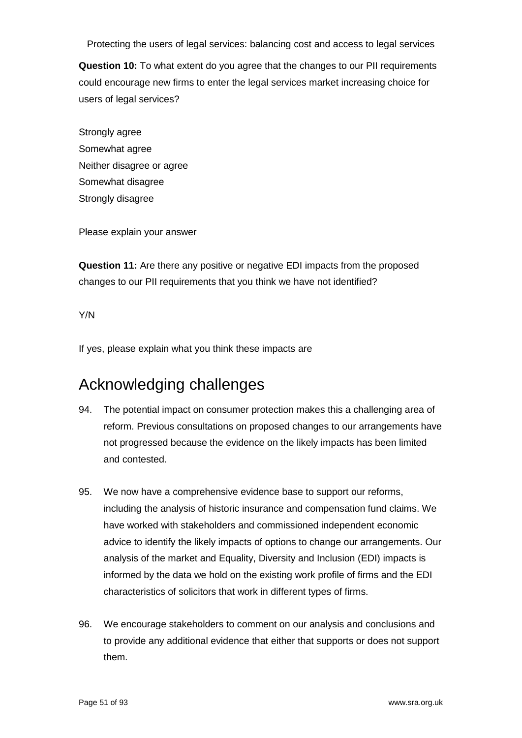Protecting the users of legal services: balancing cost and access to legal services

**Question 10:** To what extent do you agree that the changes to our PII requirements could encourage new firms to enter the legal services market increasing choice for users of legal services?

Strongly agree
Somewhat agree
Neither disagree or agree
Somewhat disagree
Strongly disagree

Please explain your answer

**Question 11:** Are there any positive or negative EDI impacts from the proposed changes to our PII requirements that you think we have not identified?

Y/N

If yes, please explain what you think these impacts are

## Acknowledging challenges

94. The potential impact on consumer protection makes this a challenging area of reform. Previous consultations on proposed changes to our arrangements have not progressed because the evidence on the likely impacts has been limited and contested.

95. We now have a comprehensive evidence base to support our reforms, including the analysis of historic insurance and compensation fund claims. We have worked with stakeholders and commissioned independent economic advice to identify the likely impacts of options to change our arrangements. Our analysis of the market and Equality, Diversity and Inclusion (EDI) impacts is informed by the data we hold on the existing work profile of firms and the EDI characteristics of solicitors that work in different types of firms.

96. We encourage stakeholders to comment on our analysis and conclusions and to provide any additional evidence that either that supports or does not support them.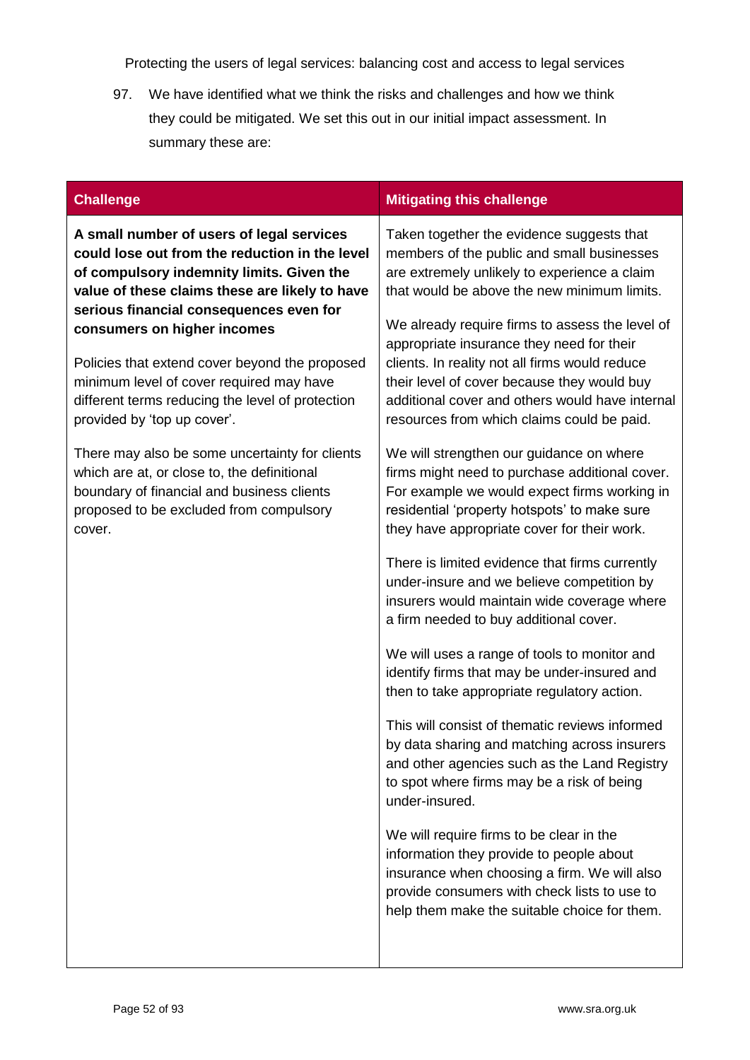Protecting the users of legal services: balancing cost and access to legal services

97. We have identified what we think the risks and challenges and how we think they could be mitigated. We set this out in our initial impact assessment. In summary these are:

| Challenge | Mitigating this challenge |
| --- | --- |
| **A small number of users of legal services could lose out from the reduction in the level of compulsory indemnity limits. Given the value of these claims these are likely to have serious financial consequences even for consumers on higher incomes**<br><br>Policies that extend cover beyond the proposed minimum level of cover required may have different terms reducing the level of protection provided by 'top up cover'.<br><br>There may also be some uncertainty for clients which are at, or close to, the definitional boundary of financial and business clients proposed to be excluded from compulsory cover. | Taken together the evidence suggests that members of the public and small businesses are extremely unlikely to experience a claim that would be above the new minimum limits.<br><br>We already require firms to assess the level of appropriate insurance they need for their clients. In reality not all firms would reduce their level of cover because they would buy additional cover and others would have internal resources from which claims could be paid.<br><br>We will strengthen our guidance on where firms might need to purchase additional cover. For example we would expect firms working in residential 'property hotspots' to make sure they have appropriate cover for their work.<br><br>There is limited evidence that firms currently under-insure and we believe competition by insurers would maintain wide coverage where a firm needed to buy additional cover.<br><br>We will uses a range of tools to monitor and identify firms that may be under-insured and then to take appropriate regulatory action.<br><br>This will consist of thematic reviews informed by data sharing and matching across insurers and other agencies such as the Land Registry to spot where firms may be a risk of being under-insured.<br><br>We will require firms to be clear in the information they provide to people about insurance when choosing a firm. We will also provide consumers with check lists to use to help them make the suitable choice for them. |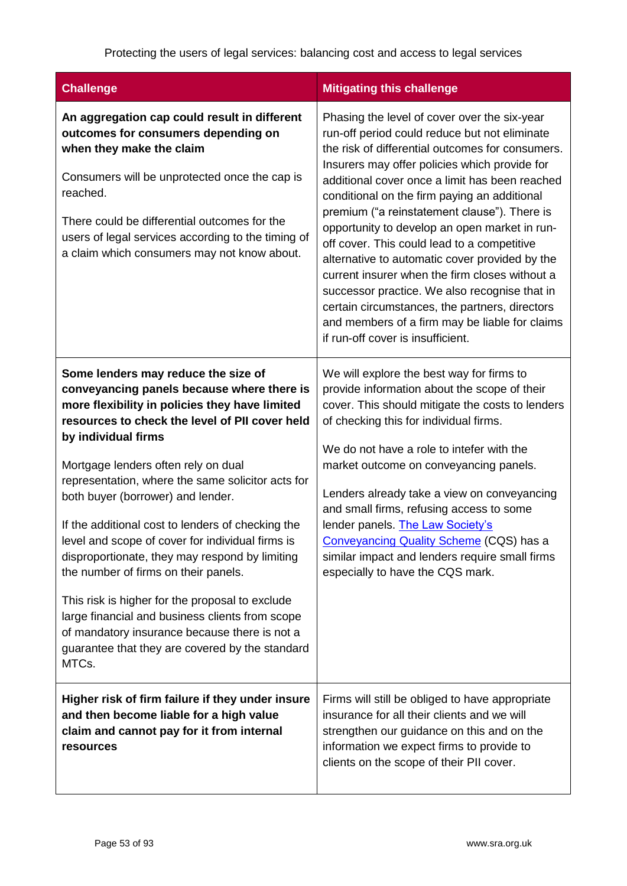| Challenge | Mitigating this challenge |
|---|---|
| **An aggregation cap could result in different outcomes for consumers depending on when they make the claim**<br><br>Consumers will be unprotected once the cap is reached.<br><br>There could be differential outcomes for the users of legal services according to the timing of a claim which consumers may not know about. | Phasing the level of cover over the six-year run-off period could reduce but not eliminate the risk of differential outcomes for consumers. Insurers may offer policies which provide for additional cover once a limit has been reached conditional on the firm paying an additional premium ("a reinstatement clause"). There is opportunity to develop an open market in run-off cover. This could lead to a competitive alternative to automatic cover provided by the current insurer when the firm closes without a successor practice. We also recognise that in certain circumstances, the partners, directors and members of a firm may be liable for claims if run-off cover is insufficient. |
| **Some lenders may reduce the size of conveyancing panels because where there is more flexibility in policies they have limited resources to check the level of PII cover held by individual firms**<br><br>Mortgage lenders often rely on dual representation, where the same solicitor acts for both buyer (borrower) and lender.<br><br>If the additional cost to lenders of checking the level and scope of cover for individual firms is disproportionate, they may respond by limiting the number of firms on their panels.<br><br>This risk is higher for the proposal to exclude large financial and business clients from scope of mandatory insurance because there is not a guarantee that they are covered by the standard MTCs. | We will explore the best way for firms to provide information about the scope of their cover. This should mitigate the costs to lenders of checking this for individual firms.<br><br>We do not have a role to intefer with the market outcome on conveyancing panels.<br><br>Lenders already take a view on conveyancing and small firms, refusing access to some lender panels. The Law Society's Conveyancing Quality Scheme (CQS) has a similar impact and lenders require small firms especially to have the CQS mark. |
| **Higher risk of firm failure if they under insure and then become liable for a high value claim and cannot pay for it from internal resources** | Firms will still be obliged to have appropriate insurance for all their clients and we will strengthen our guidance on this and on the information we expect firms to provide to clients on the scope of their PII cover. |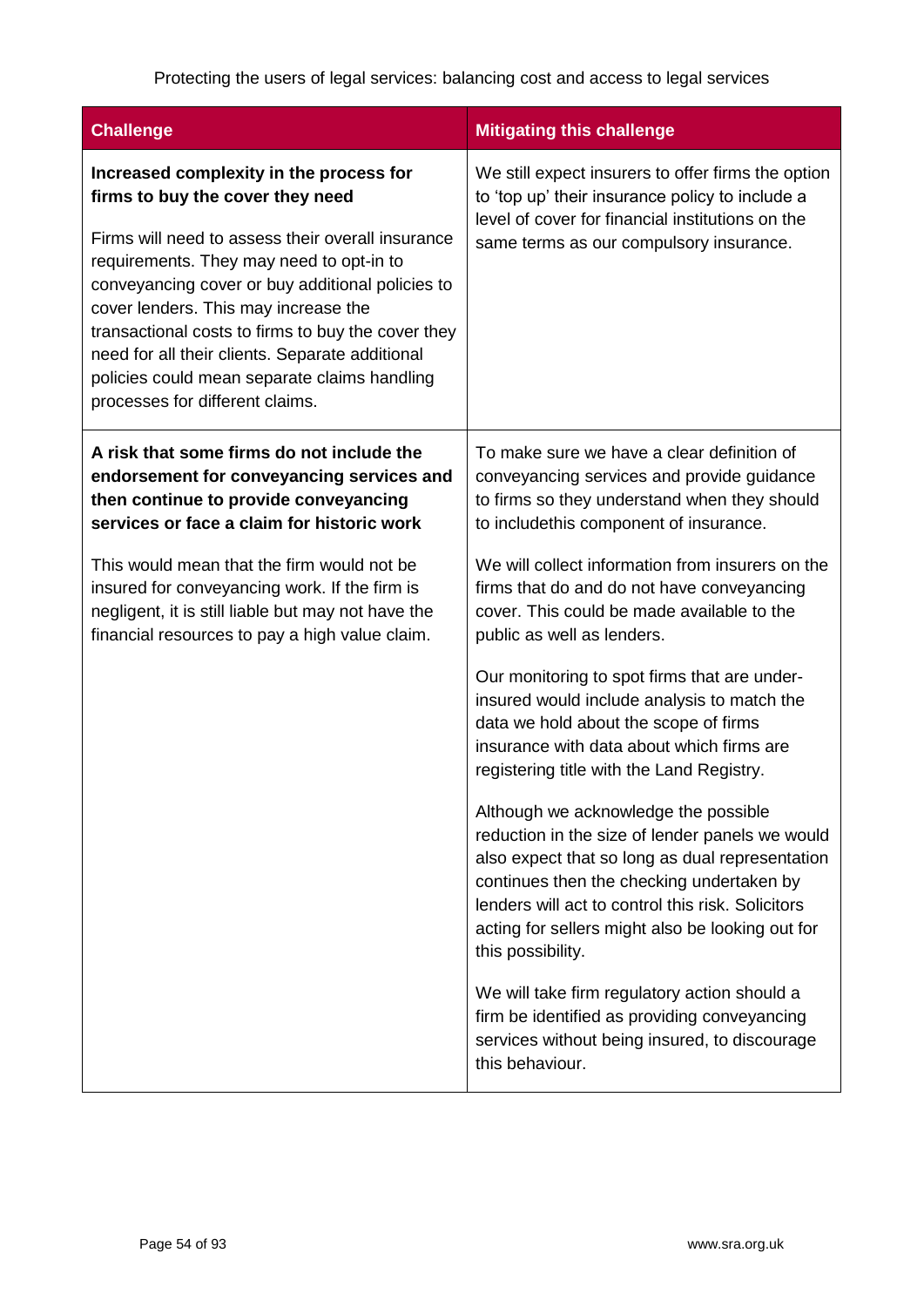| Challenge | Mitigating this challenge |
|---|---|
| **Increased complexity in the process for firms to buy the cover they need**<br><br>Firms will need to assess their overall insurance requirements. They may need to opt-in to conveyancing cover or buy additional policies to cover lenders. This may increase the transactional costs to firms to buy the cover they need for all their clients. Separate additional policies could mean separate claims handling processes for different claims. | We still expect insurers to offer firms the option to 'top up' their insurance policy to include a level of cover for financial institutions on the same terms as our compulsory insurance. |
| **A risk that some firms do not include the endorsement for conveyancing services and then continue to provide conveyancing services or face a claim for historic work**<br><br>This would mean that the firm would not be insured for conveyancing work. If the firm is negligent, it is still liable but may not have the financial resources to pay a high value claim. | To make sure we have a clear definition of conveyancing services and provide guidance to firms so they understand when they should to includethis component of insurance.<br><br>We will collect information from insurers on the firms that do and do not have conveyancing cover. This could be made available to the public as well as lenders.<br><br>Our monitoring to spot firms that are under-insured would include analysis to match the data we hold about the scope of firms insurance with data about which firms are registering title with the Land Registry.<br><br>Although we acknowledge the possible reduction in the size of lender panels we would also expect that so long as dual representation continues then the checking undertaken by lenders will act to control this risk. Solicitors acting for sellers might also be looking out for this possibility.<br><br>We will take firm regulatory action should a firm be identified as providing conveyancing services without being insured, to discourage this behaviour. |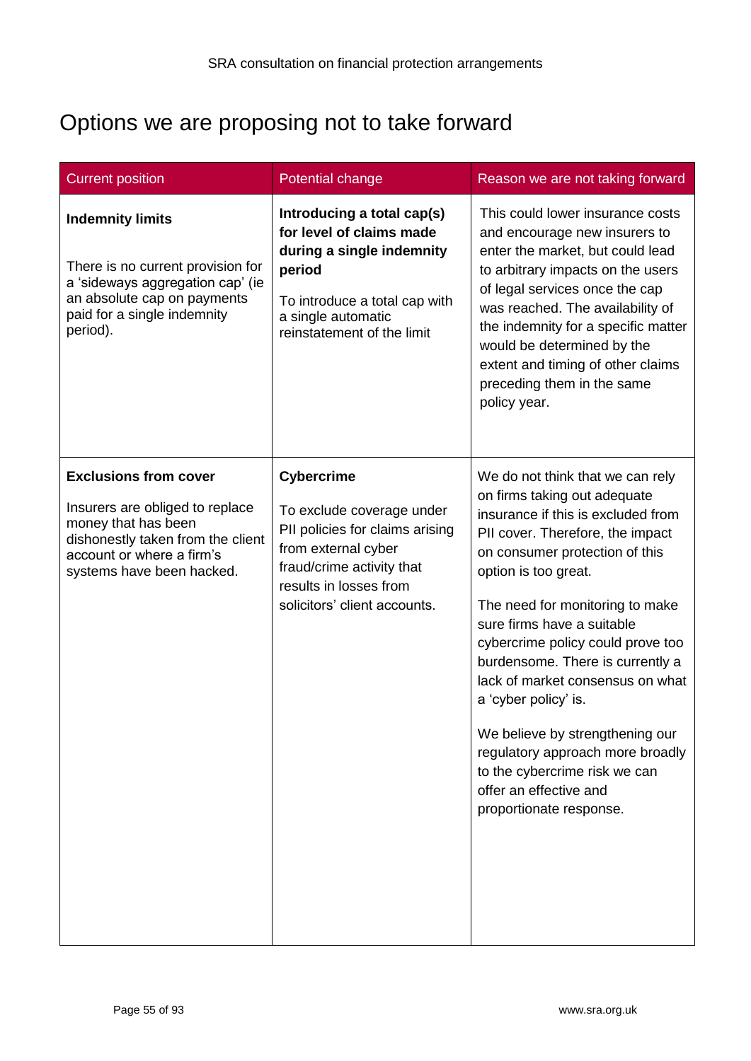# Options we are proposing not to take forward

| Current position | Potential change | Reason we are not taking forward |
|---|---|---|
| **Indemnity limits**<br><br>There is no current provision for a 'sideways aggregation cap' (ie an absolute cap on payments paid for a single indemnity period). | **Introducing a total cap(s) for level of claims made during a single indemnity period**<br><br>To introduce a total cap with a single automatic reinstatement of the limit | This could lower insurance costs and encourage new insurers to enter the market, but could lead to arbitrary impacts on the users of legal services once the cap was reached. The availability of the indemnity for a specific matter would be determined by the extent and timing of other claims preceding them in the same policy year. |
| **Exclusions from cover**<br><br>Insurers are obliged to replace money that has been dishonestly taken from the client account or where a firm's systems have been hacked. | **Cybercrime**<br><br>To exclude coverage under PII policies for claims arising from external cyber fraud/crime activity that results in losses from solicitors' client accounts. | We do not think that we can rely on firms taking out adequate insurance if this is excluded from PII cover. Therefore, the impact on consumer protection of this option is too great.<br><br>The need for monitoring to make sure firms have a suitable cybercrime policy could prove too burdensome. There is currently a lack of market consensus on what a 'cyber policy' is.<br><br>We believe by strengthening our regulatory approach more broadly to the cybercrime risk we can offer an effective and proportionate response. |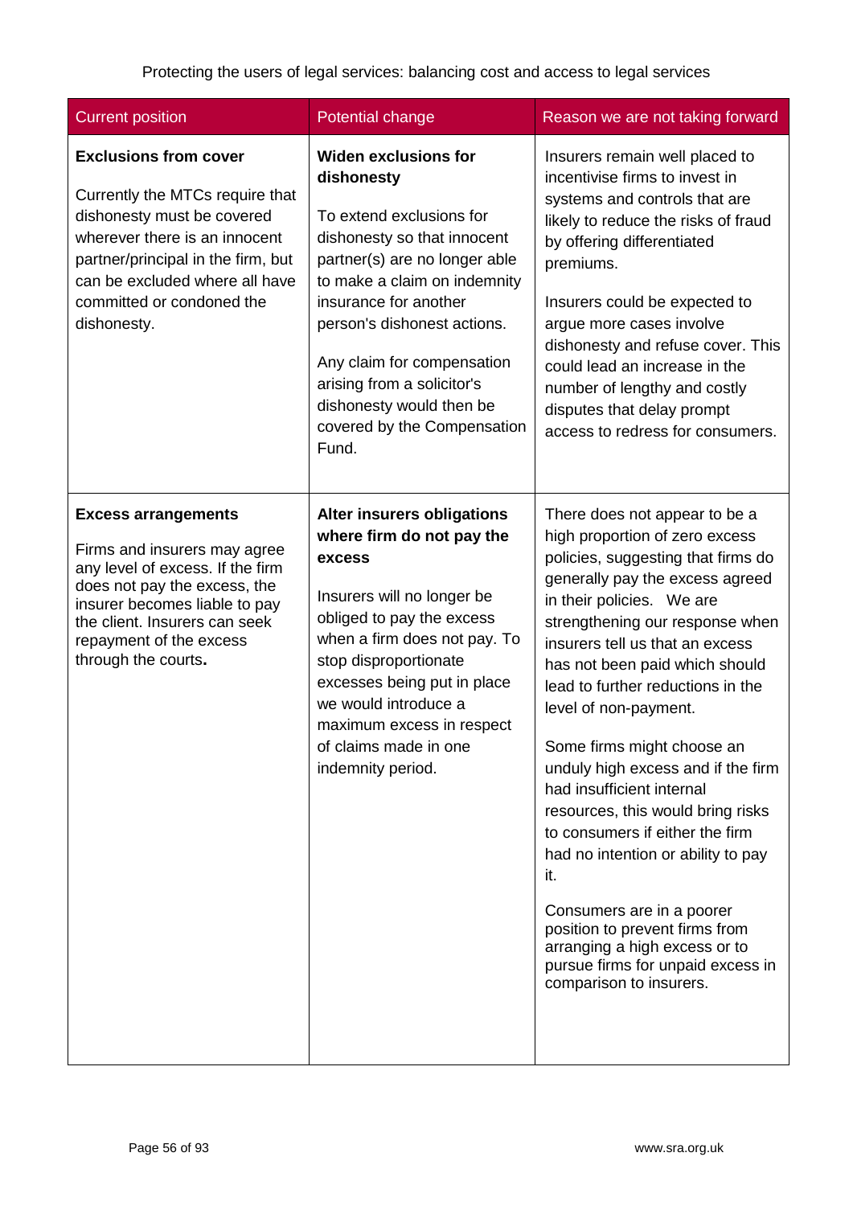| Current position | Potential change | Reason we are not taking forward |
|---|---|---|
| **Exclusions from cover**<br><br>Currently the MTCs require that dishonesty must be covered wherever there is an innocent partner/principal in the firm, but can be excluded where all have committed or condoned the dishonesty. | **Widen exclusions for dishonesty**<br><br>To extend exclusions for dishonesty so that innocent partner(s) are no longer able to make a claim on indemnity insurance for another person's dishonest actions.<br><br>Any claim for compensation arising from a solicitor's dishonesty would then be covered by the Compensation Fund. | Insurers remain well placed to incentivise firms to invest in systems and controls that are likely to reduce the risks of fraud by offering differentiated premiums.<br><br>Insurers could be expected to argue more cases involve dishonesty and refuse cover. This could lead an increase in the number of lengthy and costly disputes that delay prompt access to redress for consumers. |
| **Excess arrangements**<br><br>Firms and insurers may agree any level of excess. If the firm does not pay the excess, the insurer becomes liable to pay the client. Insurers can seek repayment of the excess through the courts**.** | **Alter insurers obligations where firm do not pay the excess**<br><br>Insurers will no longer be obliged to pay the excess when a firm does not pay. To stop disproportionate excesses being put in place we would introduce a maximum excess in respect of claims made in one indemnity period. | There does not appear to be a high proportion of zero excess policies, suggesting that firms do generally pay the excess agreed in their policies. We are strengthening our response when insurers tell us that an excess has not been paid which should lead to further reductions in the level of non-payment.<br><br>Some firms might choose an unduly high excess and if the firm had insufficient internal resources, this would bring risks to consumers if either the firm had no intention or ability to pay it.<br><br>Consumers are in a poorer position to prevent firms from arranging a high excess or to pursue firms for unpaid excess in comparison to insurers. |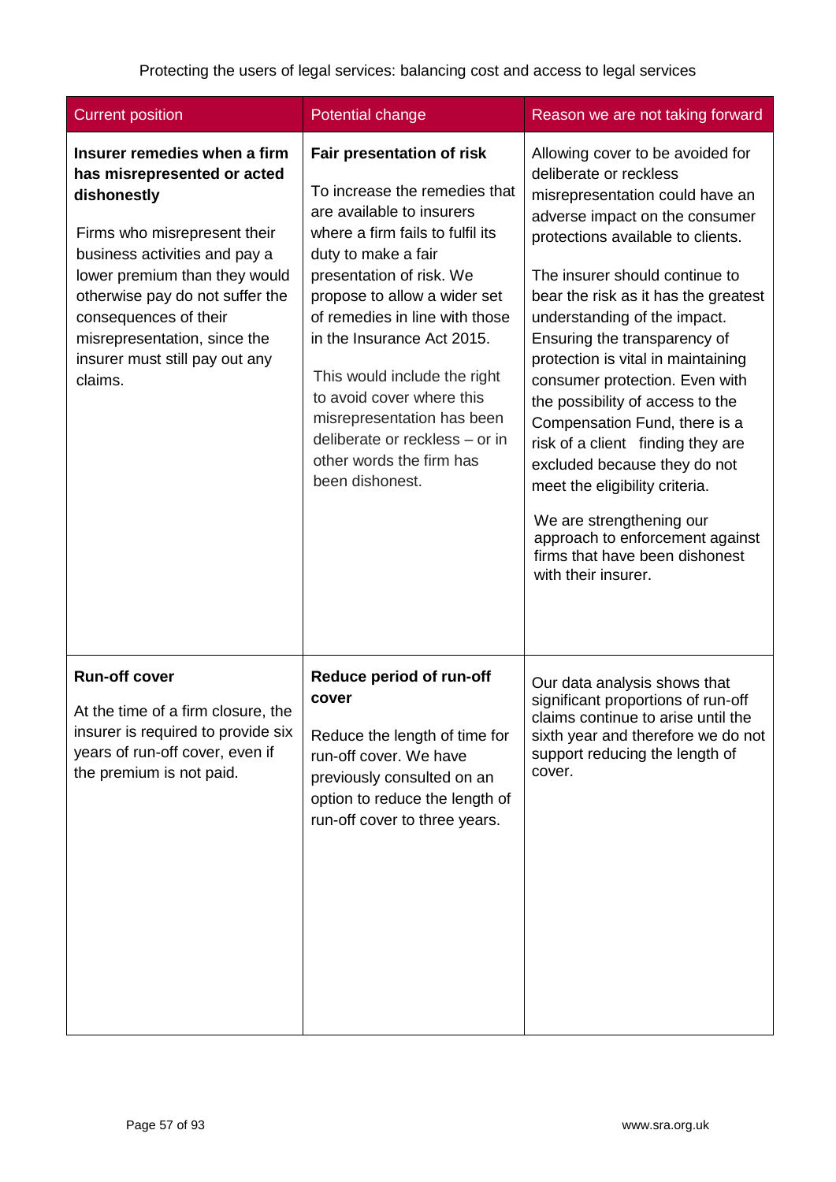| Current position | Potential change | Reason we are not taking forward |
|---|---|---|
| **Insurer remedies when a firm has misrepresented or acted dishonestly**<br><br>Firms who misrepresent their business activities and pay a lower premium than they would otherwise pay do not suffer the consequences of their misrepresentation, since the insurer must still pay out any claims. | **Fair presentation of risk**<br><br>To increase the remedies that are available to insurers where a firm fails to fulfil its duty to make a fair presentation of risk. We propose to allow a wider set of remedies in line with those in the Insurance Act 2015.<br><br>This would include the right to avoid cover where this misrepresentation has been deliberate or reckless – or in other words the firm has been dishonest. | Allowing cover to be avoided for deliberate or reckless misrepresentation could have an adverse impact on the consumer protections available to clients.<br><br>The insurer should continue to bear the risk as it has the greatest understanding of the impact. Ensuring the transparency of protection is vital in maintaining consumer protection. Even with the possibility of access to the Compensation Fund, there is a risk of a client finding they are excluded because they do not meet the eligibility criteria.<br><br>We are strengthening our approach to enforcement against firms that have been dishonest with their insurer. |
| **Run-off cover**<br><br>At the time of a firm closure, the insurer is required to provide six years of run-off cover, even if the premium is not paid. | **Reduce period of run-off cover**<br><br>Reduce the length of time for run-off cover. We have previously consulted on an option to reduce the length of run-off cover to three years. | Our data analysis shows that significant proportions of run-off claims continue to arise until the sixth year and therefore we do not support reducing the length of cover. |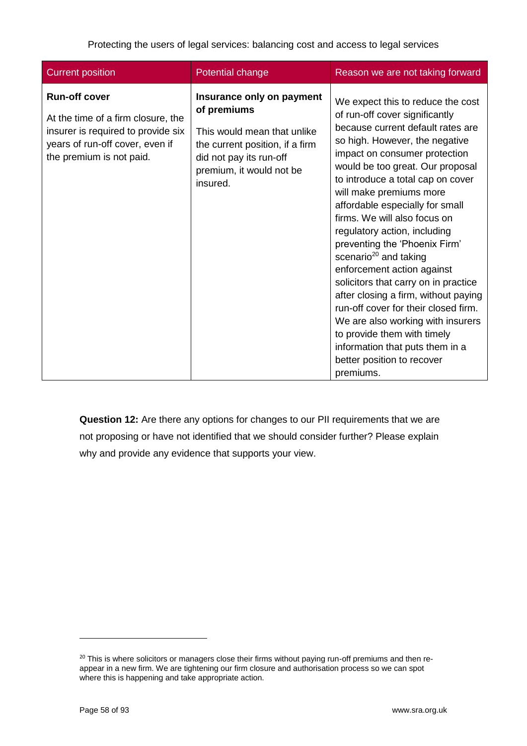| Current position | Potential change | Reason we are not taking forward |
| --- | --- | --- |
| **Run-off cover** At the time of a firm closure, the insurer is required to provide six years of run-off cover, even if the premium is not paid. | **Insurance only on payment of premiums** This would mean that unlike the current position, if a firm did not pay its run-off premium, it would not be insured. | We expect this to reduce the cost of run-off cover significantly because current default rates are so high. However, the negative impact on consumer protection would be too great. Our proposal to introduce a total cap on cover will make premiums more affordable especially for small firms. We will also focus on regulatory action, including preventing the 'Phoenix Firm' scenario[20] and taking enforcement action against solicitors that carry on in practice after closing a firm, without paying run-off cover for their closed firm. We are also working with insurers to provide them with timely information that puts them in a better position to recover premiums. |

**Question 12:** Are there any options for changes to our PII requirements that we are not proposing or have not identified that we should consider further? Please explain why and provide any evidence that supports your view.

[20] This is where solicitors or managers close their firms without paying run-off premiums and then re-appear in a new firm. We are tightening our firm closure and authorisation process so we can spot where this is happening and take appropriate action.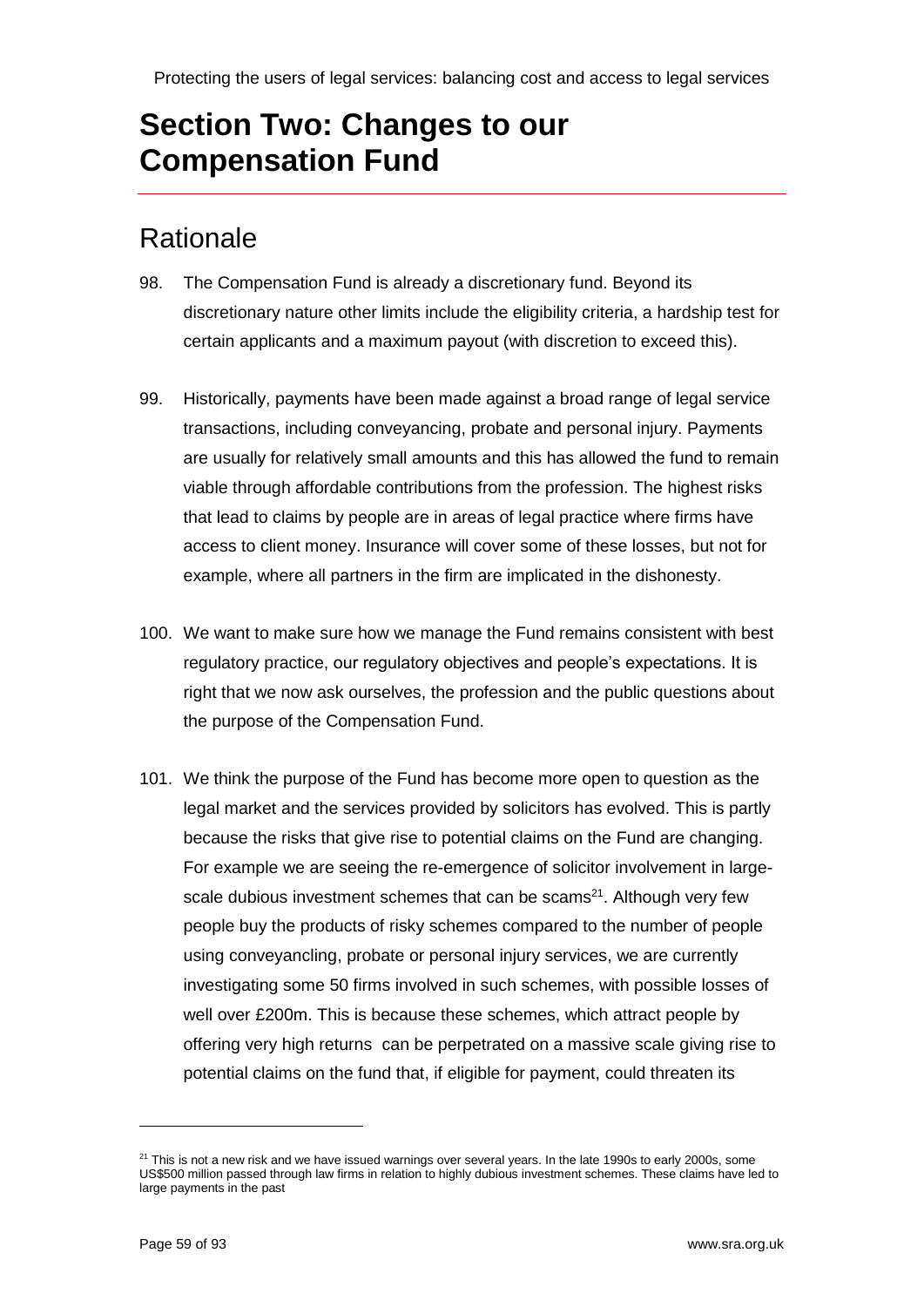# Section Two: Changes to our Compensation Fund

## Rationale

98. The Compensation Fund is already a discretionary fund. Beyond its discretionary nature other limits include the eligibility criteria, a hardship test for certain applicants and a maximum payout (with discretion to exceed this).

99. Historically, payments have been made against a broad range of legal service transactions, including conveyancing, probate and personal injury. Payments are usually for relatively small amounts and this has allowed the fund to remain viable through affordable contributions from the profession. The highest risks that lead to claims by people are in areas of legal practice where firms have access to client money. Insurance will cover some of these losses, but not for example, where all partners in the firm are implicated in the dishonesty.

100. We want to make sure how we manage the Fund remains consistent with best regulatory practice, our regulatory objectives and people's expectations. It is right that we now ask ourselves, the profession and the public questions about the purpose of the Compensation Fund.

101. We think the purpose of the Fund has become more open to question as the legal market and the services provided by solicitors has evolved. This is partly because the risks that give rise to potential claims on the Fund are changing. For example we are seeing the re-emergence of solicitor involvement in large-scale dubious investment schemes that can be scams[21]. Although very few people buy the products of risky schemes compared to the number of people using conveyancling, probate or personal injury services, we are currently investigating some 50 firms involved in such schemes, with possible losses of well over £200m. This is because these schemes, which attract people by offering very high returns can be perpetrated on a massive scale giving rise to potential claims on the fund that, if eligible for payment, could threaten its

[21] This is not a new risk and we have issued warnings over several years. In the late 1990s to early 2000s, some US$500 million passed through law firms in relation to highly dubious investment schemes. These claims have led to large payments in the past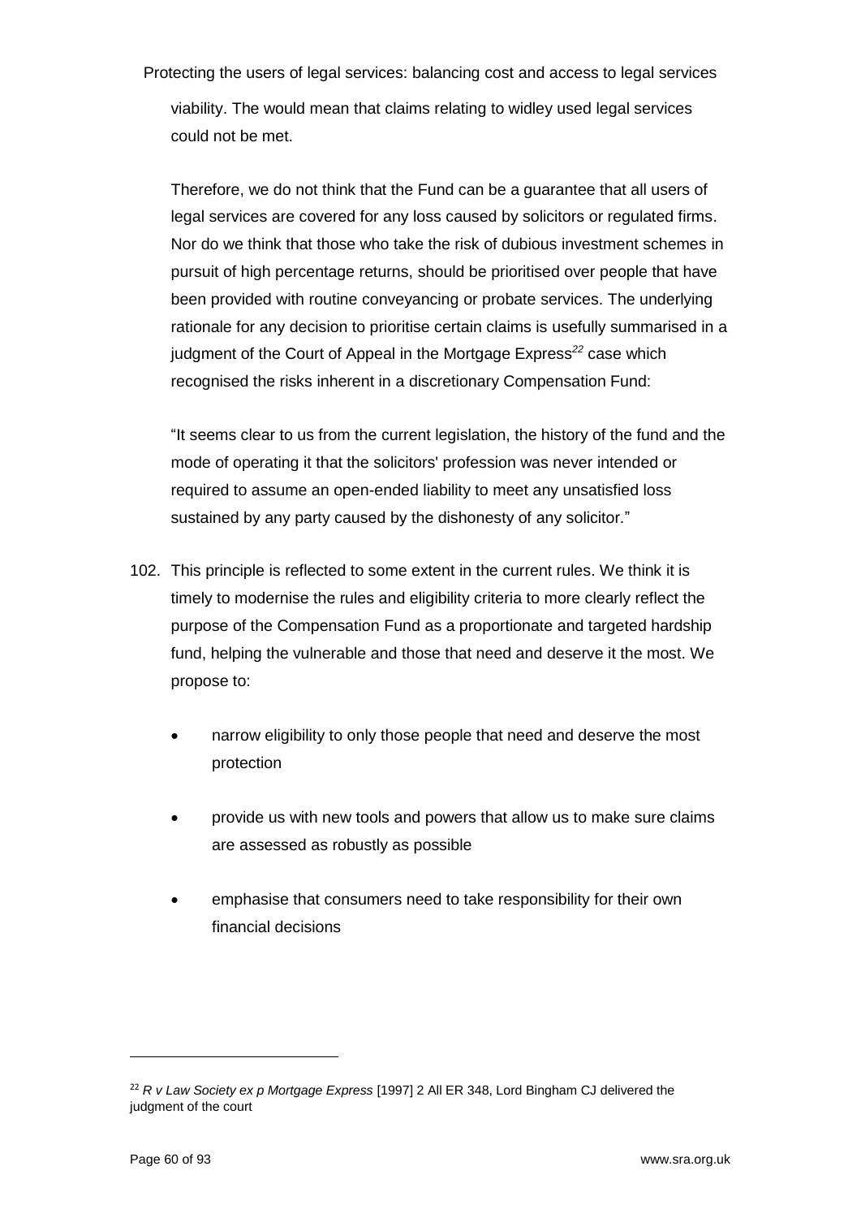viability. The would mean that claims relating to widley used legal services could not be met.

Therefore, we do not think that the Fund can be a guarantee that all users of legal services are covered for any loss caused by solicitors or regulated firms. Nor do we think that those who take the risk of dubious investment schemes in pursuit of high percentage returns, should be prioritised over people that have been provided with routine conveyancing or probate services. The underlying rationale for any decision to prioritise certain claims is usefully summarised in a judgment of the Court of Appeal in the Mortgage Express[22] case which recognised the risks inherent in a discretionary Compensation Fund:

"It seems clear to us from the current legislation, the history of the fund and the mode of operating it that the solicitors' profession was never intended or required to assume an open-ended liability to meet any unsatisfied loss sustained by any party caused by the dishonesty of any solicitor."

102. This principle is reflected to some extent in the current rules. We think it is timely to modernise the rules and eligibility criteria to more clearly reflect the purpose of the Compensation Fund as a proportionate and targeted hardship fund, helping the vulnerable and those that need and deserve it the most. We propose to:

    - narrow eligibility to only those people that need and deserve the most protection
    - provide us with new tools and powers that allow us to make sure claims are assessed as robustly as possible
    - emphasise that consumers need to take responsibility for their own financial decisions

[22] *R v Law Society ex p Mortgage Express* [1997] 2 All ER 348, Lord Bingham CJ delivered the judgment of the court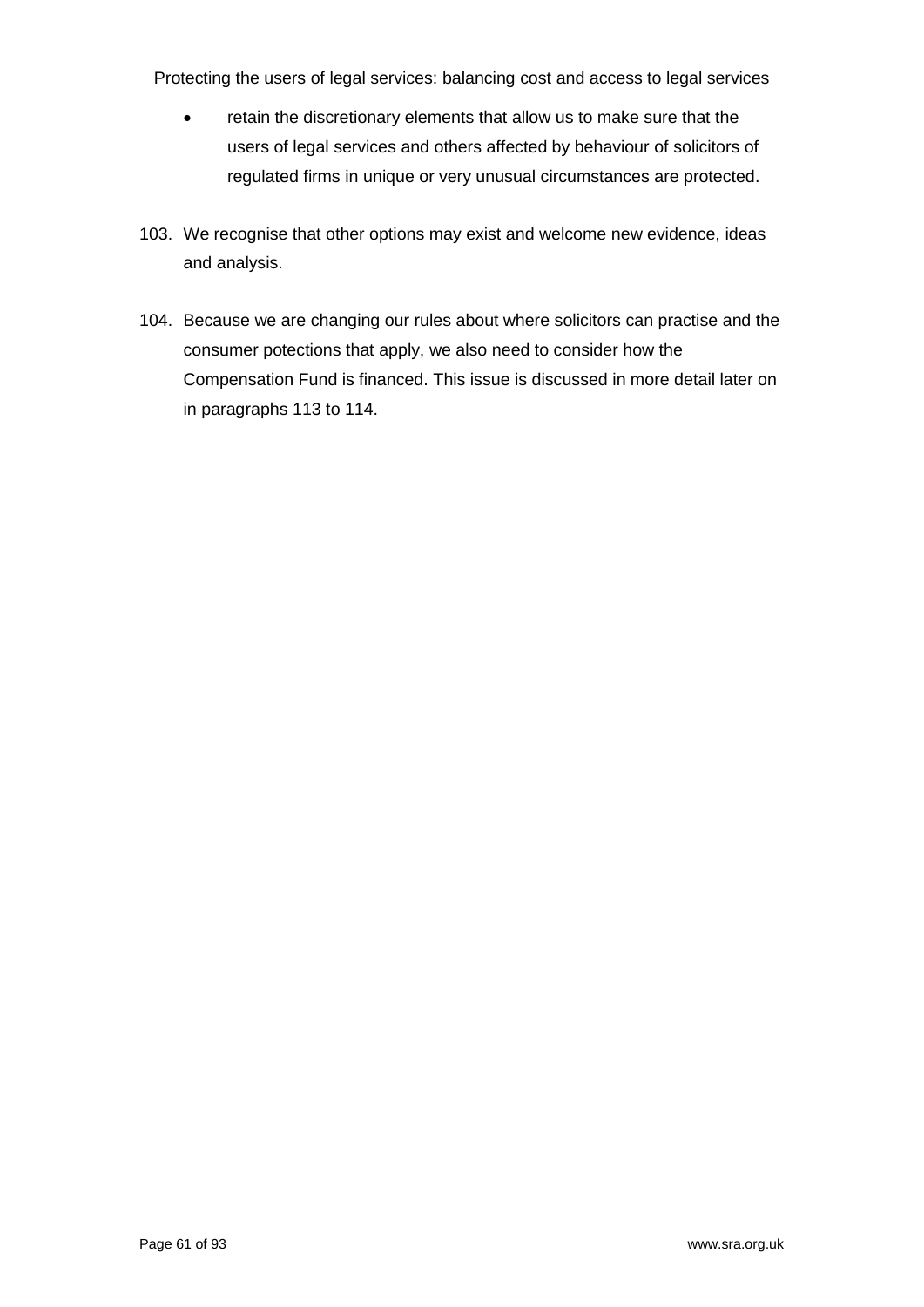- retain the discretionary elements that allow us to make sure that the users of legal services and others affected by behaviour of solicitors of regulated firms in unique or very unusual circumstances are protected.

103. We recognise that other options may exist and welcome new evidence, ideas and analysis.

104. Because we are changing our rules about where solicitors can practise and the consumer potections that apply, we also need to consider how the Compensation Fund is financed. This issue is discussed in more detail later on in paragraphs 113 to 114.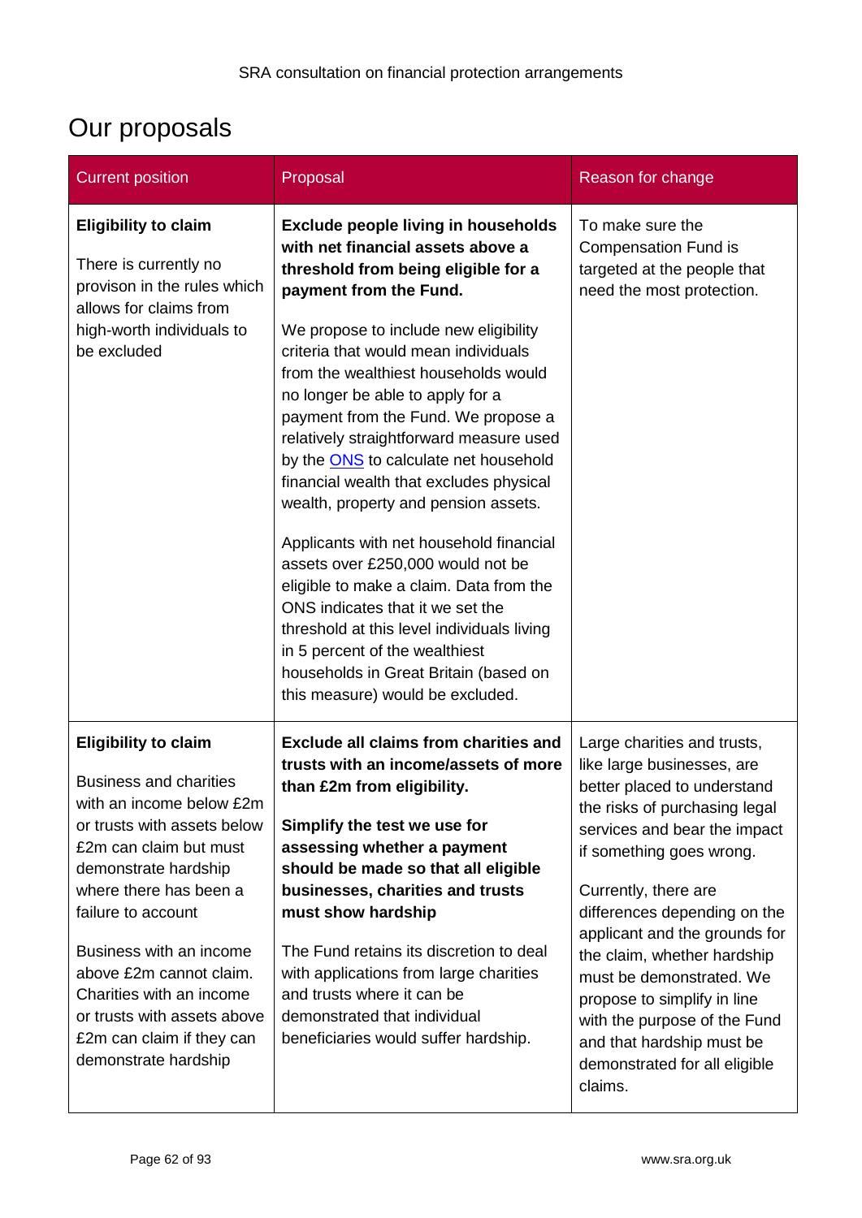# Our proposals

| Current position | Proposal | Reason for change |
|---|---|---|
| **Eligibility to claim**<br><br>There is currently no provison in the rules which allows for claims from high-worth individuals to be excluded | **Exclude people living in households with net financial assets above a threshold from being eligible for a payment from the Fund.**<br><br>We propose to include new eligibility criteria that would mean individuals from the wealthiest households would no longer be able to apply for a payment from the Fund. We propose a relatively straightforward measure used by the ONS to calculate net household financial wealth that excludes physical wealth, property and pension assets.<br><br>Applicants with net household financial assets over £250,000 would not be eligible to make a claim. Data from the ONS indicates that if we set the threshold at this level individuals living in 5 percent of the wealthiest households in Great Britain (based on this measure) would be excluded. | To make sure the Compensation Fund is targeted at the people that need the most protection. |
| **Eligibility to claim**<br><br>Business and charities with an income below £2m or trusts with assets below £2m can claim but must demonstrate hardship where there has been a failure to account<br><br>Business with an income above £2m cannot claim. Charities with an income or trusts with assets above £2m can claim if they can demonstrate hardship | **Exclude all claims from charities and trusts with an income/assets of more than £2m from eligibility.**<br><br>**Simplify the test we use for assessing whether a payment should be made so that all eligible businesses, charities and trusts must show hardship**<br><br>The Fund retains its discretion to deal with applications from large charities and trusts where it can be demonstrated that individual beneficiaries would suffer hardship. | Large charities and trusts, like large businesses, are better placed to understand the risks of purchasing legal services and bear the impact if something goes wrong.<br><br>Currently, there are differences depending on the applicant and the grounds for the claim, whether hardship must be demonstrated. We propose to simplify in line with the purpose of the Fund and that hardship must be demonstrated for all eligible claims. |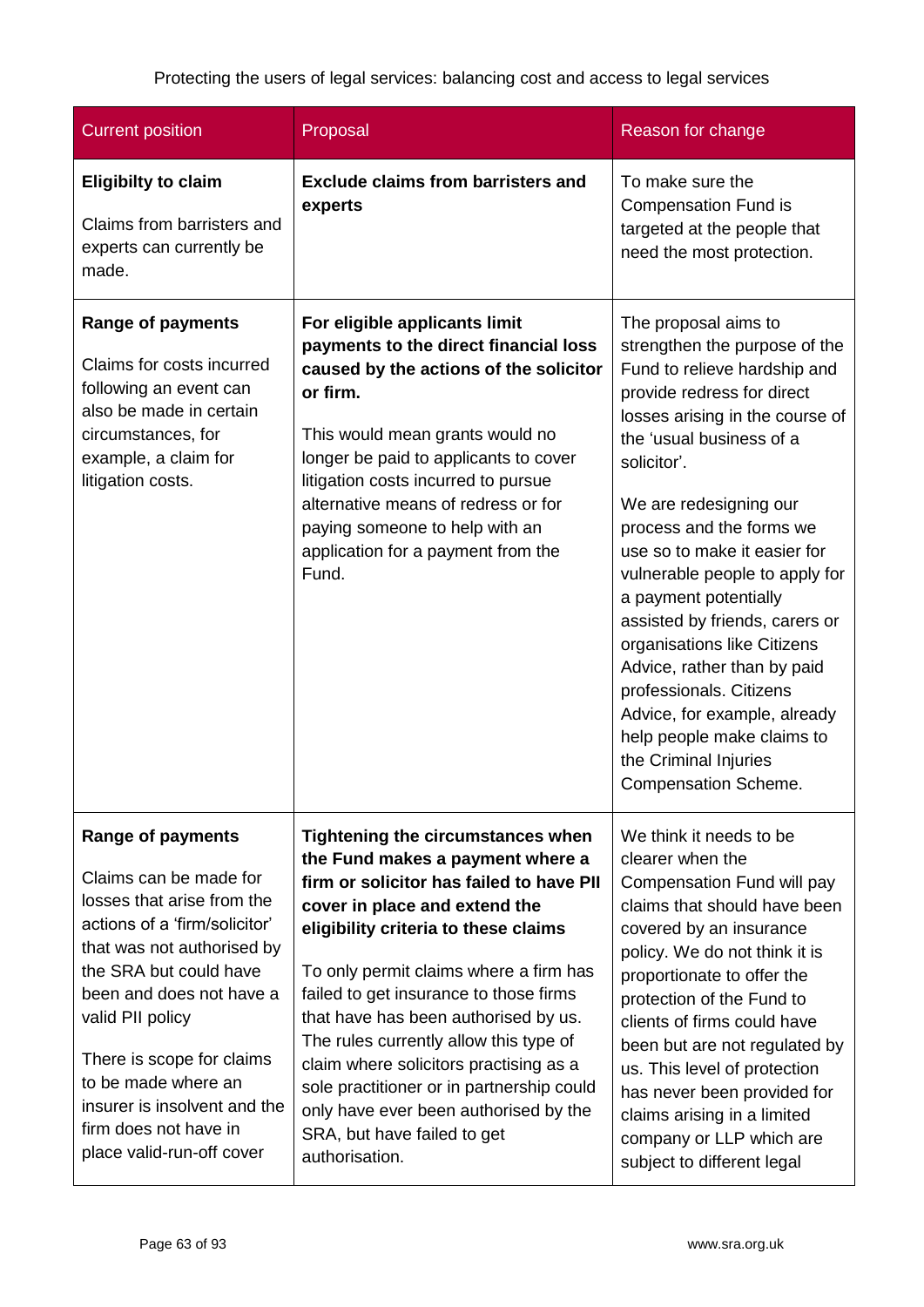Protecting the users of legal services: balancing cost and access to legal services

| Current position | Proposal | Reason for change |
|---|---|---|
| **Eligibilty to claim**<br><br>Claims from barristers and experts can currently be made. | **Exclude claims from barristers and experts** | To make sure the Compensation Fund is targeted at the people that need the most protection. |
| **Range of payments**<br><br>Claims for costs incurred following an event can also be made in certain circumstances, for example, a claim for litigation costs. | **For eligible applicants limit payments to the direct financial loss caused by the actions of the solicitor or firm.**<br><br>This would mean grants would no longer be paid to applicants to cover litigation costs incurred to pursue alternative means of redress or for paying someone to help with an application for a payment from the Fund. | The proposal aims to strengthen the purpose of the Fund to relieve hardship and provide redress for direct losses arising in the course of the 'usual business of a solicitor'.<br><br>We are redesigning our process and the forms we use so to make it easier for vulnerable people to apply for a payment potentially assisted by friends, carers or organisations like Citizens Advice, rather than by paid professionals. Citizens Advice, for example, already help people make claims to the Criminal Injuries Compensation Scheme. |
| **Range of payments**<br><br>Claims can be made for losses that arise from the actions of a 'firm/solicitor' that was not authorised by the SRA but could have been and does not have a valid PII policy<br><br>There is scope for claims to be made where an insurer is insolvent and the firm does not have in place valid-run-off cover | **Tightening the circumstances when the Fund makes a payment where a firm or solicitor has failed to have PII cover in place and extend the eligibility criteria to these claims**<br><br>To only permit claims where a firm has failed to get insurance to those firms that have has been authorised by us. The rules currently allow this type of claim where solicitors practising as a sole practitioner or in partnership could only have ever been authorised by the SRA, but have failed to get authorisation. | We think it needs to be clearer when the Compensation Fund will pay claims that should have been covered by an insurance policy. We do not think it is proportionate to offer the protection of the Fund to clients of firms could have been but are not regulated by us. This level of protection has never been provided for claims arising in a limited company or LLP which are subject to different legal |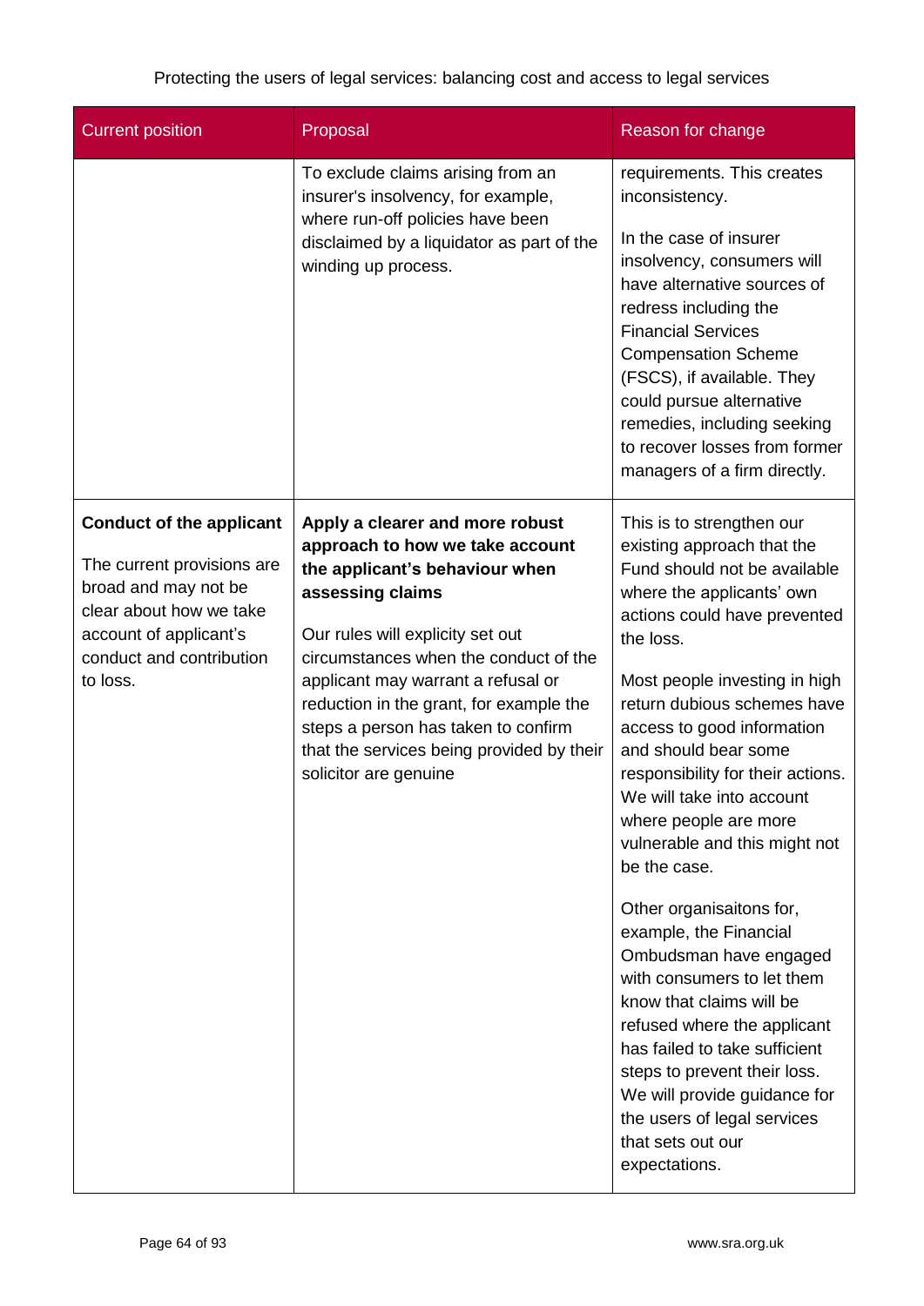| Current position | Proposal | Reason for change |
| --- | --- | --- |
| | To exclude claims arising from an insurer's insolvency, for example, where run-off policies have been disclaimed by a liquidator as part of the winding up process. | requirements. This creates inconsistency.<br><br>In the case of insurer insolvency, consumers will have alternative sources of redress including the Financial Services Compensation Scheme (FSCS), if available. They could pursue alternative remedies, including seeking to recover losses from former managers of a firm directly. |
| **Conduct of the applicant**<br><br>The current provisions are broad and may not be clear about how we take account of applicant's conduct and contribution to loss. | **Apply a clearer and more robust approach to how we take account the applicant's behaviour when assessing claims**<br><br>Our rules will explicity set out circumstances when the conduct of the applicant may warrant a refusal or reduction in the grant, for example the steps a person has taken to confirm that the services being provided by their solicitor are genuine | This is to strengthen our existing approach that the Fund should not be available where the applicants' own actions could have prevented the loss.<br><br>Most people investing in high return dubious schemes have access to good information and should bear some responsibility for their actions. We will take into account where people are more vulnerable and this might not be the case.<br><br>Other organisaitons for, example, the Financial Ombudsman have engaged with consumers to let them know that claims will be refused where the applicant has failed to take sufficient steps to prevent their loss. We will provide guidance for the users of legal services that sets out our expectations. |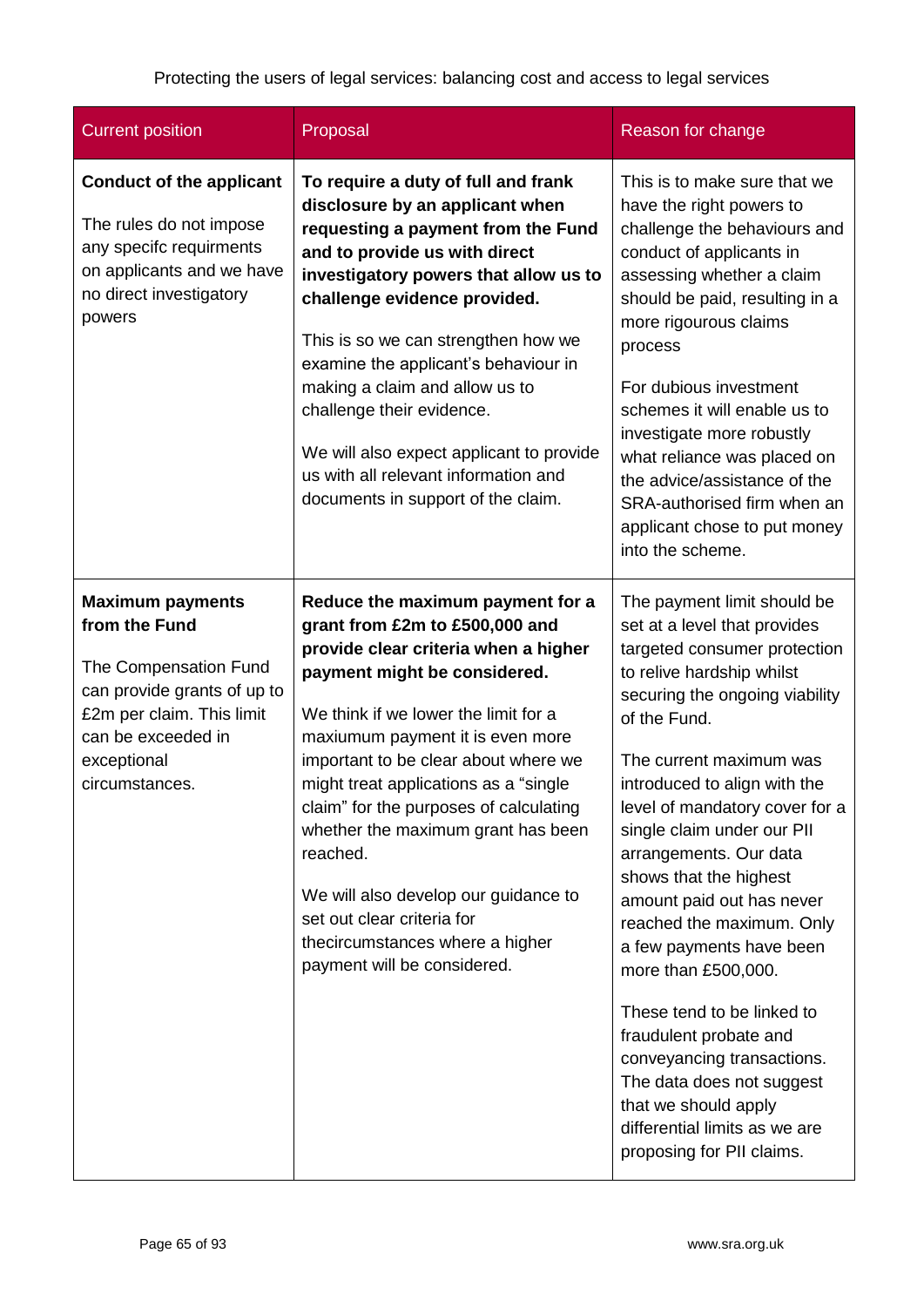| Current position | Proposal | Reason for change |
|---|---|---|
| **Conduct of the applicant**<br><br>The rules do not impose any specifc requirments on applicants and we have no direct investigatory powers | **To require a duty of full and frank disclosure by an applicant when requesting a payment from the Fund and to provide us with direct investigatory powers that allow us to challenge evidence provided.**<br><br>This is so we can strengthen how we examine the applicant's behaviour in making a claim and allow us to challenge their evidence.<br><br>We will also expect applicant to provide us with all relevant information and documents in support of the claim. | This is to make sure that we have the right powers to challenge the behaviours and conduct of applicants in assessing whether a claim should be paid, resulting in a more rigourous claims process<br><br>For dubious investment schemes it will enable us to investigate more robustly what reliance was placed on the advice/assistance of the SRA-authorised firm when an applicant chose to put money into the scheme. |
| **Maximum payments from the Fund**<br><br>The Compensation Fund can provide grants of up to £2m per claim. This limit can be exceeded in exceptional circumstances. | **Reduce the maximum payment for a grant from £2m to £500,000 and provide clear criteria when a higher payment might be considered.**<br><br>We think if we lower the limit for a maxiumum payment it is even more important to be clear about where we might treat applications as a "single claim" for the purposes of calculating whether the maximum grant has been reached.<br><br>We will also develop our guidance to set out clear criteria for thecircumstances where a higher payment will be considered. | The payment limit should be set at a level that provides targeted consumer protection to relive hardship whilst securing the ongoing viability of the Fund.<br><br>The current maximum was introduced to align with the level of mandatory cover for a single claim under our PII arrangements. Our data shows that the highest amount paid out has never reached the maximum. Only a few payments have been more than £500,000.<br><br>These tend to be linked to fraudulent probate and conveyancing transactions. The data does not suggest that we should apply differential limits as we are proposing for PII claims. |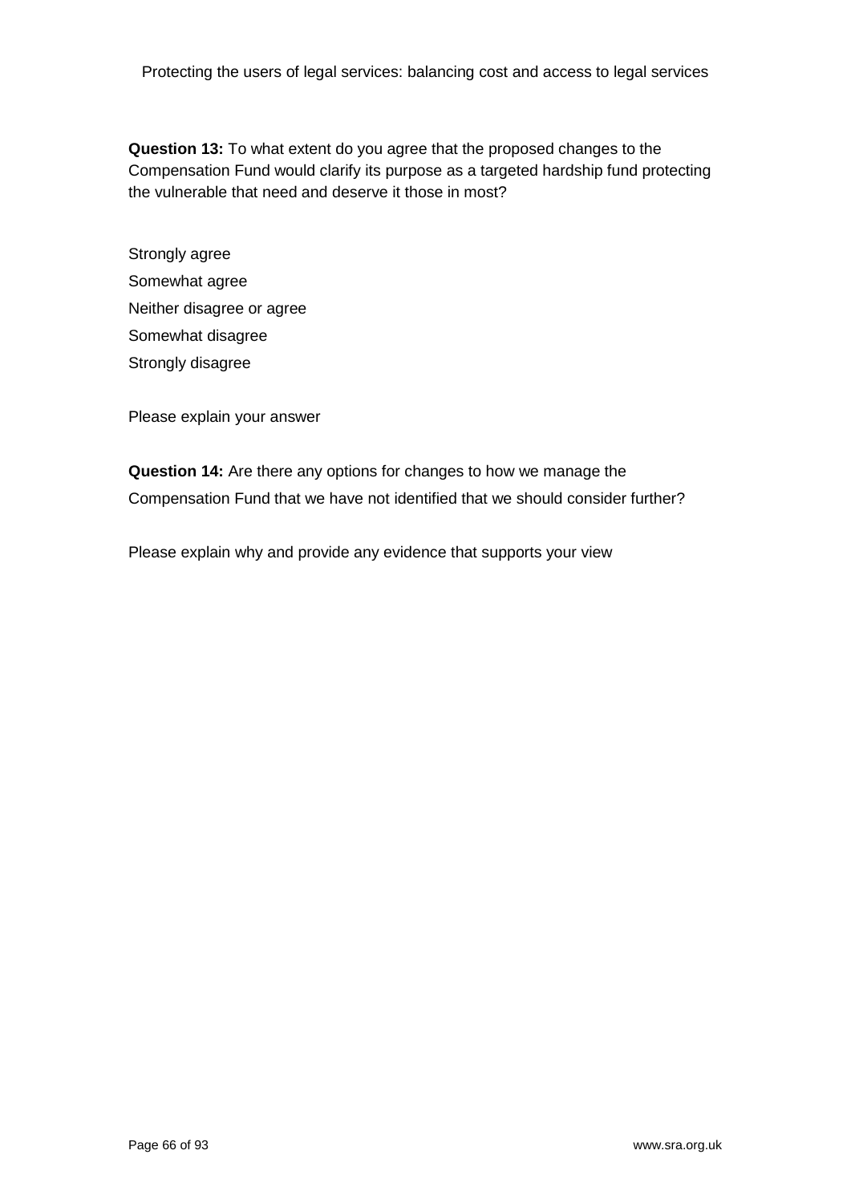**Question 13:** To what extent do you agree that the proposed changes to the Compensation Fund would clarify its purpose as a targeted hardship fund protecting the vulnerable that need and deserve it those in most?

Strongly agree

Somewhat agree

Neither disagree or agree

Somewhat disagree

Strongly disagree

Please explain your answer

**Question 14:** Are there any options for changes to how we manage the Compensation Fund that we have not identified that we should consider further?

Please explain why and provide any evidence that supports your view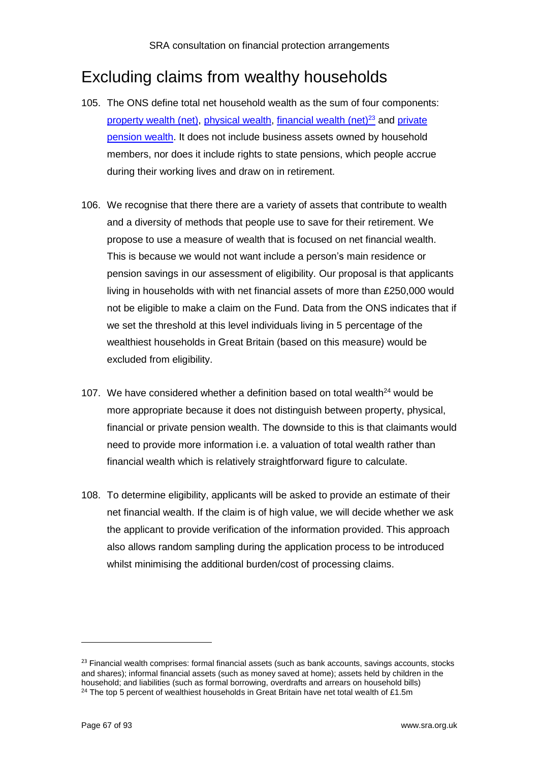# Excluding claims from wealthy households

105. The ONS define total net household wealth as the sum of four components: property wealth (net), physical wealth, financial wealth (net)[23] and private pension wealth. It does not include business assets owned by household members, nor does it include rights to state pensions, which people accrue during their working lives and draw on in retirement.

106. We recognise that there there are a variety of assets that contribute to wealth and a diversity of methods that people use to save for their retirement. We propose to use a measure of wealth that is focused on net financial wealth. This is because we would not want include a person's main residence or pension savings in our assessment of eligibility. Our proposal is that applicants living in households with with net financial assets of more than £250,000 would not be eligible to make a claim on the Fund. Data from the ONS indicates that if we set the threshold at this level individuals living in 5 percentage of the wealthiest households in Great Britain (based on this measure) would be excluded from eligibility.

107. We have considered whether a definition based on total wealth[24] would be more appropriate because it does not distinguish between property, physical, financial or private pension wealth. The downside to this is that claimants would need to provide more information i.e. a valuation of total wealth rather than financial wealth which is relatively straightforward figure to calculate.

108. To determine eligibility, applicants will be asked to provide an estimate of their net financial wealth. If the claim is of high value, we will decide whether we ask the applicant to provide verification of the information provided. This approach also allows random sampling during the application process to be introduced whilst minimising the additional burden/cost of processing claims.

---

[23] Financial wealth comprises: formal financial assets (such as bank accounts, savings accounts, stocks and shares); informal financial assets (such as money saved at home); assets held by children in the household; and liabilities (such as formal borrowing, overdrafts and arrears on household bills)

[24] The top 5 percent of wealthiest households in Great Britain have net total wealth of £1.5m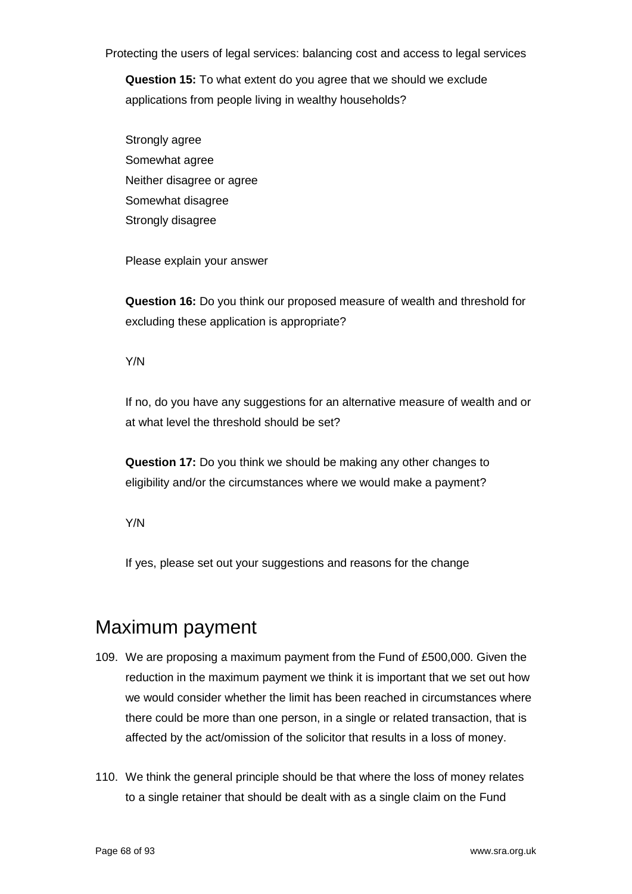**Question 15:** To what extent do you agree that we should we exclude applications from people living in wealthy households?

Strongly agree
Somewhat agree
Neither disagree or agree
Somewhat disagree
Strongly disagree

Please explain your answer

**Question 16:** Do you think our proposed measure of wealth and threshold for excluding these application is appropriate?

Y/N

If no, do you have any suggestions for an alternative measure of wealth and or at what level the threshold should be set?

**Question 17:** Do you think we should be making any other changes to eligibility and/or the circumstances where we would make a payment?

Y/N

If yes, please set out your suggestions and reasons for the change

## Maximum payment

109. We are proposing a maximum payment from the Fund of £500,000. Given the reduction in the maximum payment we think it is important that we set out how we would consider whether the limit has been reached in circumstances where there could be more than one person, in a single or related transaction, that is affected by the act/omission of the solicitor that results in a loss of money.

110. We think the general principle should be that where the loss of money relates to a single retainer that should be dealt with as a single claim on the Fund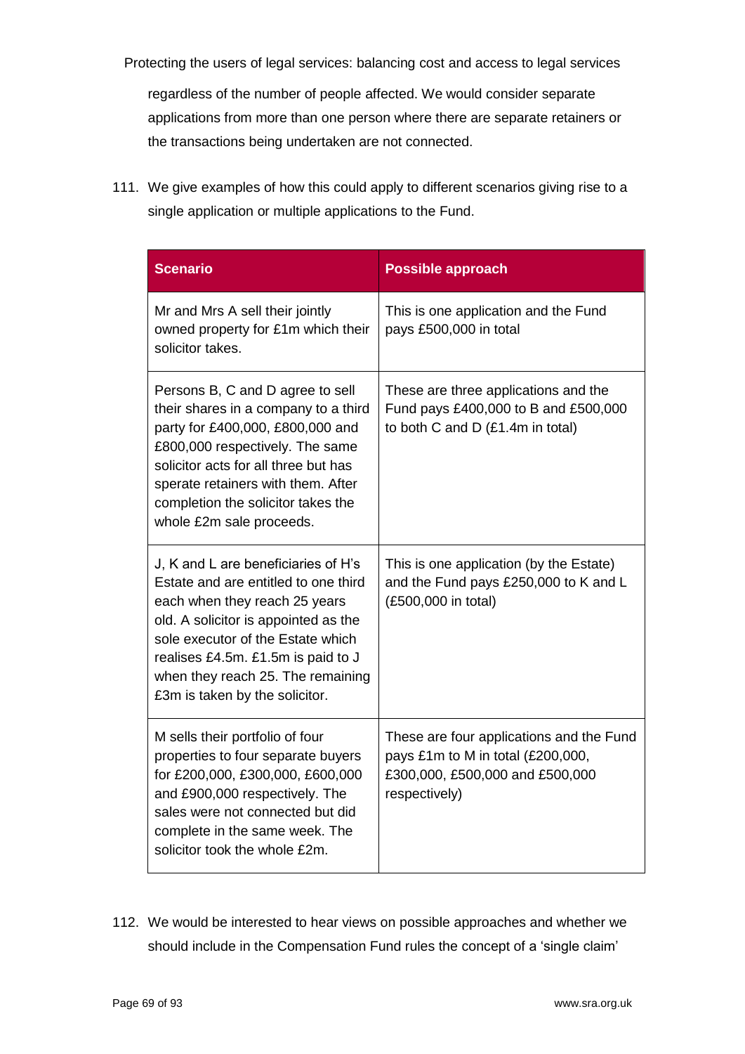regardless of the number of people affected. We would consider separate applications from more than one person where there are separate retainers or the transactions being undertaken are not connected.

111. We give examples of how this could apply to different scenarios giving rise to a single application or multiple applications to the Fund.

| Scenario | Possible approach |
|---|---|
| Mr and Mrs A sell their jointly owned property for £1m which their solicitor takes. | This is one application and the Fund pays £500,000 in total |
| Persons B, C and D agree to sell their shares in a company to a third party for £400,000, £800,000 and £800,000 respectively. The same solicitor acts for all three but has sperate retainers with them. After completion the solicitor takes the whole £2m sale proceeds. | These are three applications and the Fund pays £400,000 to B and £500,000 to both C and D (£1.4m in total) |
| J, K and L are beneficiaries of H's Estate and are entitled to one third each when they reach 25 years old. A solicitor is appointed as the sole executor of the Estate which realises £4.5m. £1.5m is paid to J when they reach 25. The remaining £3m is taken by the solicitor. | This is one application (by the Estate) and the Fund pays £250,000 to K and L (£500,000 in total) |
| M sells their portfolio of four properties to four separate buyers for £200,000, £300,000, £600,000 and £900,000 respectively. The sales were not connected but did complete in the same week. The solicitor took the whole £2m. | These are four applications and the Fund pays £1m to M in total (£200,000, £300,000, £500,000 and £500,000 respectively) |

112. We would be interested to hear views on possible approaches and whether we should include in the Compensation Fund rules the concept of a 'single claim'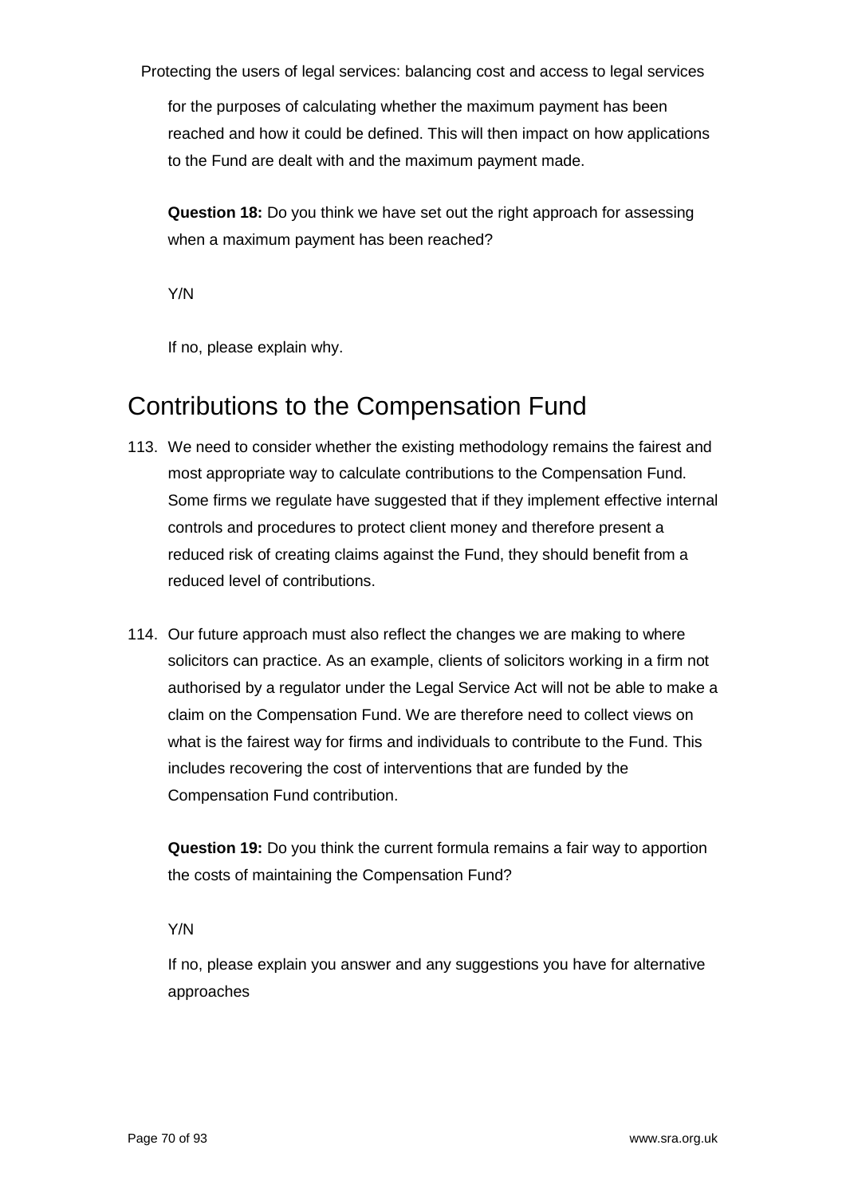for the purposes of calculating whether the maximum payment has been reached and how it could be defined. This will then impact on how applications to the Fund are dealt with and the maximum payment made.

**Question 18:** Do you think we have set out the right approach for assessing when a maximum payment has been reached?

Y/N

If no, please explain why.

## Contributions to the Compensation Fund

113. We need to consider whether the existing methodology remains the fairest and most appropriate way to calculate contributions to the Compensation Fund. Some firms we regulate have suggested that if they implement effective internal controls and procedures to protect client money and therefore present a reduced risk of creating claims against the Fund, they should benefit from a reduced level of contributions.

114. Our future approach must also reflect the changes we are making to where solicitors can practice. As an example, clients of solicitors working in a firm not authorised by a regulator under the Legal Service Act will not be able to make a claim on the Compensation Fund. We are therefore need to collect views on what is the fairest way for firms and individuals to contribute to the Fund. This includes recovering the cost of interventions that are funded by the Compensation Fund contribution.

**Question 19:** Do you think the current formula remains a fair way to apportion the costs of maintaining the Compensation Fund?

Y/N

If no, please explain you answer and any suggestions you have for alternative approaches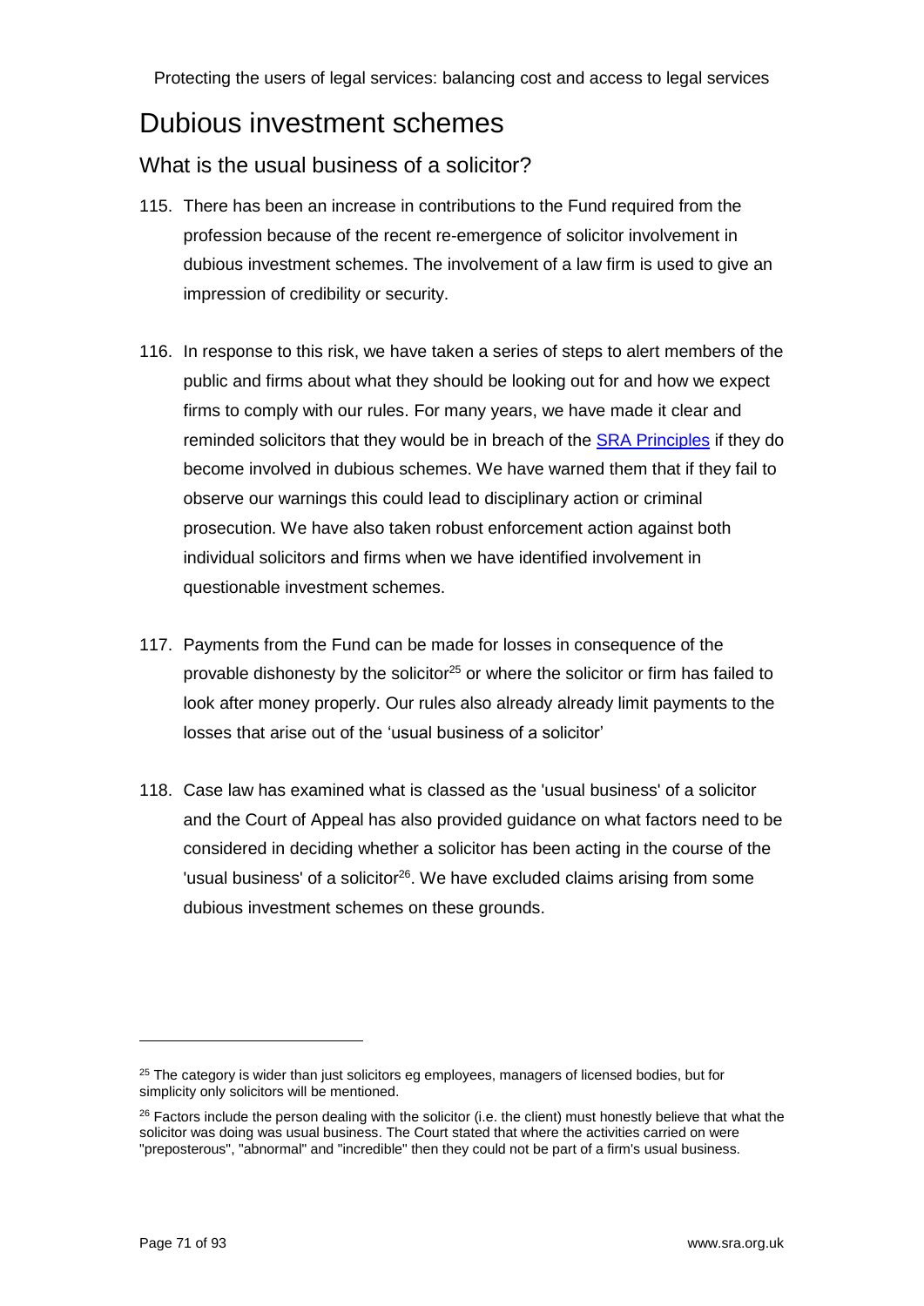# Dubious investment schemes

## What is the usual business of a solicitor?

115. There has been an increase in contributions to the Fund required from the profession because of the recent re-emergence of solicitor involvement in dubious investment schemes. The involvement of a law firm is used to give an impression of credibility or security.

116. In response to this risk, we have taken a series of steps to alert members of the public and firms about what they should be looking out for and how we expect firms to comply with our rules. For many years, we have made it clear and reminded solicitors that they would be in breach of the SRA Principles if they do become involved in dubious schemes. We have warned them that if they fail to observe our warnings this could lead to disciplinary action or criminal prosecution. We have also taken robust enforcement action against both individual solicitors and firms when we have identified involvement in questionable investment schemes.

117. Payments from the Fund can be made for losses in consequence of the provable dishonesty by the solicitor[25] or where the solicitor or firm has failed to look after money properly. Our rules also already already limit payments to the losses that arise out of the 'usual business of a solicitor'

118. Case law has examined what is classed as the 'usual business' of a solicitor and the Court of Appeal has also provided guidance on what factors need to be considered in deciding whether a solicitor has been acting in the course of the 'usual business' of a solicitor[26]. We have excluded claims arising from some dubious investment schemes on these grounds.

---

[25] The category is wider than just solicitors eg employees, managers of licensed bodies, but for simplicity only solicitors will be mentioned.

[26] Factors include the person dealing with the solicitor (i.e. the client) must honestly believe that what the solicitor was doing was usual business. The Court stated that where the activities carried on were "preposterous", "abnormal" and "incredible" then they could not be part of a firm's usual business.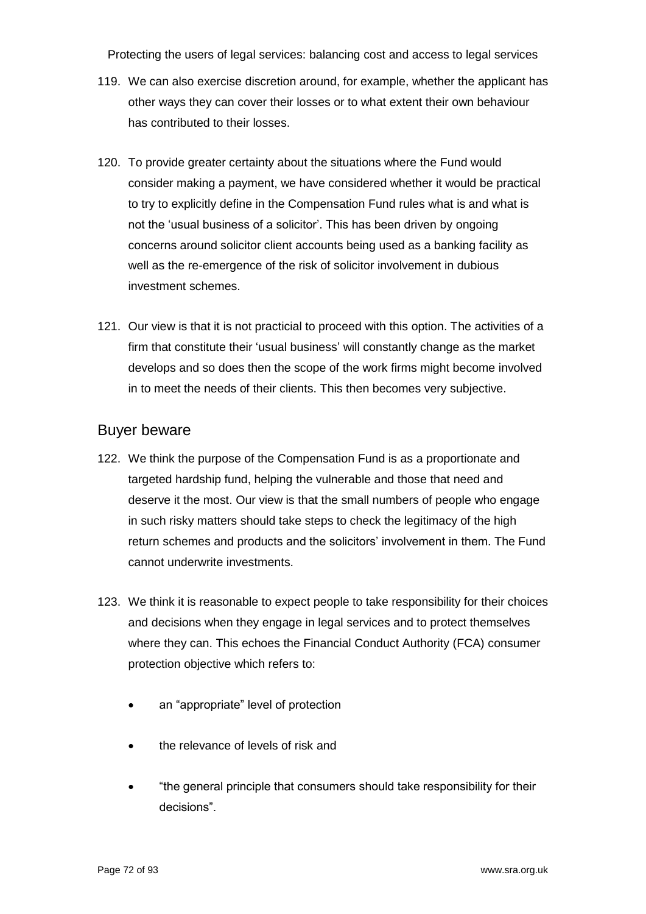119. We can also exercise discretion around, for example, whether the applicant has other ways they can cover their losses or to what extent their own behaviour has contributed to their losses.

120. To provide greater certainty about the situations where the Fund would consider making a payment, we have considered whether it would be practical to try to explicitly define in the Compensation Fund rules what is and what is not the 'usual business of a solicitor'. This has been driven by ongoing concerns around solicitor client accounts being used as a banking facility as well as the re-emergence of the risk of solicitor involvement in dubious investment schemes.

121. Our view is that it is not practicial to proceed with this option. The activities of a firm that constitute their 'usual business' will constantly change as the market develops and so does then the scope of the work firms might become involved in to meet the needs of their clients. This then becomes very subjective.

## Buyer beware

122. We think the purpose of the Compensation Fund is as a proportionate and targeted hardship fund, helping the vulnerable and those that need and deserve it the most. Our view is that the small numbers of people who engage in such risky matters should take steps to check the legitimacy of the high return schemes and products and the solicitors' involvement in them. The Fund cannot underwrite investments.

123. We think it is reasonable to expect people to take responsibility for their choices and decisions when they engage in legal services and to protect themselves where they can. This echoes the Financial Conduct Authority (FCA) consumer protection objective which refers to:

- an "appropriate" level of protection
- the relevance of levels of risk and
- "the general principle that consumers should take responsibility for their decisions".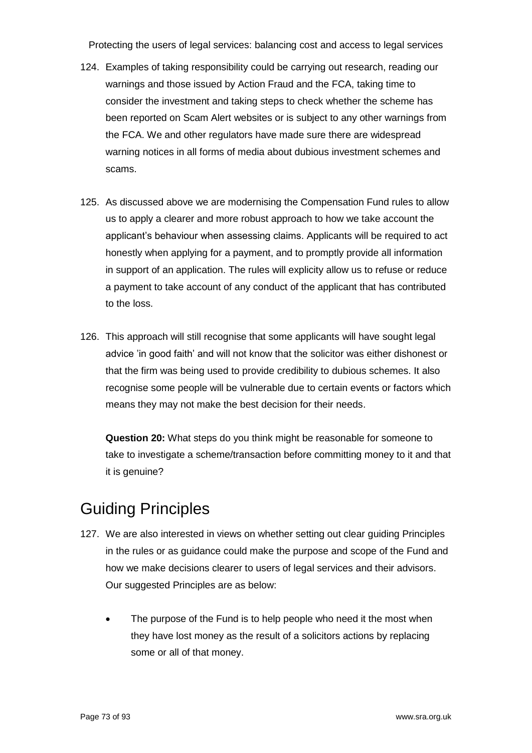124. Examples of taking responsibility could be carrying out research, reading our warnings and those issued by Action Fraud and the FCA, taking time to consider the investment and taking steps to check whether the scheme has been reported on Scam Alert websites or is subject to any other warnings from the FCA. We and other regulators have made sure there are widespread warning notices in all forms of media about dubious investment schemes and scams.

125. As discussed above we are modernising the Compensation Fund rules to allow us to apply a clearer and more robust approach to how we take account the applicant's behaviour when assessing claims. Applicants will be required to act honestly when applying for a payment, and to promptly provide all information in support of an application. The rules will explicity allow us to refuse or reduce a payment to take account of any conduct of the applicant that has contributed to the loss.

126. This approach will still recognise that some applicants will have sought legal advice 'in good faith' and will not know that the solicitor was either dishonest or that the firm was being used to provide credibility to dubious schemes. It also recognise some people will be vulnerable due to certain events or factors which means they may not make the best decision for their needs.

**Question 20:** What steps do you think might be reasonable for someone to take to investigate a scheme/transaction before committing money to it and that it is genuine?

## Guiding Principles

127. We are also interested in views on whether setting out clear guiding Principles in the rules or as guidance could make the purpose and scope of the Fund and how we make decisions clearer to users of legal services and their advisors. Our suggested Principles are as below:

- The purpose of the Fund is to help people who need it the most when they have lost money as the result of a solicitors actions by replacing some or all of that money.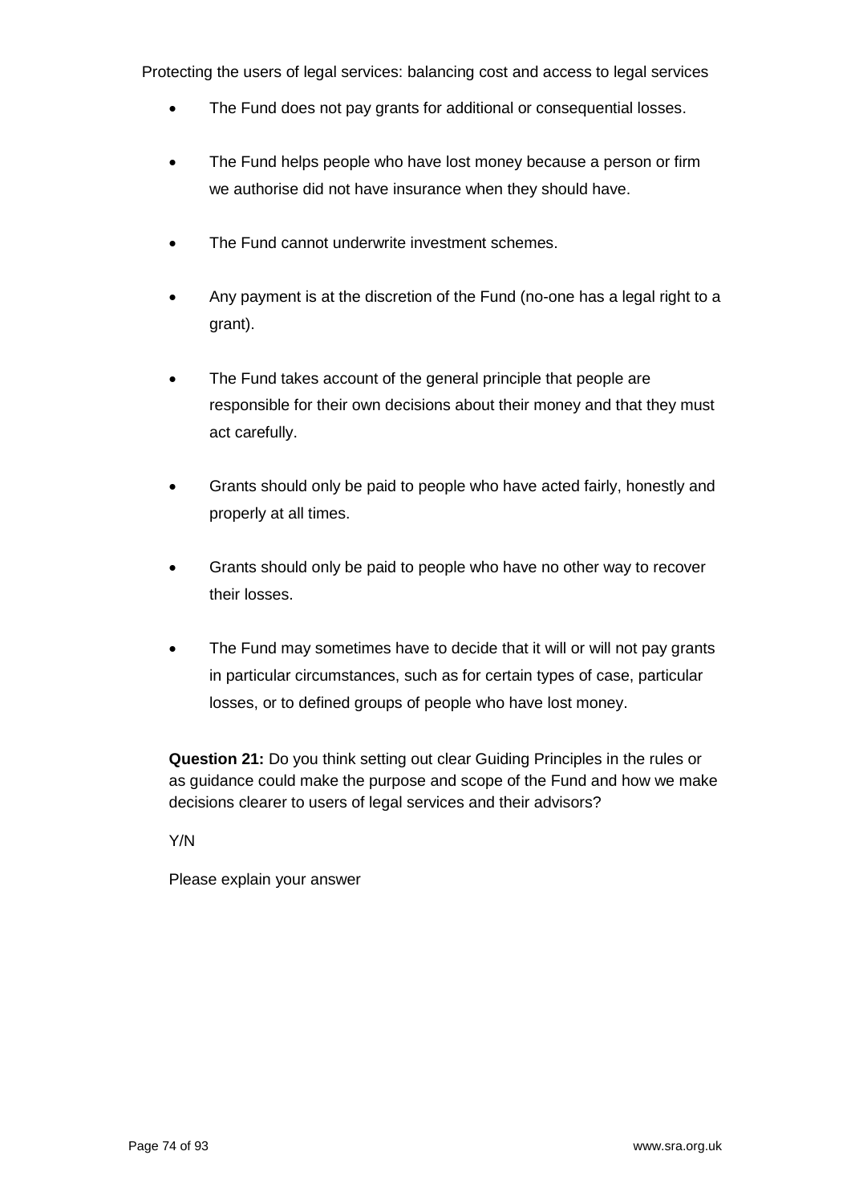- The Fund does not pay grants for additional or consequential losses.
- The Fund helps people who have lost money because a person or firm we authorise did not have insurance when they should have.
- The Fund cannot underwrite investment schemes.
- Any payment is at the discretion of the Fund (no-one has a legal right to a grant).
- The Fund takes account of the general principle that people are responsible for their own decisions about their money and that they must act carefully.
- Grants should only be paid to people who have acted fairly, honestly and properly at all times.
- Grants should only be paid to people who have no other way to recover their losses.
- The Fund may sometimes have to decide that it will or will not pay grants in particular circumstances, such as for certain types of case, particular losses, or to defined groups of people who have lost money.

**Question 21:** Do you think setting out clear Guiding Principles in the rules or as guidance could make the purpose and scope of the Fund and how we make decisions clearer to users of legal services and their advisors?

Y/N

Please explain your answer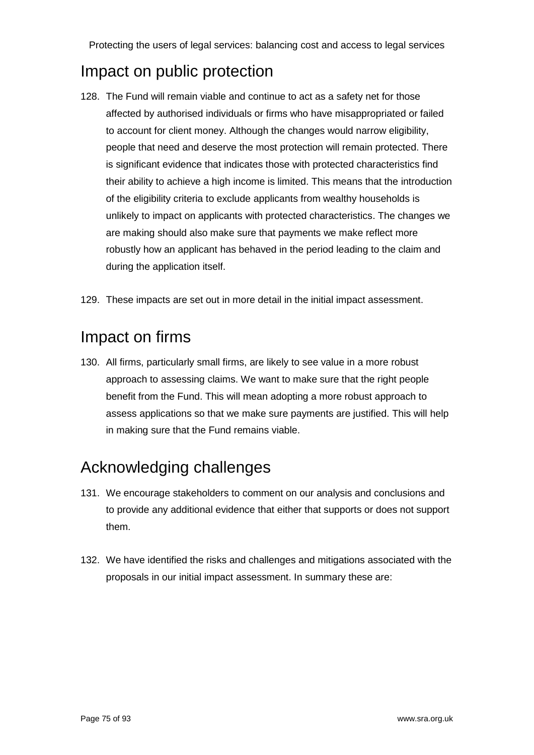## Impact on public protection

128. The Fund will remain viable and continue to act as a safety net for those affected by authorised individuals or firms who have misappropriated or failed to account for client money. Although the changes would narrow eligibility, people that need and deserve the most protection will remain protected. There is significant evidence that indicates those with protected characteristics find their ability to achieve a high income is limited. This means that the introduction of the eligibility criteria to exclude applicants from wealthy households is unlikely to impact on applicants with protected characteristics. The changes we are making should also make sure that payments we make reflect more robustly how an applicant has behaved in the period leading to the claim and during the application itself.

129. These impacts are set out in more detail in the initial impact assessment.

## Impact on firms

130. All firms, particularly small firms, are likely to see value in a more robust approach to assessing claims. We want to make sure that the right people benefit from the Fund. This will mean adopting a more robust approach to assess applications so that we make sure payments are justified. This will help in making sure that the Fund remains viable.

## Acknowledging challenges

131. We encourage stakeholders to comment on our analysis and conclusions and to provide any additional evidence that either that supports or does not support them.

132. We have identified the risks and challenges and mitigations associated with the proposals in our initial impact assessment. In summary these are: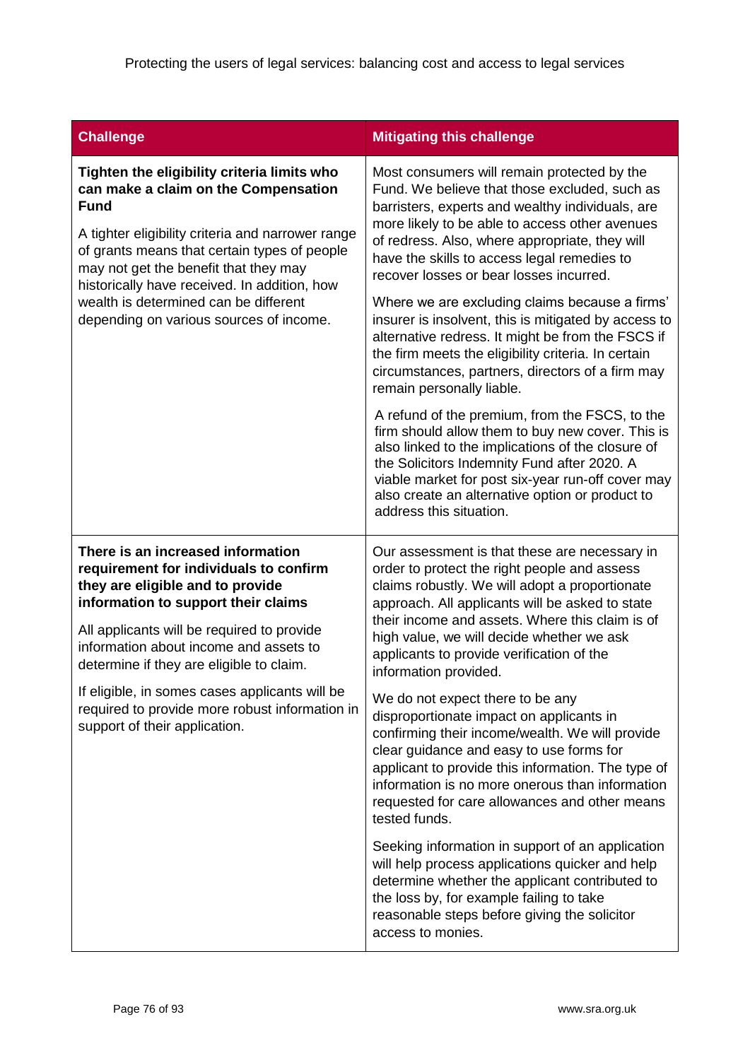| Challenge | Mitigating this challenge |
|---|---|
| **Tighten the eligibility criteria limits who can make a claim on the Compensation Fund**<br><br>A tighter eligibility criteria and narrower range of grants means that certain types of people may not get the benefit that they may historically have received. In addition, how wealth is determined can be different depending on various sources of income. | Most consumers will remain protected by the Fund. We believe that those excluded, such as barristers, experts and wealthy individuals, are more likely to be able to access other avenues of redress. Also, where appropriate, they will have the skills to access legal remedies to recover losses or bear losses incurred.<br><br>Where we are excluding claims because a firms' insurer is insolvent, this is mitigated by access to alternative redress. It might be from the FSCS if the firm meets the eligibility criteria. In certain circumstances, partners, directors of a firm may remain personally liable.<br><br>A refund of the premium, from the FSCS, to the firm should allow them to buy new cover. This is also linked to the implications of the closure of the Solicitors Indemnity Fund after 2020. A viable market for post six-year run-off cover may also create an alternative option or product to address this situation. |
| **There is an increased information requirement for individuals to confirm they are eligible and to provide information to support their claims**<br><br>All applicants will be required to provide information about income and assets to determine if they are eligible to claim.<br><br>If eligible, in somes cases applicants will be required to provide more robust information in support of their application. | Our assessment is that these are necessary in order to protect the right people and assess claims robustly. We will adopt a proportionate approach. All applicants will be asked to state their income and assets. Where this claim is of high value, we will decide whether we ask applicants to provide verification of the information provided.<br><br>We do not expect there to be any disproportionate impact on applicants in confirming their income/wealth. We will provide clear guidance and easy to use forms for applicant to provide this information. The type of information is no more onerous than information requested for care allowances and other means tested funds.<br><br>Seeking information in support of an application will help process applications quicker and help determine whether the applicant contributed to the loss by, for example failing to take reasonable steps before giving the solicitor access to monies. |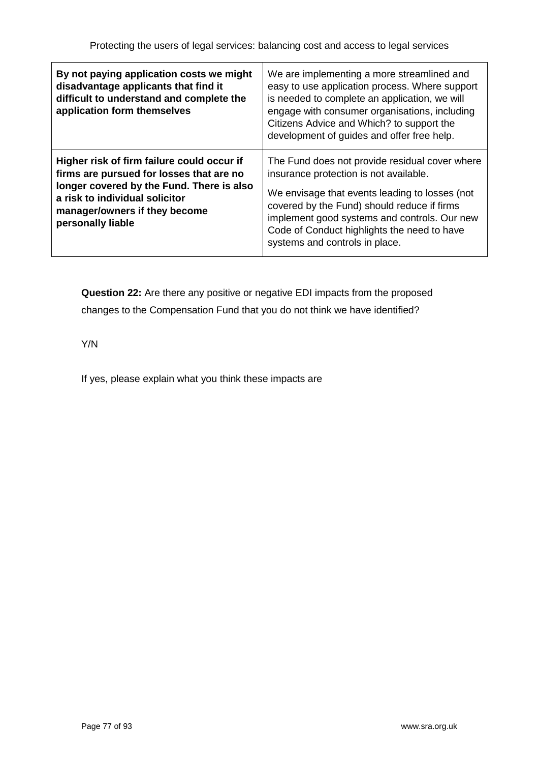| **By not paying application costs we might disadvantage applicants that find it difficult to understand and complete the application form themselves** | We are implementing a more streamlined and easy to use application process. Where support is needed to complete an application, we will engage with consumer organisations, including Citizens Advice and Which? to support the development of guides and offer free help. |
|---|---|
| **Higher risk of firm failure could occur if firms are pursued for losses that are no longer covered by the Fund. There is also a risk to individual solicitor manager/owners if they become personally liable** | The Fund does not provide residual cover where insurance protection is not available.<br><br>We envisage that events leading to losses (not covered by the Fund) should reduce if firms implement good systems and controls. Our new Code of Conduct highlights the need to have systems and controls in place. |

**Question 22:** Are there any positive or negative EDI impacts from the proposed changes to the Compensation Fund that you do not think we have identified?

Y/N

If yes, please explain what you think these impacts are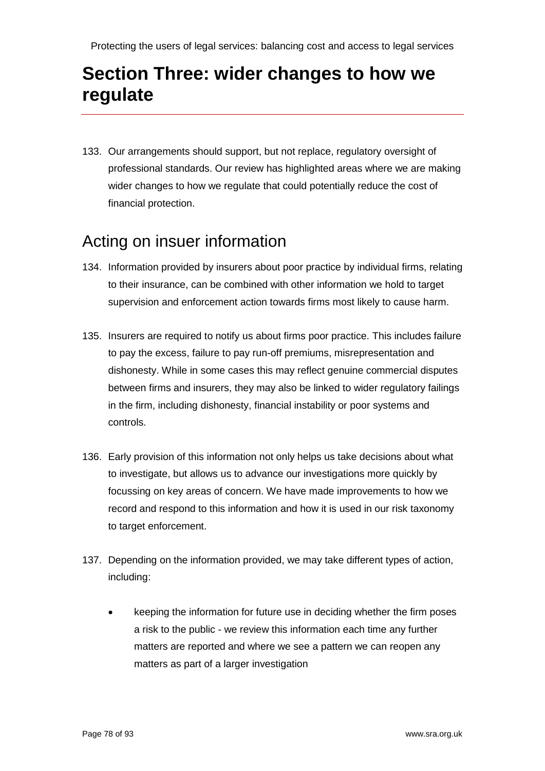# Section Three: wider changes to how we regulate

133. Our arrangements should support, but not replace, regulatory oversight of professional standards. Our review has highlighted areas where we are making wider changes to how we regulate that could potentially reduce the cost of financial protection.

## Acting on insuer information

134. Information provided by insurers about poor practice by individual firms, relating to their insurance, can be combined with other information we hold to target supervision and enforcement action towards firms most likely to cause harm.

135. Insurers are required to notify us about firms poor practice. This includes failure to pay the excess, failure to pay run-off premiums, misrepresentation and dishonesty. While in some cases this may reflect genuine commercial disputes between firms and insurers, they may also be linked to wider regulatory failings in the firm, including dishonesty, financial instability or poor systems and controls.

136. Early provision of this information not only helps us take decisions about what to investigate, but allows us to advance our investigations more quickly by focussing on key areas of concern. We have made improvements to how we record and respond to this information and how it is used in our risk taxonomy to target enforcement.

137. Depending on the information provided, we may take different types of action, including:

   - keeping the information for future use in deciding whether the firm poses a risk to the public - we review this information each time any further matters are reported and where we see a pattern we can reopen any matters as part of a larger investigation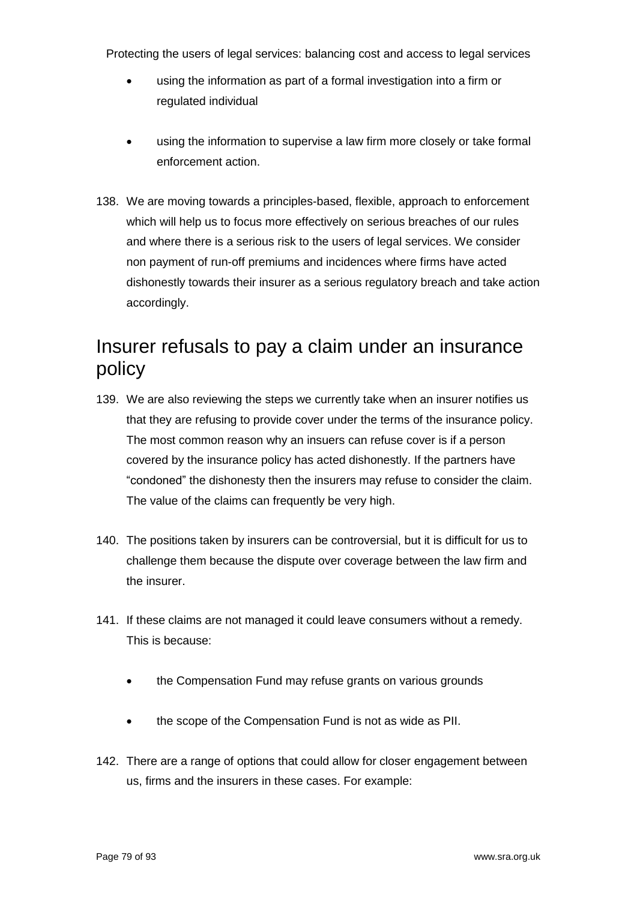- using the information as part of a formal investigation into a firm or regulated individual
- using the information to supervise a law firm more closely or take formal enforcement action.

138. We are moving towards a principles-based, flexible, approach to enforcement which will help us to focus more effectively on serious breaches of our rules and where there is a serious risk to the users of legal services. We consider non payment of run-off premiums and incidences where firms have acted dishonestly towards their insurer as a serious regulatory breach and take action accordingly.

## Insurer refusals to pay a claim under an insurance policy

139. We are also reviewing the steps we currently take when an insurer notifies us that they are refusing to provide cover under the terms of the insurance policy. The most common reason why an insuers can refuse cover is if a person covered by the insurance policy has acted dishonestly. If the partners have "condoned" the dishonesty then the insurers may refuse to consider the claim. The value of the claims can frequently be very high.

140. The positions taken by insurers can be controversial, but it is difficult for us to challenge them because the dispute over coverage between the law firm and the insurer.

141. If these claims are not managed it could leave consumers without a remedy. This is because:

    - the Compensation Fund may refuse grants on various grounds
    - the scope of the Compensation Fund is not as wide as PII.

142. There are a range of options that could allow for closer engagement between us, firms and the insurers in these cases. For example: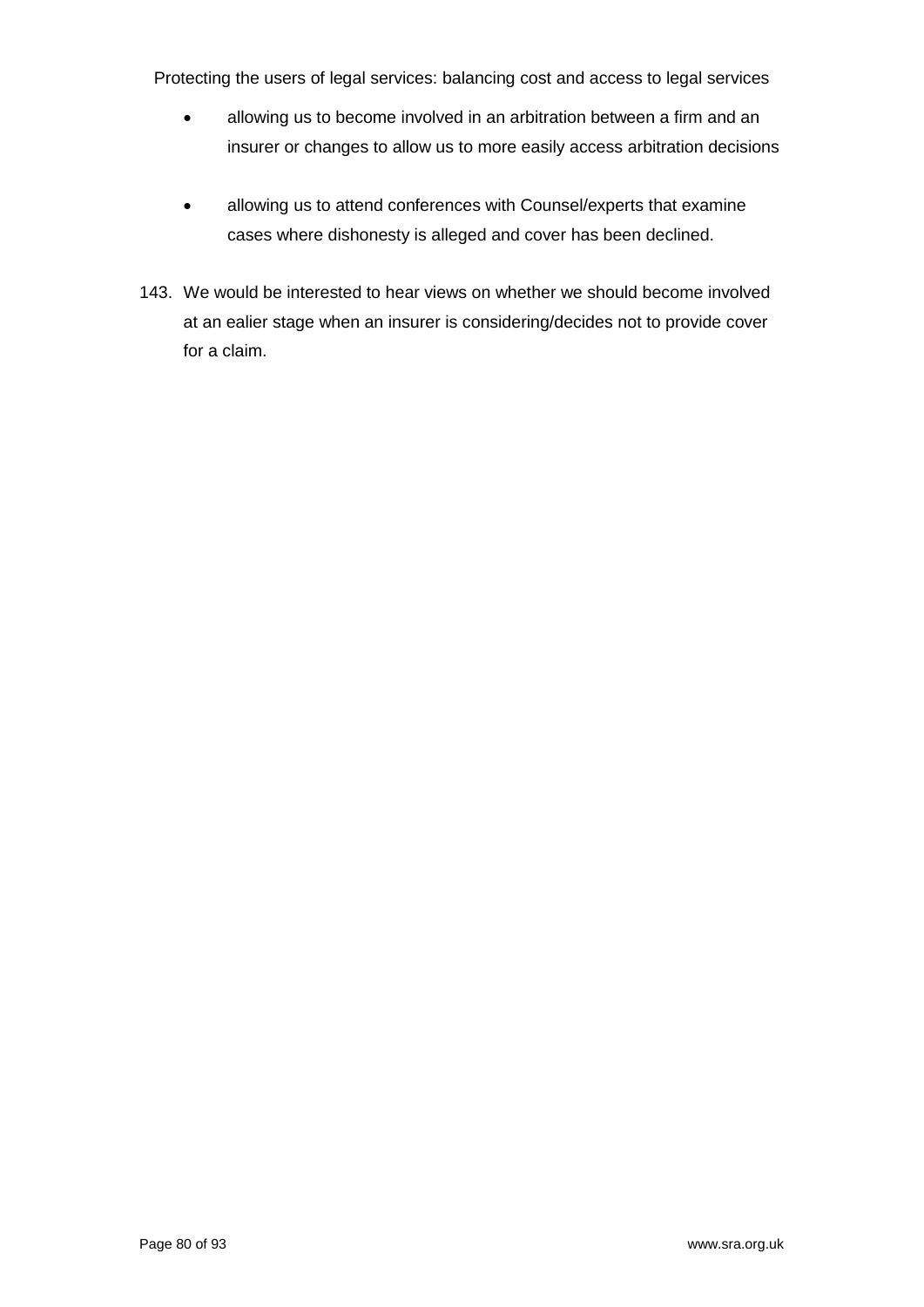- allowing us to become involved in an arbitration between a firm and an insurer or changes to allow us to more easily access arbitration decisions

- allowing us to attend conferences with Counsel/experts that examine cases where dishonesty is alleged and cover has been declined.

143. We would be interested to hear views on whether we should become involved at an ealier stage when an insurer is considering/decides not to provide cover for a claim.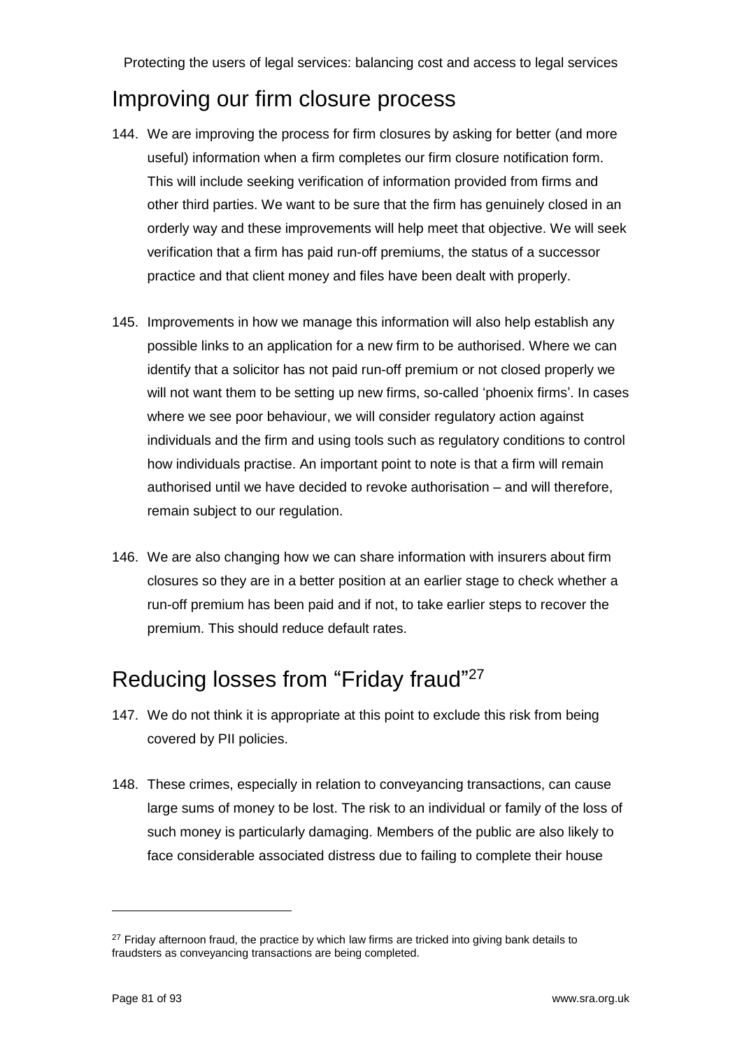## Improving our firm closure process

144. We are improving the process for firm closures by asking for better (and more useful) information when a firm completes our firm closure notification form. This will include seeking verification of information provided from firms and other third parties. We want to be sure that the firm has genuinely closed in an orderly way and these improvements will help meet that objective. We will seek verification that a firm has paid run-off premiums, the status of a successor practice and that client money and files have been dealt with properly.

145. Improvements in how we manage this information will also help establish any possible links to an application for a new firm to be authorised. Where we can identify that a solicitor has not paid run-off premium or not closed properly we will not want them to be setting up new firms, so-called 'phoenix firms'. In cases where we see poor behaviour, we will consider regulatory action against individuals and the firm and using tools such as regulatory conditions to control how individuals practise. An important point to note is that a firm will remain authorised until we have decided to revoke authorisation – and will therefore, remain subject to our regulation.

146. We are also changing how we can share information with insurers about firm closures so they are in a better position at an earlier stage to check whether a run-off premium has been paid and if not, to take earlier steps to recover the premium. This should reduce default rates.

## Reducing losses from "Friday fraud"[27]

147. We do not think it is appropriate at this point to exclude this risk from being covered by PII policies.

148. These crimes, especially in relation to conveyancing transactions, can cause large sums of money to be lost. The risk to an individual or family of the loss of such money is particularly damaging. Members of the public are also likely to face considerable associated distress due to failing to complete their house

---

[27] Friday afternoon fraud, the practice by which law firms are tricked into giving bank details to fraudsters as conveyancing transactions are being completed.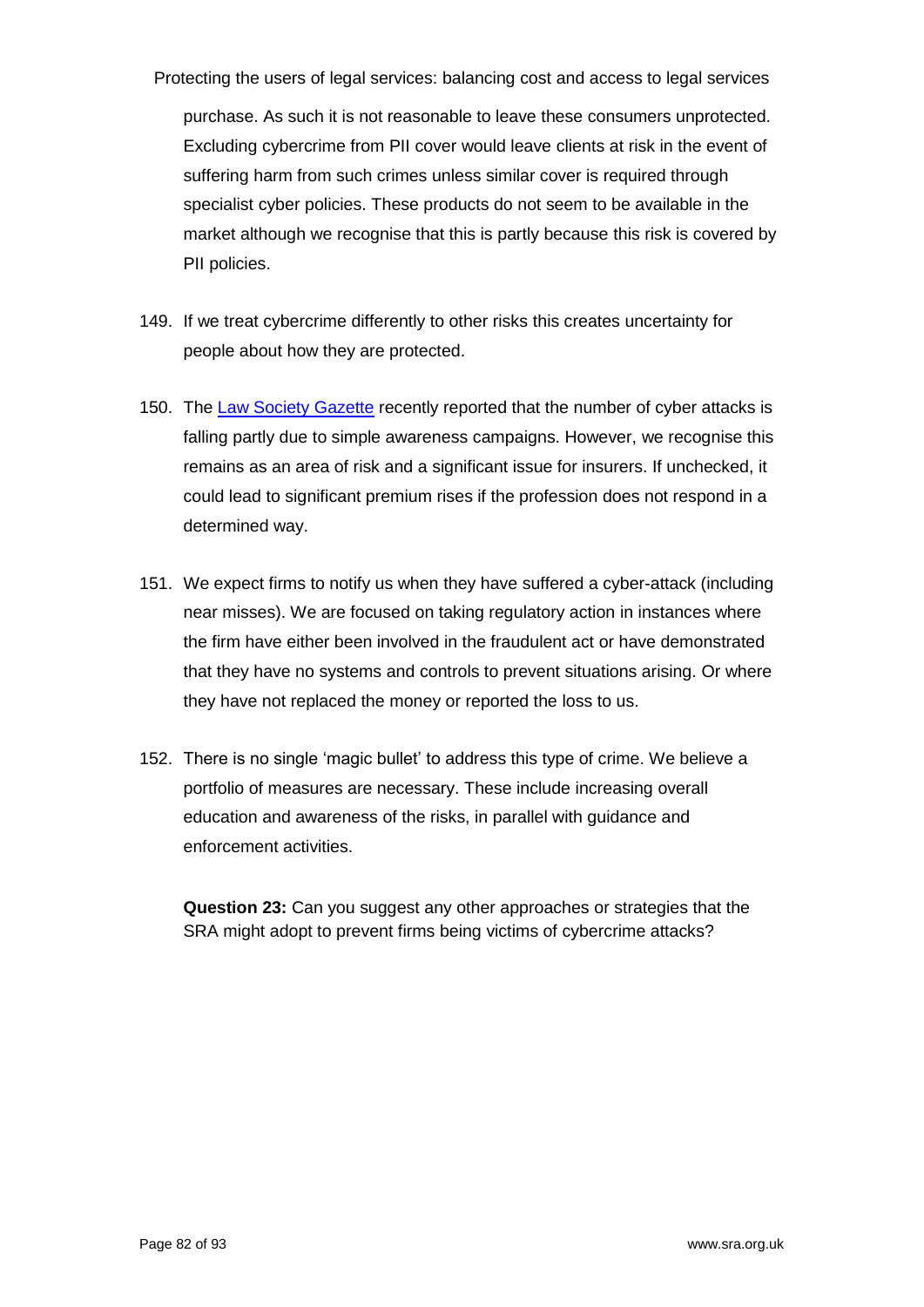purchase. As such it is not reasonable to leave these consumers unprotected. Excluding cybercrime from PII cover would leave clients at risk in the event of suffering harm from such crimes unless similar cover is required through specialist cyber policies. These products do not seem to be available in the market although we recognise that this is partly because this risk is covered by PII policies.

149. If we treat cybercrime differently to other risks this creates uncertainty for people about how they are protected.

150. The [Law Society Gazette] recently reported that the number of cyber attacks is falling partly due to simple awareness campaigns. However, we recognise this remains as an area of risk and a significant issue for insurers. If unchecked, it could lead to significant premium rises if the profession does not respond in a determined way.

151. We expect firms to notify us when they have suffered a cyber-attack (including near misses). We are focused on taking regulatory action in instances where the firm have either been involved in the fraudulent act or have demonstrated that they have no systems and controls to prevent situations arising. Or where they have not replaced the money or reported the loss to us.

152. There is no single 'magic bullet' to address this type of crime. We believe a portfolio of measures are necessary. These include increasing overall education and awareness of the risks, in parallel with guidance and enforcement activities.

**Question 23:** Can you suggest any other approaches or strategies that the SRA might adopt to prevent firms being victims of cybercrime attacks?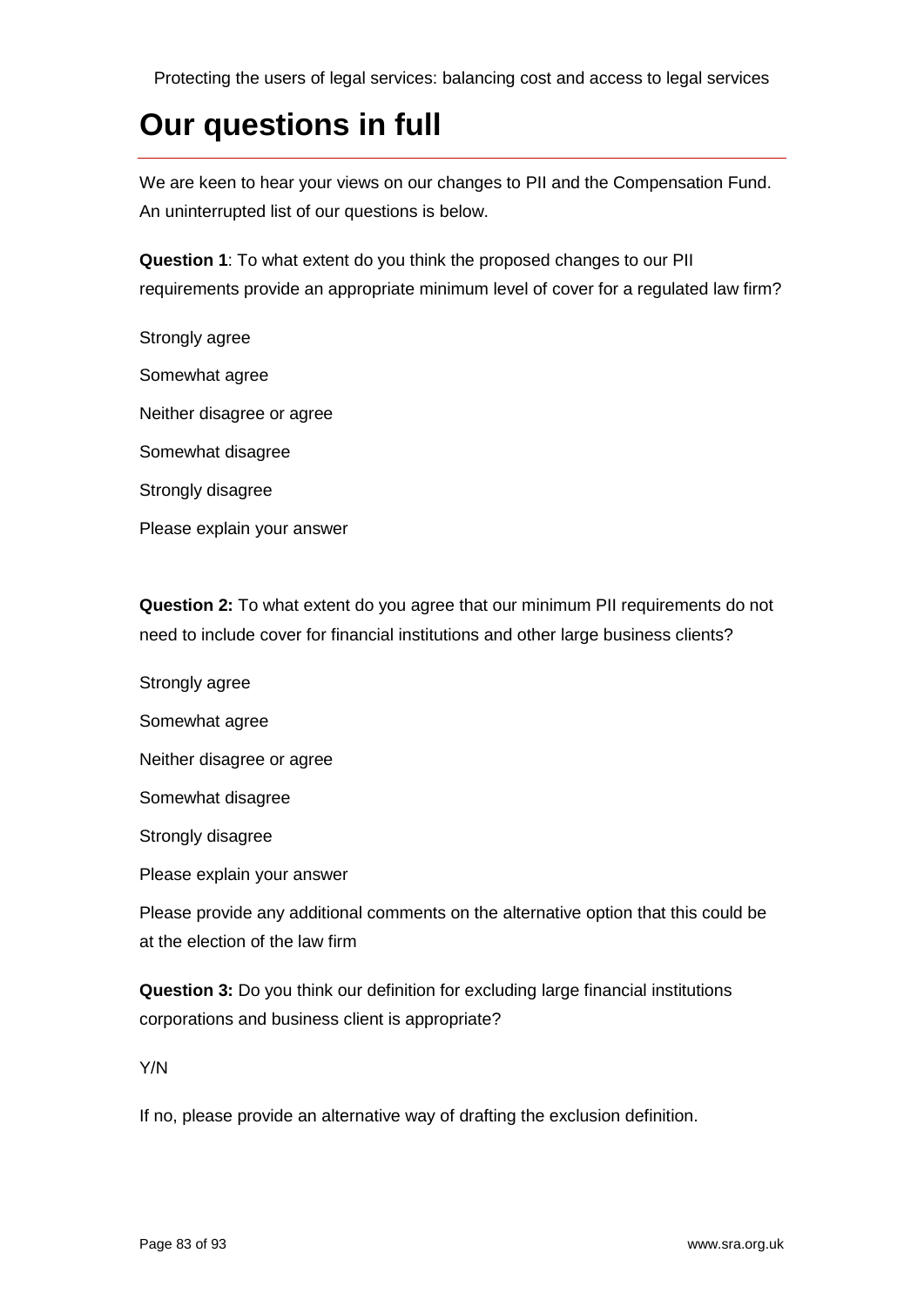# Our questions in full

We are keen to hear your views on our changes to PII and the Compensation Fund. An uninterrupted list of our questions is below.

**Question 1**: To what extent do you think the proposed changes to our PII requirements provide an appropriate minimum level of cover for a regulated law firm?

Strongly agree

Somewhat agree

Neither disagree or agree

Somewhat disagree

Strongly disagree

Please explain your answer

**Question 2:** To what extent do you agree that our minimum PII requirements do not need to include cover for financial institutions and other large business clients?

Strongly agree

Somewhat agree

Neither disagree or agree

Somewhat disagree

Strongly disagree

Please explain your answer

Please provide any additional comments on the alternative option that this could be at the election of the law firm

**Question 3:** Do you think our definition for excluding large financial institutions corporations and business client is appropriate?

Y/N

If no, please provide an alternative way of drafting the exclusion definition.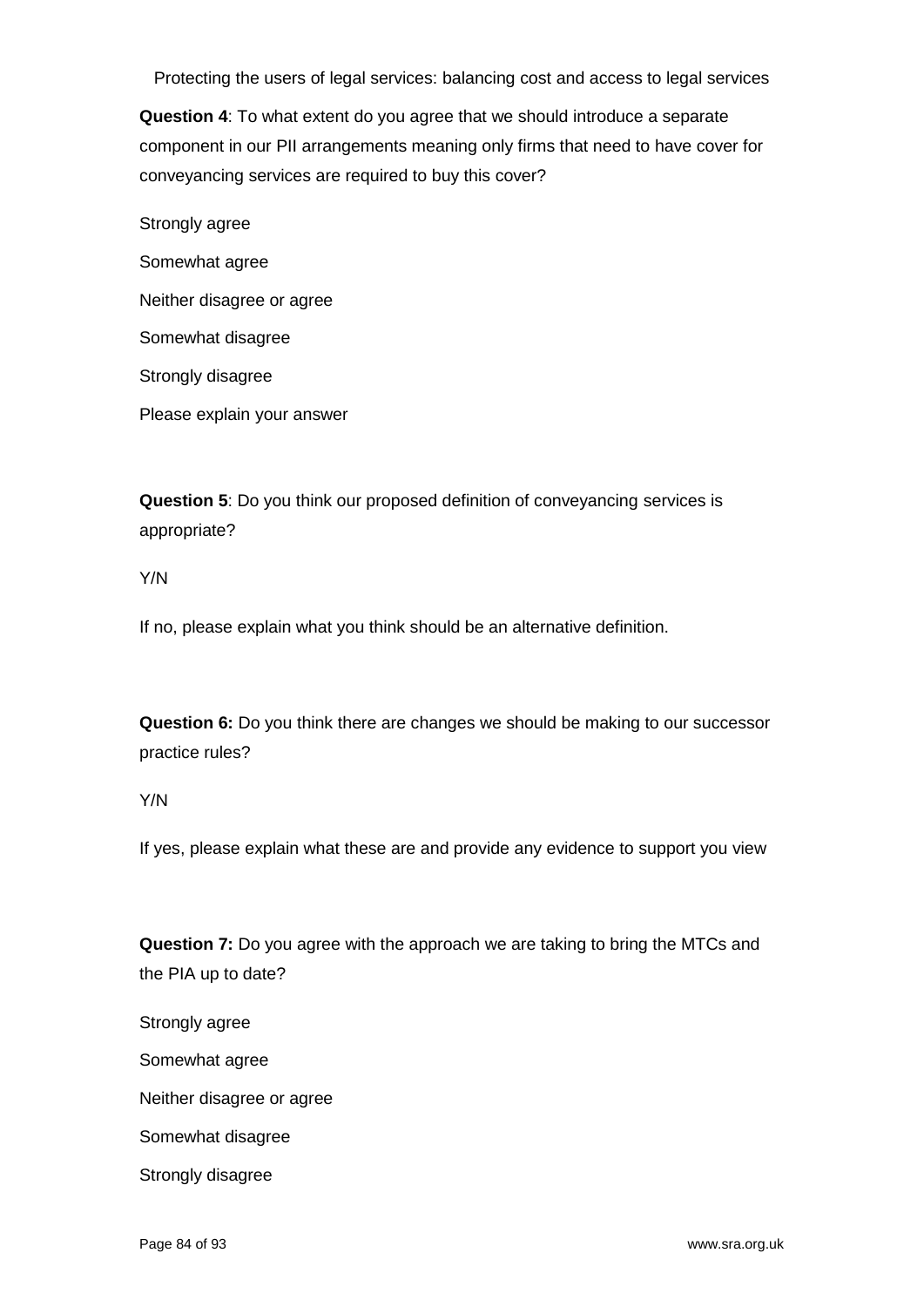Protecting the users of legal services: balancing cost and access to legal services

**Question 4**: To what extent do you agree that we should introduce a separate component in our PII arrangements meaning only firms that need to have cover for conveyancing services are required to buy this cover?

Strongly agree

Somewhat agree

Neither disagree or agree

Somewhat disagree

Strongly disagree

Please explain your answer

**Question 5**: Do you think our proposed definition of conveyancing services is appropriate?

Y/N

If no, please explain what you think should be an alternative definition.

**Question 6:** Do you think there are changes we should be making to our successor practice rules?

Y/N

If yes, please explain what these are and provide any evidence to support you view

**Question 7:** Do you agree with the approach we are taking to bring the MTCs and the PIA up to date?

Strongly agree

Somewhat agree

Neither disagree or agree

Somewhat disagree

Strongly disagree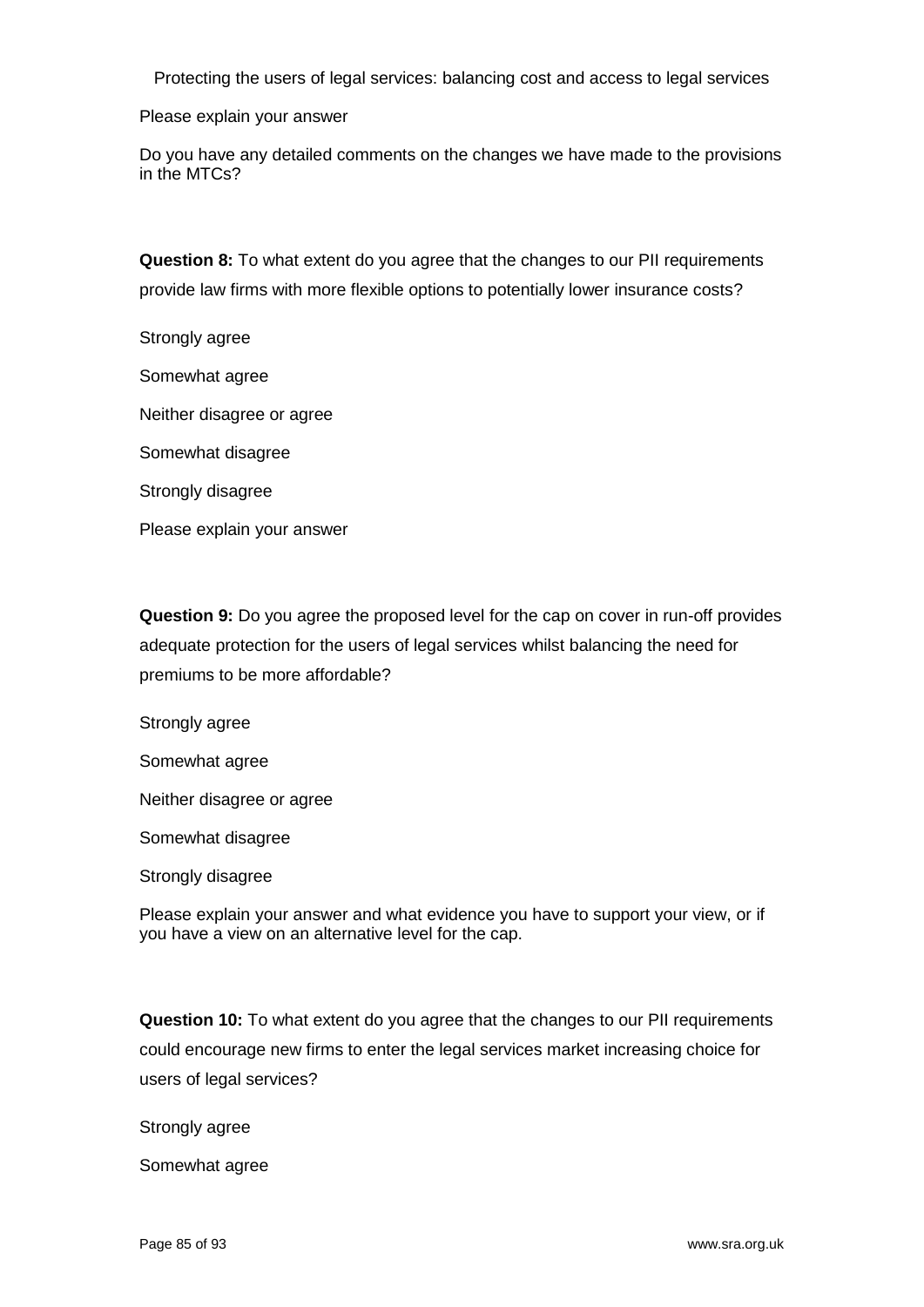Protecting the users of legal services: balancing cost and access to legal services

Please explain your answer

Do you have any detailed comments on the changes we have made to the provisions in the MTCs?

**Question 8:** To what extent do you agree that the changes to our PII requirements provide law firms with more flexible options to potentially lower insurance costs?

Strongly agree

Somewhat agree

Neither disagree or agree

Somewhat disagree

Strongly disagree

Please explain your answer

**Question 9:** Do you agree the proposed level for the cap on cover in run-off provides adequate protection for the users of legal services whilst balancing the need for premiums to be more affordable?

Strongly agree

Somewhat agree

Neither disagree or agree

Somewhat disagree

Strongly disagree

Please explain your answer and what evidence you have to support your view, or if you have a view on an alternative level for the cap.

**Question 10:** To what extent do you agree that the changes to our PII requirements could encourage new firms to enter the legal services market increasing choice for users of legal services?

Strongly agree

Somewhat agree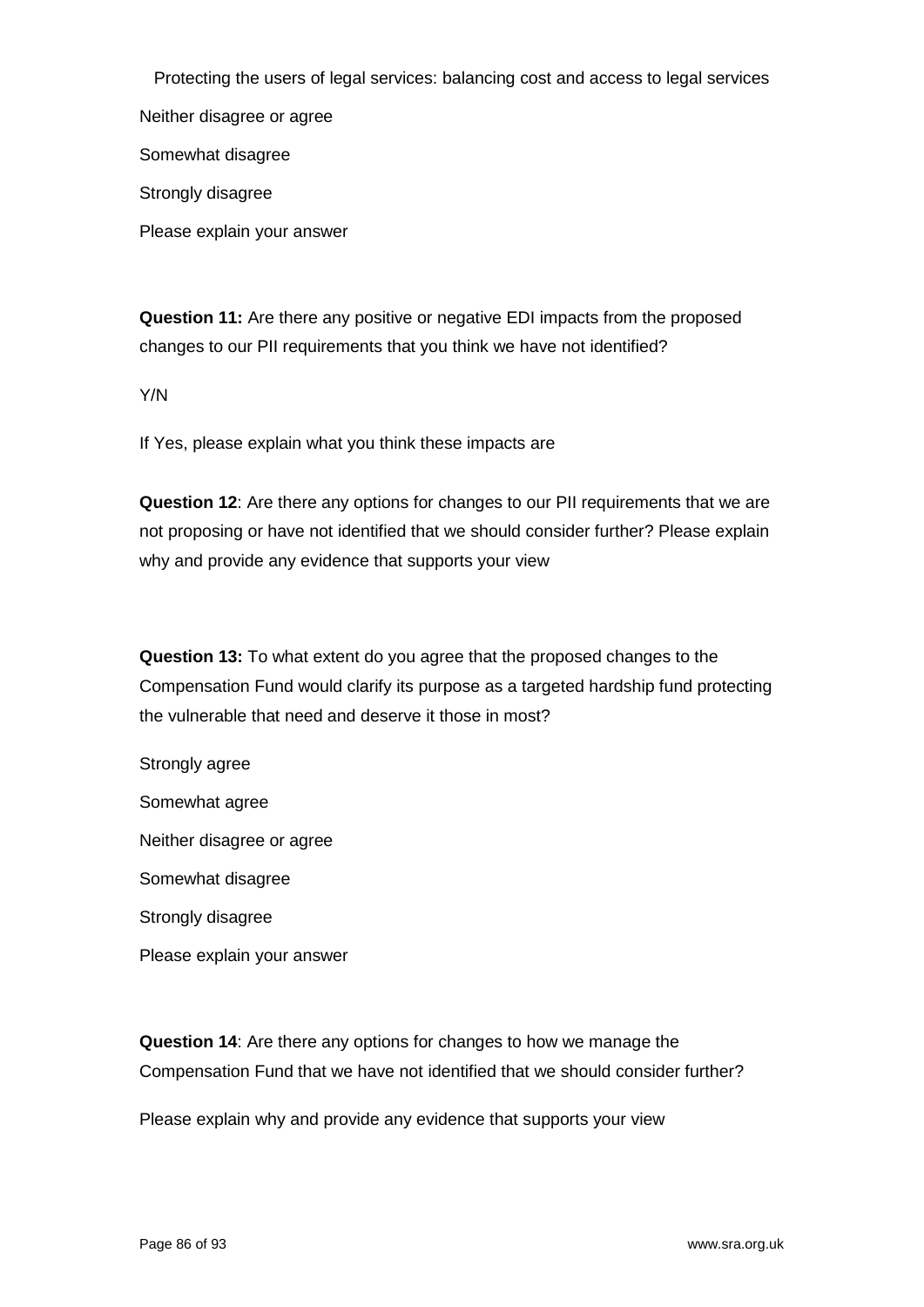Protecting the users of legal services: balancing cost and access to legal services

Neither disagree or agree

Somewhat disagree

Strongly disagree

Please explain your answer

**Question 11:** Are there any positive or negative EDI impacts from the proposed changes to our PII requirements that you think we have not identified?

Y/N

If Yes, please explain what you think these impacts are

**Question 12**: Are there any options for changes to our PII requirements that we are not proposing or have not identified that we should consider further? Please explain why and provide any evidence that supports your view

**Question 13:** To what extent do you agree that the proposed changes to the Compensation Fund would clarify its purpose as a targeted hardship fund protecting the vulnerable that need and deserve it those in most?

Strongly agree

Somewhat agree

Neither disagree or agree

Somewhat disagree

Strongly disagree

Please explain your answer

**Question 14**: Are there any options for changes to how we manage the Compensation Fund that we have not identified that we should consider further?

Please explain why and provide any evidence that supports your view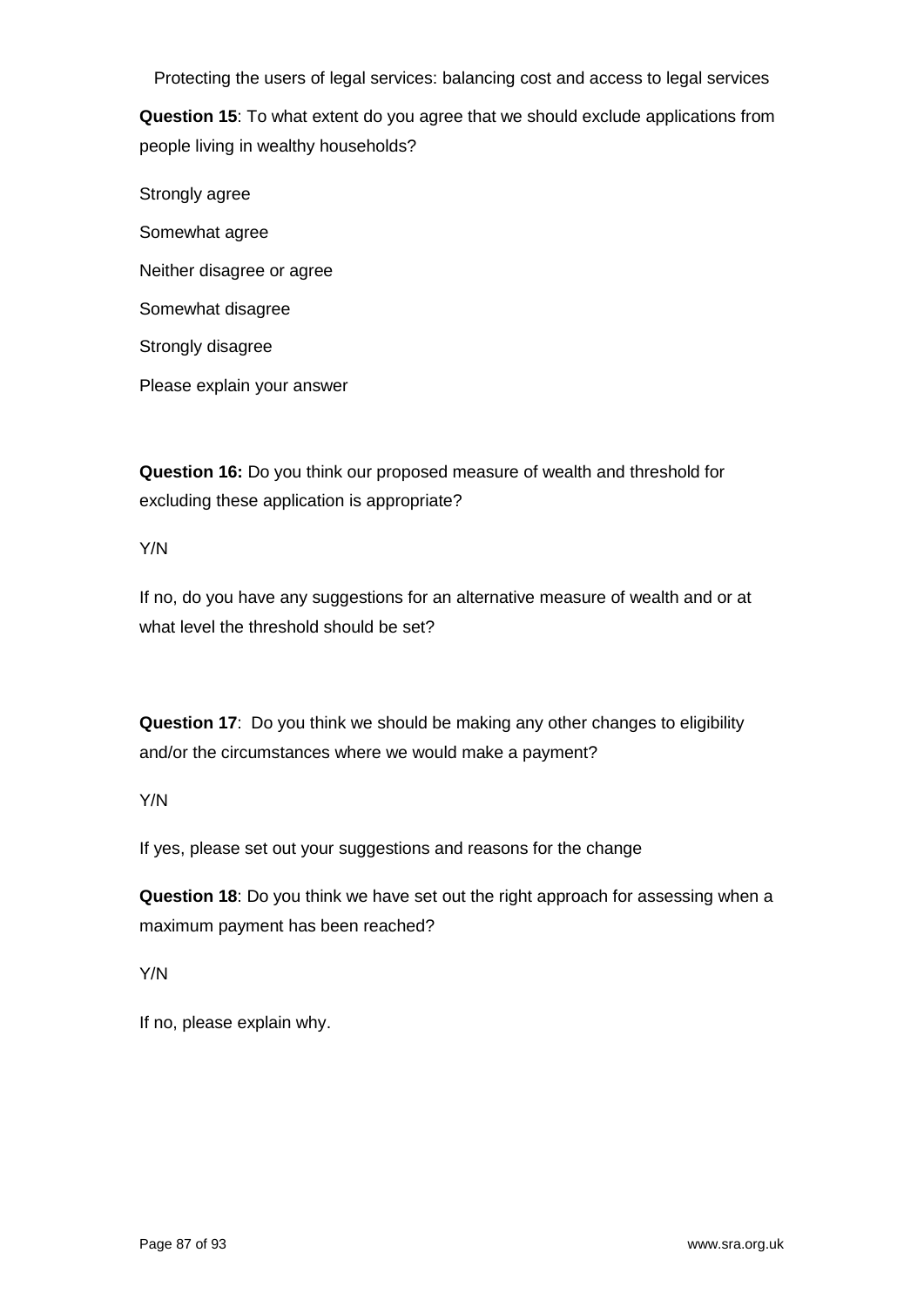**Question 15**: To what extent do you agree that we should exclude applications from people living in wealthy households?

Strongly agree

Somewhat agree

Neither disagree or agree

Somewhat disagree

Strongly disagree

Please explain your answer

**Question 16:** Do you think our proposed measure of wealth and threshold for excluding these application is appropriate?

Y/N

If no, do you have any suggestions for an alternative measure of wealth and or at what level the threshold should be set?

**Question 17**: Do you think we should be making any other changes to eligibility and/or the circumstances where we would make a payment?

Y/N

If yes, please set out your suggestions and reasons for the change

**Question 18**: Do you think we have set out the right approach for assessing when a maximum payment has been reached?

Y/N

If no, please explain why.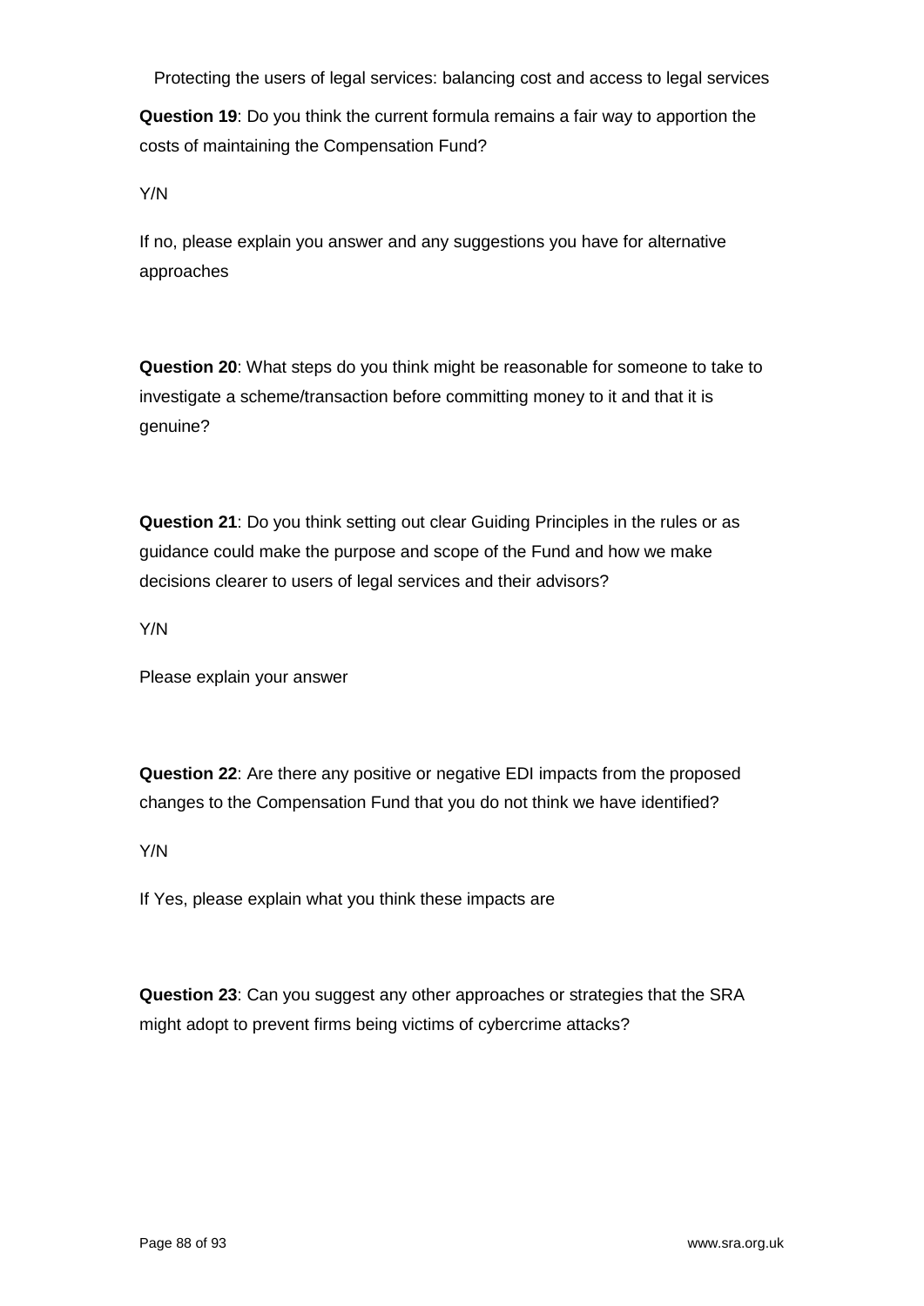Protecting the users of legal services: balancing cost and access to legal services

**Question 19**: Do you think the current formula remains a fair way to apportion the costs of maintaining the Compensation Fund?

Y/N

If no, please explain you answer and any suggestions you have for alternative approaches

**Question 20**: What steps do you think might be reasonable for someone to take to investigate a scheme/transaction before committing money to it and that it is genuine?

**Question 21**: Do you think setting out clear Guiding Principles in the rules or as guidance could make the purpose and scope of the Fund and how we make decisions clearer to users of legal services and their advisors?

Y/N

Please explain your answer

**Question 22**: Are there any positive or negative EDI impacts from the proposed changes to the Compensation Fund that you do not think we have identified?

Y/N

If Yes, please explain what you think these impacts are

**Question 23**: Can you suggest any other approaches or strategies that the SRA might adopt to prevent firms being victims of cybercrime attacks?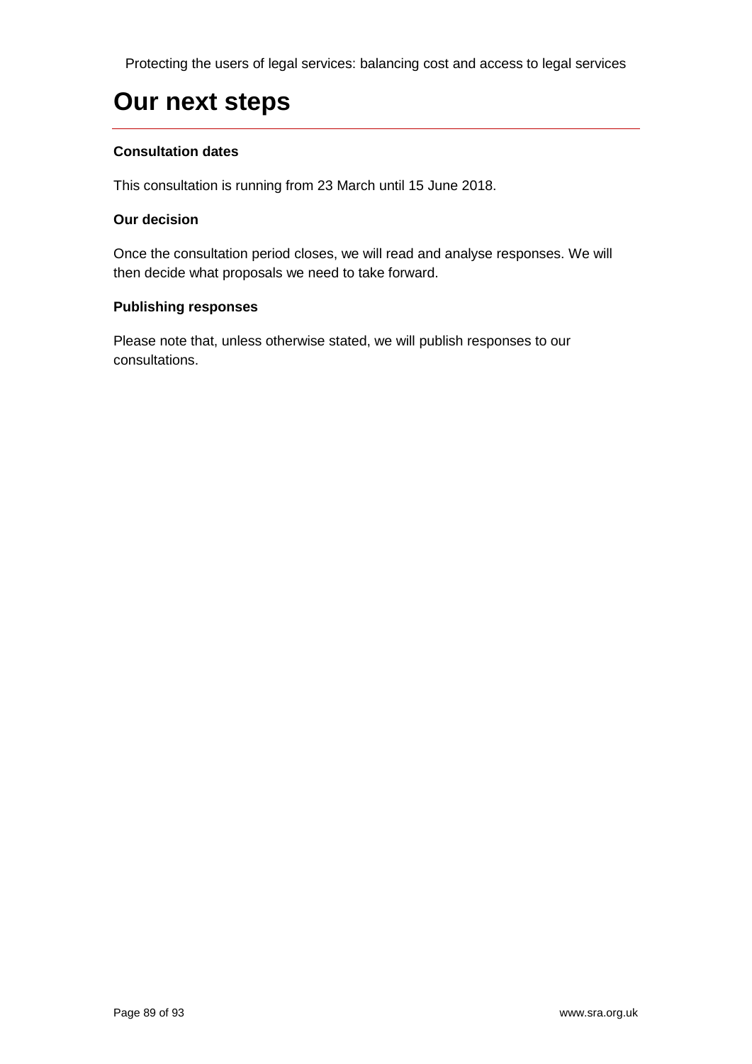# Our next steps

**Consultation dates**

This consultation is running from 23 March until 15 June 2018.

**Our decision**

Once the consultation period closes, we will read and analyse responses. We will then decide what proposals we need to take forward.

**Publishing responses**

Please note that, unless otherwise stated, we will publish responses to our consultations.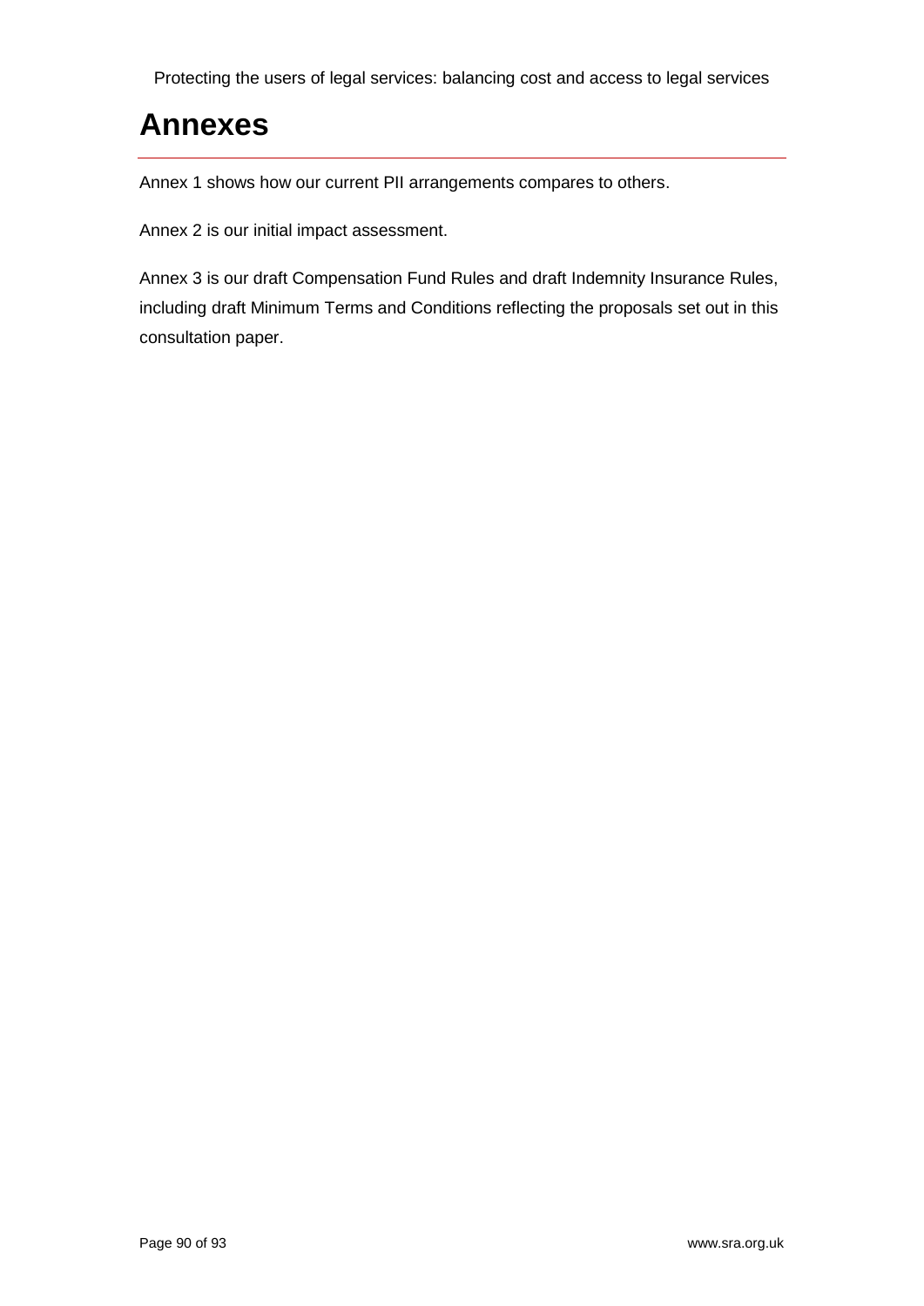# Annexes

Annex 1 shows how our current PII arrangements compares to others.

Annex 2 is our initial impact assessment.

Annex 3 is our draft Compensation Fund Rules and draft Indemnity Insurance Rules, including draft Minimum Terms and Conditions reflecting the proposals set out in this consultation paper.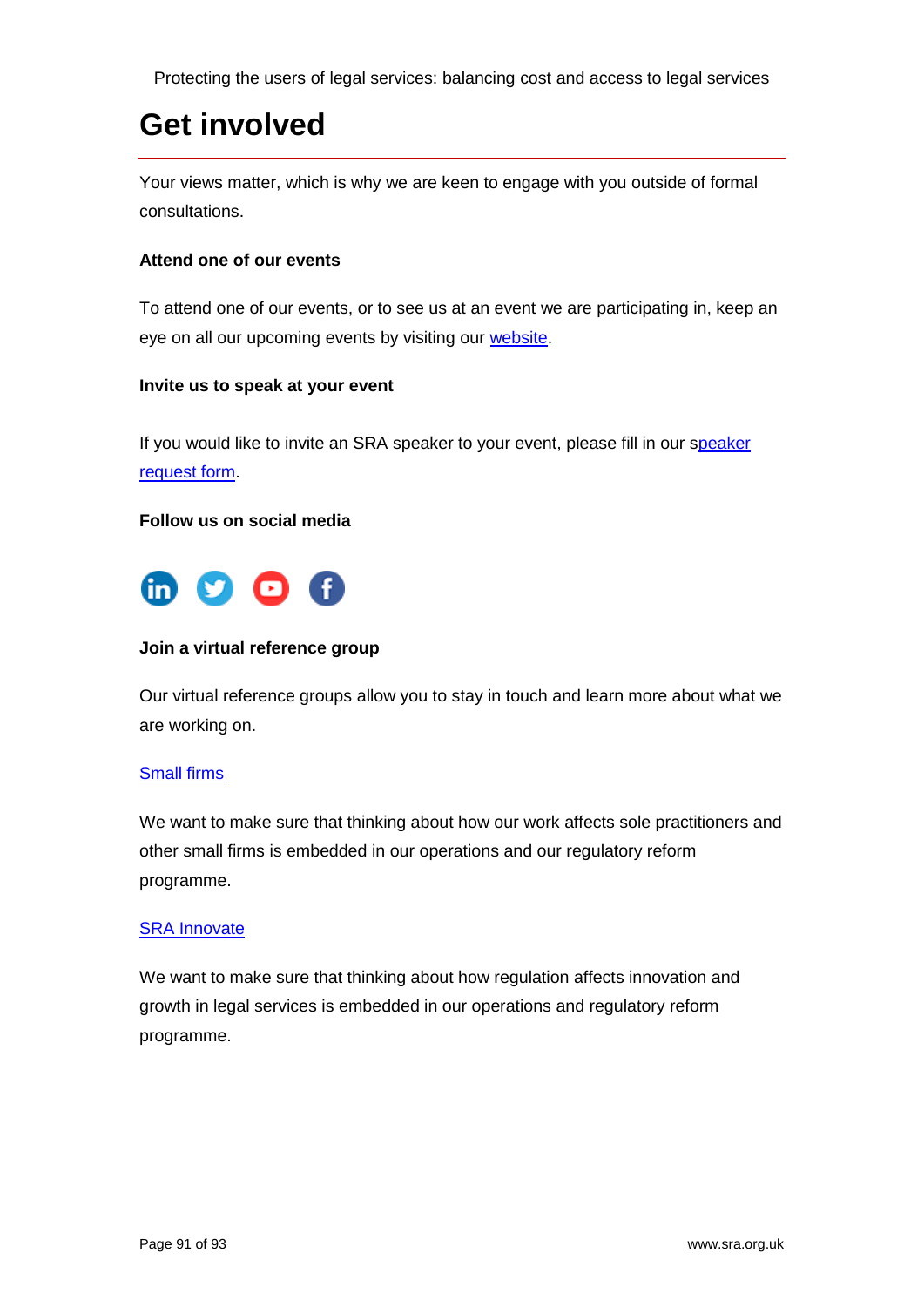# Get involved

Your views matter, which is why we are keen to engage with you outside of formal consultations.

**Attend one of our events**

To attend one of our events, or to see us at an event we are participating in, keep an eye on all our upcoming events by visiting our website.

**Invite us to speak at your event**

If you would like to invite an SRA speaker to your event, please fill in our speaker request form.

**Follow us on social media**

**Join a virtual reference group**

Our virtual reference groups allow you to stay in touch and learn more about what we are working on.

Small firms

We want to make sure that thinking about how our work affects sole practitioners and other small firms is embedded in our operations and our regulatory reform programme.

SRA Innovate

We want to make sure that thinking about how regulation affects innovation and growth in legal services is embedded in our operations and regulatory reform programme.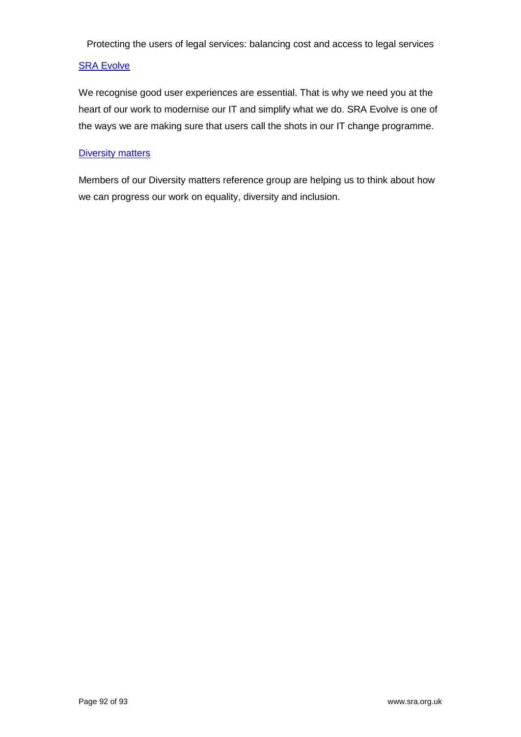[SRA Evolve]

We recognise good user experiences are essential. That is why we need you at the heart of our work to modernise our IT and simplify what we do. SRA Evolve is one of the ways we are making sure that users call the shots in our IT change programme.

[Diversity matters]

Members of our Diversity matters reference group are helping us to think about how we can progress our work on equality, diversity and inclusion.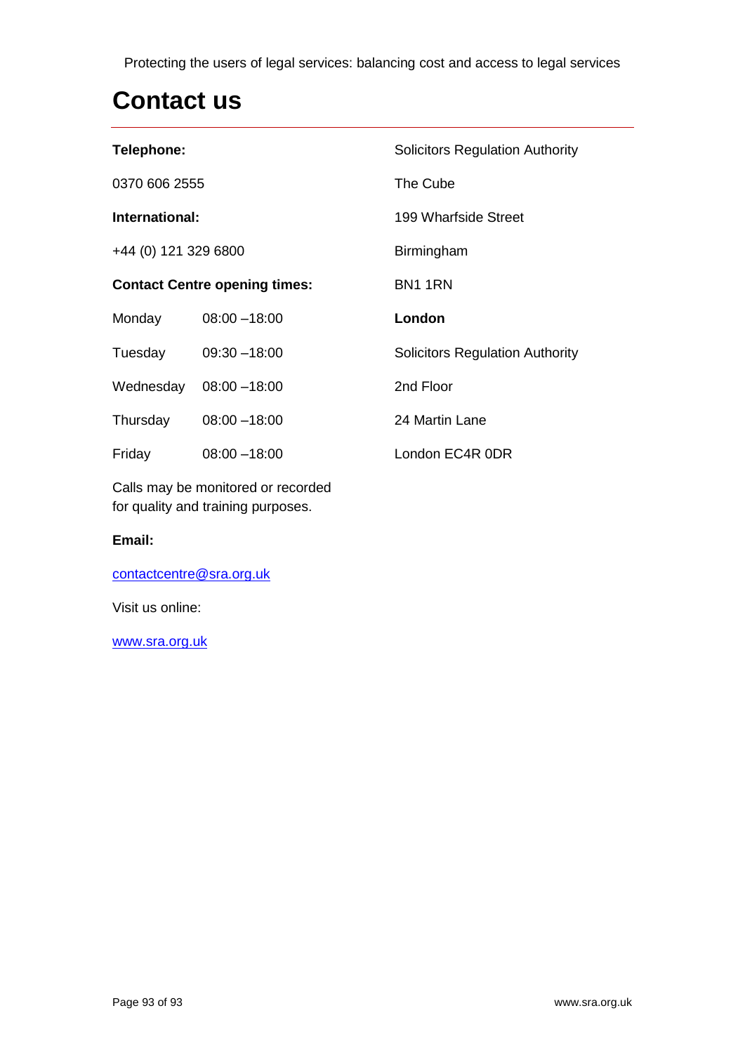# Contact us

**Telephone:**

0370 606 2555

**International:**

+44 (0) 121 329 6800

**Contact Centre opening times:**

| | |
|---|---|
| Monday | 08:00 –18:00 |
| Tuesday | 09:30 –18:00 |
| Wednesday | 08:00 –18:00 |
| Thursday | 08:00 –18:00 |
| Friday | 08:00 –18:00 |

Calls may be monitored or recorded for quality and training purposes.

**Email:**

contactcentre@sra.org.uk

Visit us online:

www.sra.org.uk

Solicitors Regulation Authority
The Cube
199 Wharfside Street
Birmingham
BN1 1RN

**London**

Solicitors Regulation Authority
2nd Floor
24 Martin Lane
London EC4R 0DR